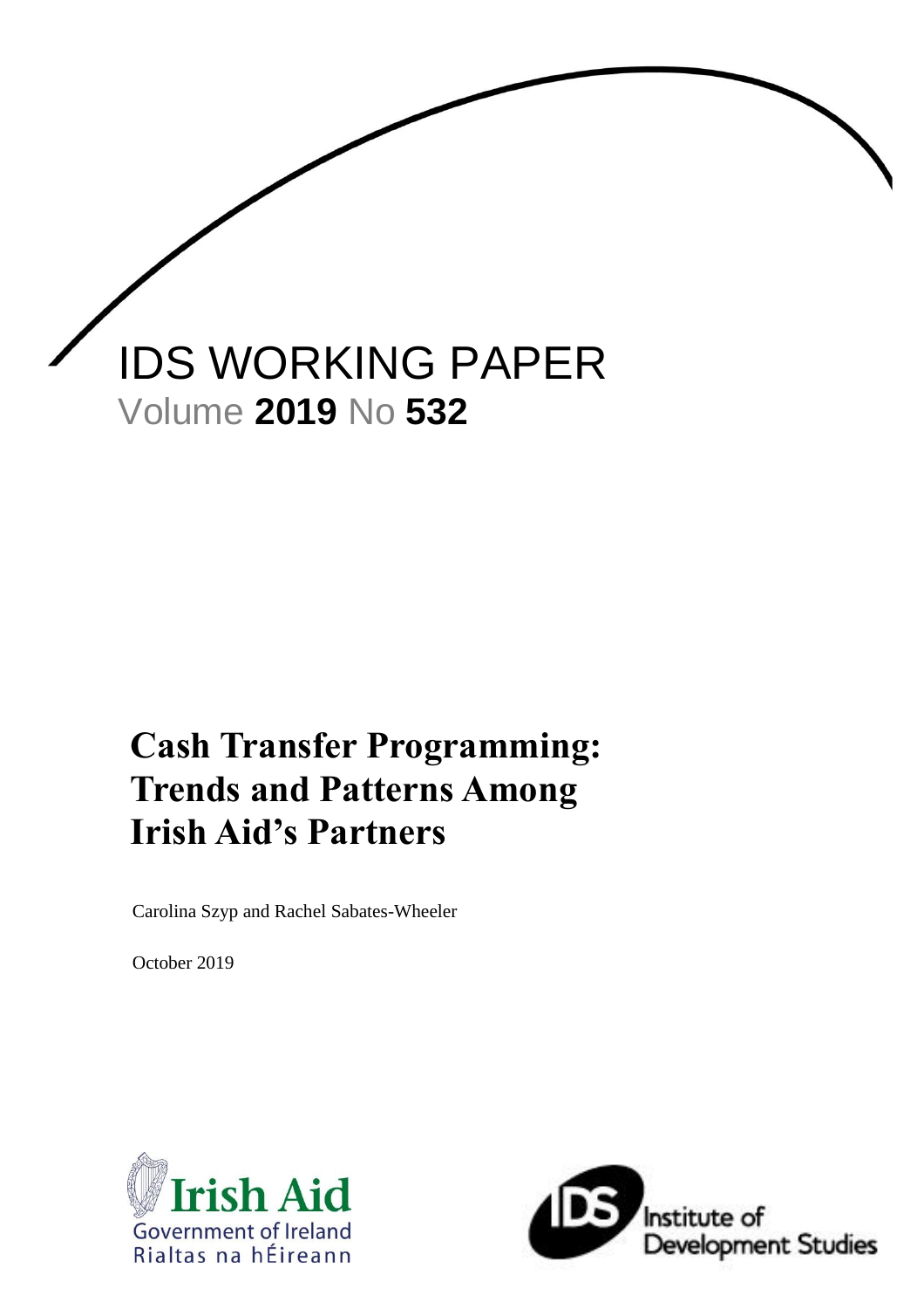IDS WORKING PAPER

Volume **2019** No **532**

# Cash Transfer Programming: Trends and Patterns Among Irish Aid's Partners

Carolina Szyp and Rachel Sabates-Wheeler

October 2019

Irish Aid
Government of Ireland
Rialtas na hÉireann

Institute of Development Studies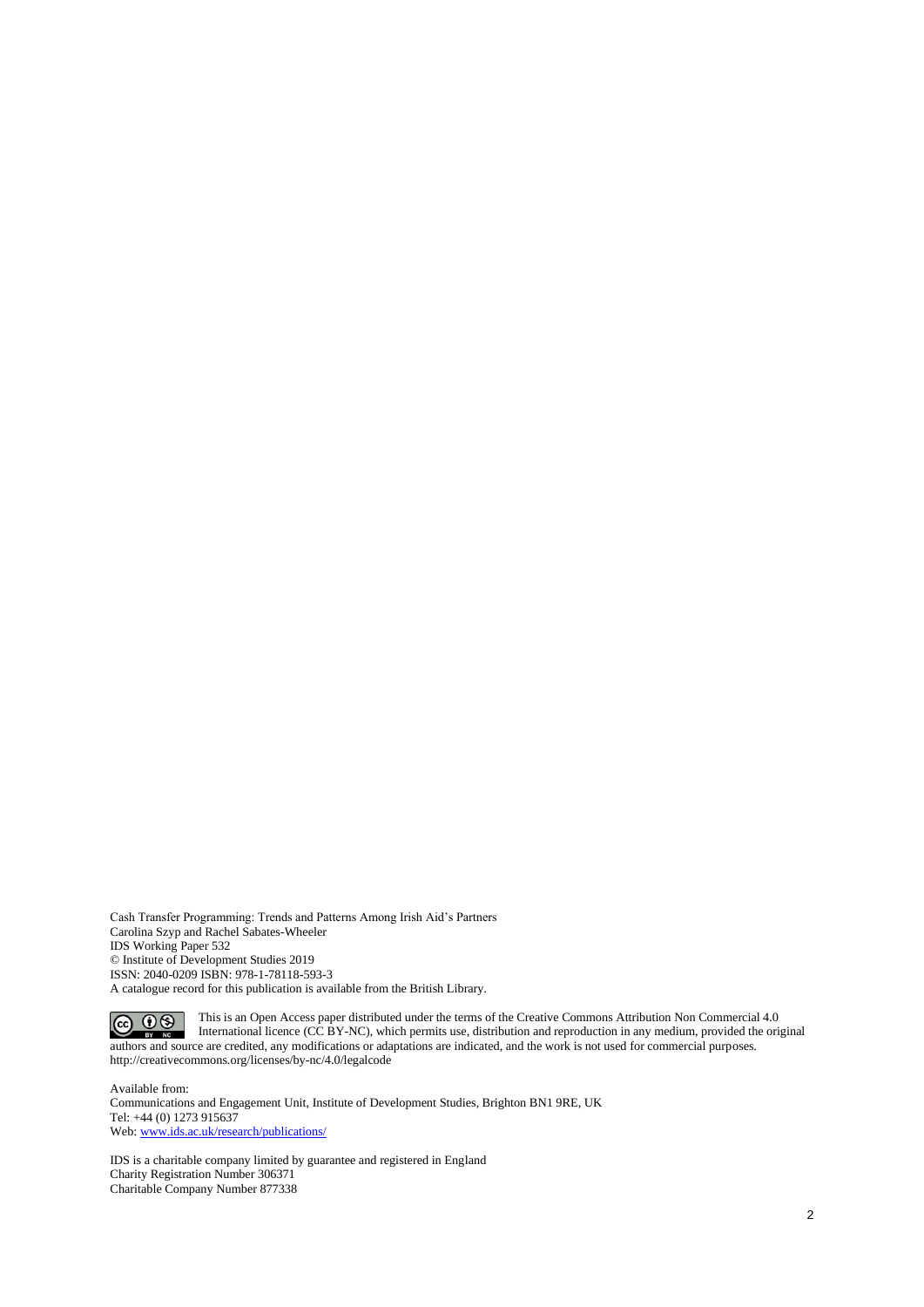Cash Transfer Programming: Trends and Patterns Among Irish Aid's Partners
Carolina Szyp and Rachel Sabates-Wheeler
IDS Working Paper 532
© Institute of Development Studies 2019
ISSN: 2040-0209 ISBN: 978-1-78118-593-3
A catalogue record for this publication is available from the British Library.

This is an Open Access paper distributed under the terms of the Creative Commons Attribution Non Commercial 4.0 International licence (CC BY-NC), which permits use, distribution and reproduction in any medium, provided the original authors and source are credited, any modifications or adaptations are indicated, and the work is not used for commercial purposes.
http://creativecommons.org/licenses/by-nc/4.0/legalcode

Available from:
Communications and Engagement Unit, Institute of Development Studies, Brighton BN1 9RE, UK
Tel: +44 (0) 1273 915637
Web: [www.ids.ac.uk/research/publications/](www.ids.ac.uk/research/publications/)

IDS is a charitable company limited by guarantee and registered in England
Charity Registration Number 306371
Charitable Company Number 877338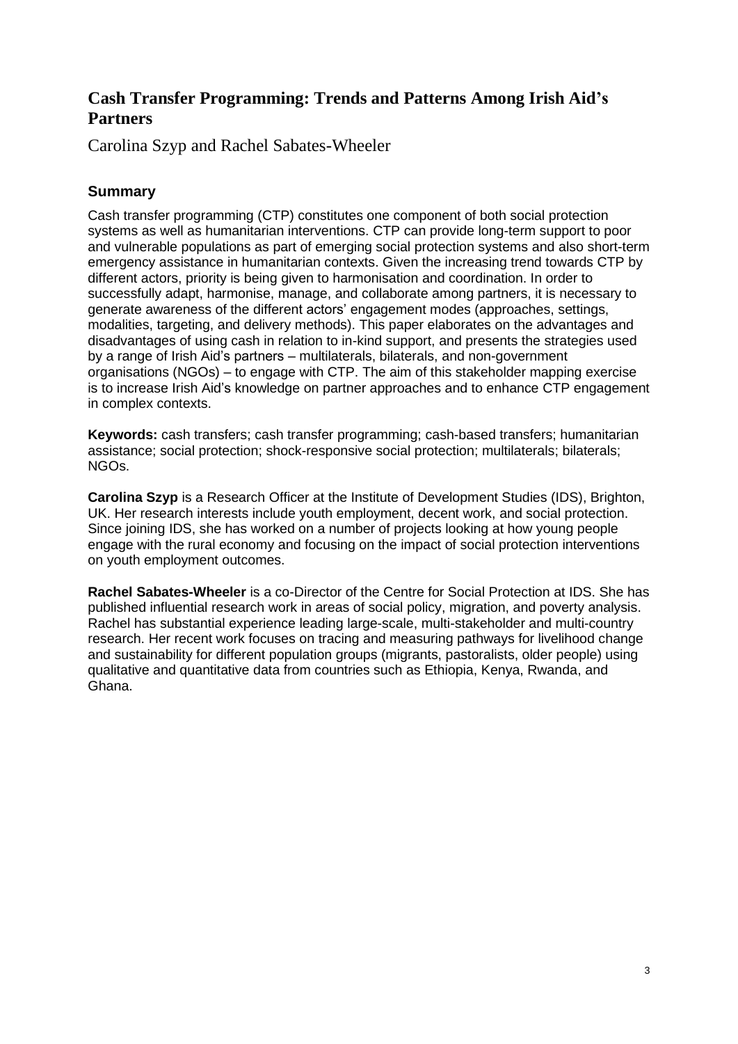# Cash Transfer Programming: Trends and Patterns Among Irish Aid's Partners

Carolina Szyp and Rachel Sabates-Wheeler

## Summary

Cash transfer programming (CTP) constitutes one component of both social protection systems as well as humanitarian interventions. CTP can provide long-term support to poor and vulnerable populations as part of emerging social protection systems and also short-term emergency assistance in humanitarian contexts. Given the increasing trend towards CTP by different actors, priority is being given to harmonisation and coordination. In order to successfully adapt, harmonise, manage, and collaborate among partners, it is necessary to generate awareness of the different actors' engagement modes (approaches, settings, modalities, targeting, and delivery methods). This paper elaborates on the advantages and disadvantages of using cash in relation to in-kind support, and presents the strategies used by a range of Irish Aid's partners – multilaterals, bilaterals, and non-government organisations (NGOs) – to engage with CTP. The aim of this stakeholder mapping exercise is to increase Irish Aid's knowledge on partner approaches and to enhance CTP engagement in complex contexts.

**Keywords:** cash transfers; cash transfer programming; cash-based transfers; humanitarian assistance; social protection; shock-responsive social protection; multilaterals; bilaterals; NGOs.

**Carolina Szyp** is a Research Officer at the Institute of Development Studies (IDS), Brighton, UK. Her research interests include youth employment, decent work, and social protection. Since joining IDS, she has worked on a number of projects looking at how young people engage with the rural economy and focusing on the impact of social protection interventions on youth employment outcomes.

**Rachel Sabates-Wheeler** is a co-Director of the Centre for Social Protection at IDS. She has published influential research work in areas of social policy, migration, and poverty analysis. Rachel has substantial experience leading large-scale, multi-stakeholder and multi-country research. Her recent work focuses on tracing and measuring pathways for livelihood change and sustainability for different population groups (migrants, pastoralists, older people) using qualitative and quantitative data from countries such as Ethiopia, Kenya, Rwanda, and Ghana.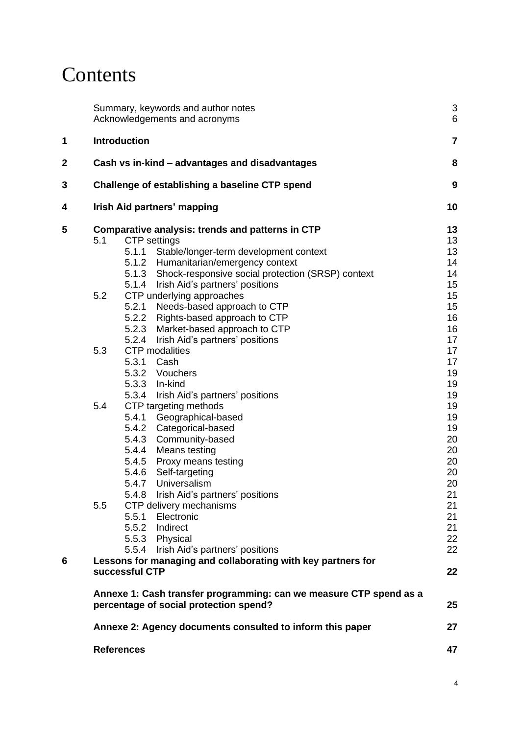# Contents

| | | |
|---|---|---|
| | Summary, keywords and author notes | 3 |
| | Acknowledgements and acronyms | 6 |
| **1** | **Introduction** | **7** |
| **2** | **Cash vs in-kind – advantages and disadvantages** | **8** |
| **3** | **Challenge of establishing a baseline CTP spend** | **9** |
| **4** | **Irish Aid partners' mapping** | **10** |
| **5** | **Comparative analysis: trends and patterns in CTP** | **13** |
| | 5.1 CTP settings | 13 |
| | 5.1.1 Stable/longer-term development context | 13 |
| | 5.1.2 Humanitarian/emergency context | 14 |
| | 5.1.3 Shock-responsive social protection (SRSP) context | 14 |
| | 5.1.4 Irish Aid's partners' positions | 15 |
| | 5.2 CTP underlying approaches | 15 |
| | 5.2.1 Needs-based approach to CTP | 15 |
| | 5.2.2 Rights-based approach to CTP | 16 |
| | 5.2.3 Market-based approach to CTP | 16 |
| | 5.2.4 Irish Aid's partners' positions | 17 |
| | 5.3 CTP modalities | 17 |
| | 5.3.1 Cash | 17 |
| | 5.3.2 Vouchers | 19 |
| | 5.3.3 In-kind | 19 |
| | 5.3.4 Irish Aid's partners' positions | 19 |
| | 5.4 CTP targeting methods | 19 |
| | 5.4.1 Geographical-based | 19 |
| | 5.4.2 Categorical-based | 19 |
| | 5.4.3 Community-based | 20 |
| | 5.4.4 Means testing | 20 |
| | 5.4.5 Proxy means testing | 20 |
| | 5.4.6 Self-targeting | 20 |
| | 5.4.7 Universalism | 20 |
| | 5.4.8 Irish Aid's partners' positions | 21 |
| | 5.5 CTP delivery mechanisms | 21 |
| | 5.5.1 Electronic | 21 |
| | 5.5.2 Indirect | 21 |
| | 5.5.3 Physical | 22 |
| | 5.5.4 Irish Aid's partners' positions | 22 |
| **6** | **Lessons for managing and collaborating with key partners for successful CTP** | **22** |
| | **Annexe 1: Cash transfer programming: can we measure CTP spend as a percentage of social protection spend?** | **25** |
| | **Annexe 2: Agency documents consulted to inform this paper** | **27** |
| | **References** | **47** |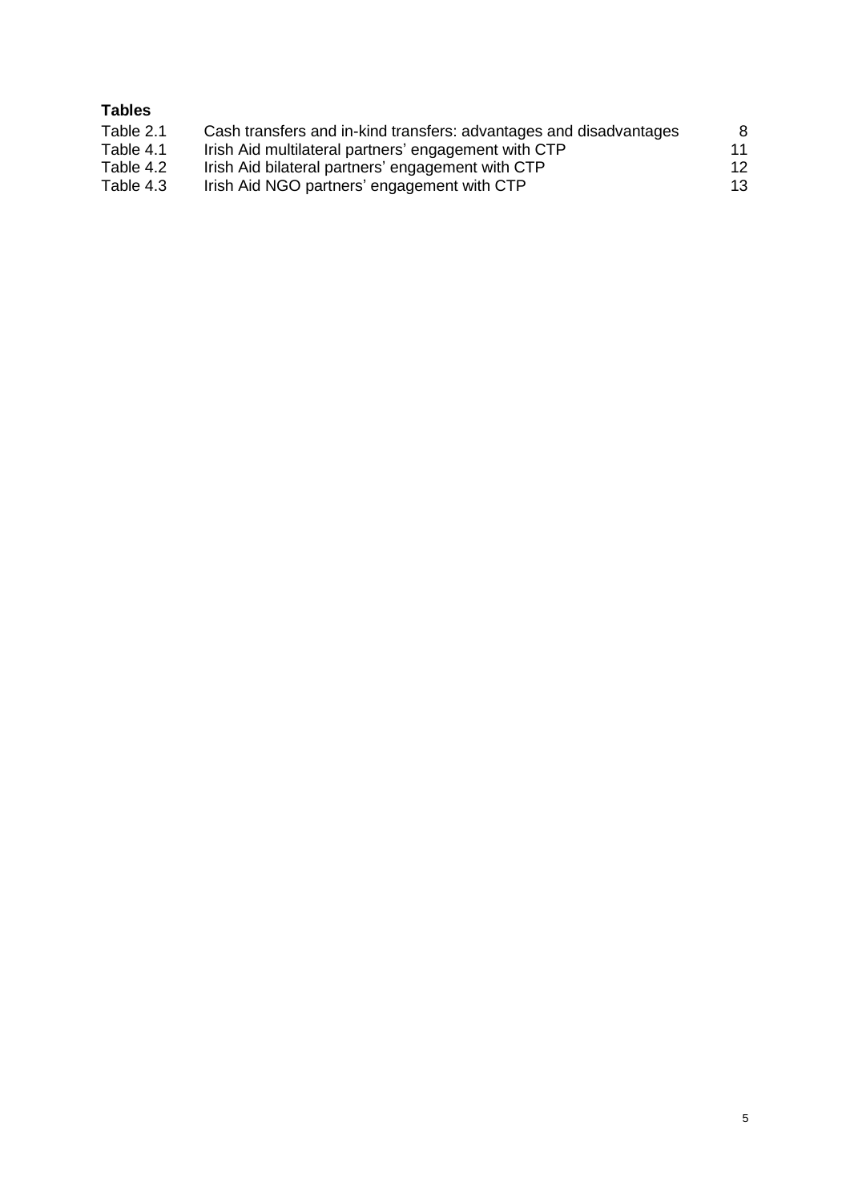**Tables**

| | | |
|---|---|---|
| Table 2.1 | Cash transfers and in-kind transfers: advantages and disadvantages | 8 |
| Table 4.1 | Irish Aid multilateral partners' engagement with CTP | 11 |
| Table 4.2 | Irish Aid bilateral partners' engagement with CTP | 12 |
| Table 4.3 | Irish Aid NGO partners' engagement with CTP | 13 |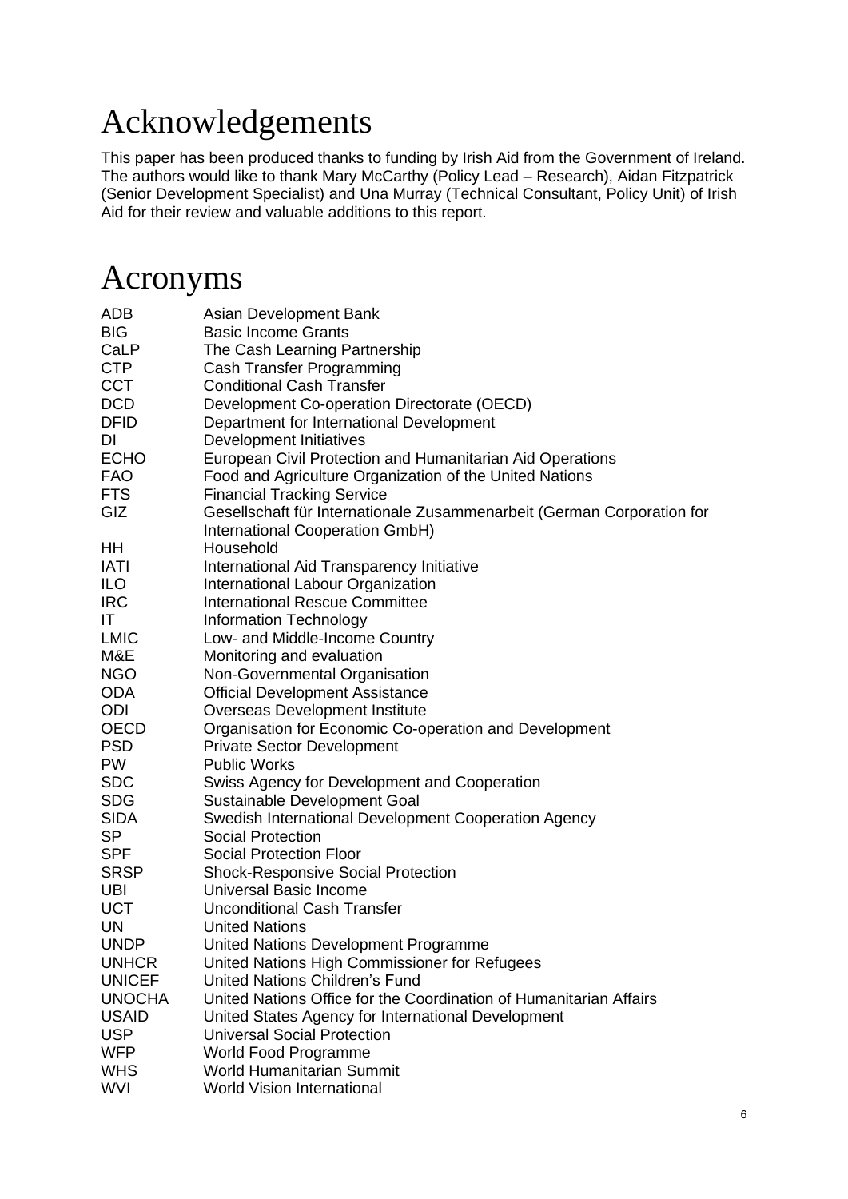# Acknowledgements

This paper has been produced thanks to funding by Irish Aid from the Government of Ireland. The authors would like to thank Mary McCarthy (Policy Lead – Research), Aidan Fitzpatrick (Senior Development Specialist) and Una Murray (Technical Consultant, Policy Unit) of Irish Aid for their review and valuable additions to this report.

# Acronyms

| | |
|---|---|
| ADB | Asian Development Bank |
| BIG | Basic Income Grants |
| CaLP | The Cash Learning Partnership |
| CTP | Cash Transfer Programming |
| CCT | Conditional Cash Transfer |
| DCD | Development Co-operation Directorate (OECD) |
| DFID | Department for International Development |
| DI | Development Initiatives |
| ECHO | European Civil Protection and Humanitarian Aid Operations |
| FAO | Food and Agriculture Organization of the United Nations |
| FTS | Financial Tracking Service |
| GIZ | Gesellschaft für Internationale Zusammenarbeit (German Corporation for International Cooperation GmbH) |
| HH | Household |
| IATI | International Aid Transparency Initiative |
| ILO | International Labour Organization |
| IRC | International Rescue Committee |
| IT | Information Technology |
| LMIC | Low- and Middle-Income Country |
| M&E | Monitoring and evaluation |
| NGO | Non-Governmental Organisation |
| ODA | Official Development Assistance |
| ODI | Overseas Development Institute |
| OECD | Organisation for Economic Co-operation and Development |
| PSD | Private Sector Development |
| PW | Public Works |
| SDC | Swiss Agency for Development and Cooperation |
| SDG | Sustainable Development Goal |
| SIDA | Swedish International Development Cooperation Agency |
| SP | Social Protection |
| SPF | Social Protection Floor |
| SRSP | Shock-Responsive Social Protection |
| UBI | Universal Basic Income |
| UCT | Unconditional Cash Transfer |
| UN | United Nations |
| UNDP | United Nations Development Programme |
| UNHCR | United Nations High Commissioner for Refugees |
| UNICEF | United Nations Children's Fund |
| UNOCHA | United Nations Office for the Coordination of Humanitarian Affairs |
| USAID | United States Agency for International Development |
| USP | Universal Social Protection |
| WFP | World Food Programme |
| WHS | World Humanitarian Summit |
| WVI | World Vision International |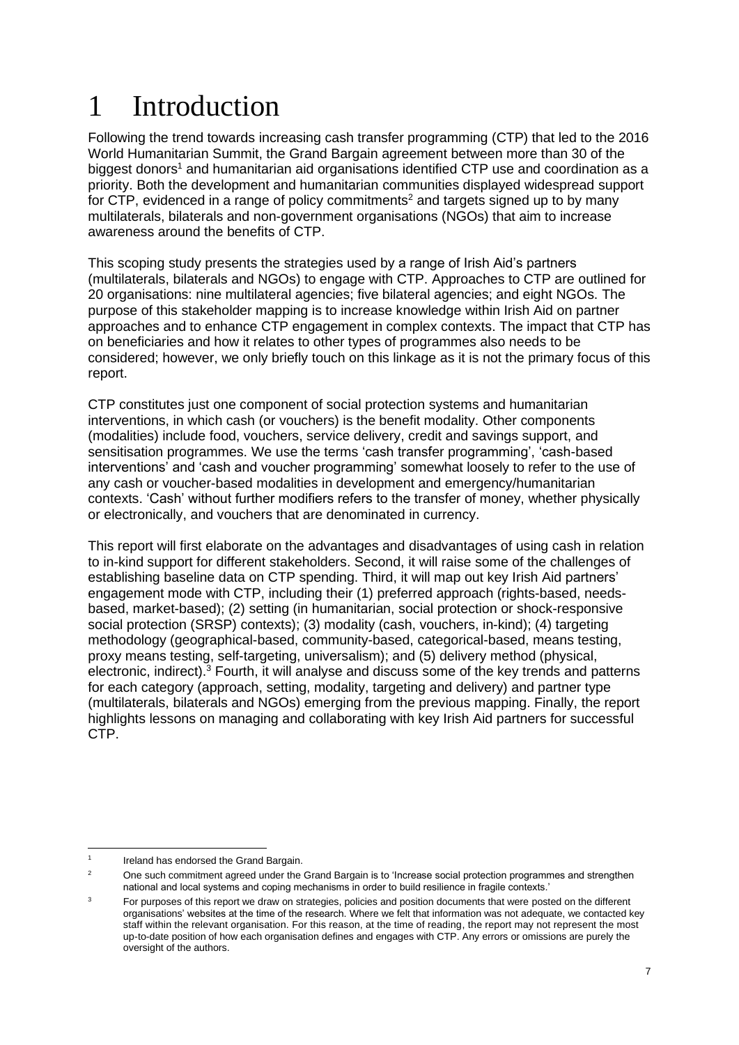# 1 Introduction

Following the trend towards increasing cash transfer programming (CTP) that led to the 2016 World Humanitarian Summit, the Grand Bargain agreement between more than 30 of the biggest donors[1] and humanitarian aid organisations identified CTP use and coordination as a priority. Both the development and humanitarian communities displayed widespread support for CTP, evidenced in a range of policy commitments[2] and targets signed up to by many multilaterals, bilaterals and non-government organisations (NGOs) that aim to increase awareness around the benefits of CTP.

This scoping study presents the strategies used by a range of Irish Aid's partners (multilaterals, bilaterals and NGOs) to engage with CTP. Approaches to CTP are outlined for 20 organisations: nine multilateral agencies; five bilateral agencies; and eight NGOs. The purpose of this stakeholder mapping is to increase knowledge within Irish Aid on partner approaches and to enhance CTP engagement in complex contexts. The impact that CTP has on beneficiaries and how it relates to other types of programmes also needs to be considered; however, we only briefly touch on this linkage as it is not the primary focus of this report.

CTP constitutes just one component of social protection systems and humanitarian interventions, in which cash (or vouchers) is the benefit modality. Other components (modalities) include food, vouchers, service delivery, credit and savings support, and sensitisation programmes. We use the terms 'cash transfer programming', 'cash-based interventions' and 'cash and voucher programming' somewhat loosely to refer to the use of any cash or voucher-based modalities in development and emergency/humanitarian contexts. 'Cash' without further modifiers refers to the transfer of money, whether physically or electronically, and vouchers that are denominated in currency.

This report will first elaborate on the advantages and disadvantages of using cash in relation to in-kind support for different stakeholders. Second, it will raise some of the challenges of establishing baseline data on CTP spending. Third, it will map out key Irish Aid partners' engagement mode with CTP, including their (1) preferred approach (rights-based, needs-based, market-based); (2) setting (in humanitarian, social protection or shock-responsive social protection (SRSP) contexts); (3) modality (cash, vouchers, in-kind); (4) targeting methodology (geographical-based, community-based, categorical-based, means testing, proxy means testing, self-targeting, universalism); and (5) delivery method (physical, electronic, indirect).[3] Fourth, it will analyse and discuss some of the key trends and patterns for each category (approach, setting, modality, targeting and delivery) and partner type (multilaterals, bilaterals and NGOs) emerging from the previous mapping. Finally, the report highlights lessons on managing and collaborating with key Irish Aid partners for successful CTP.

---

[1] Ireland has endorsed the Grand Bargain.

[2] One such commitment agreed under the Grand Bargain is to 'Increase social protection programmes and strengthen national and local systems and coping mechanisms in order to build resilience in fragile contexts.'

[3] For purposes of this report we draw on strategies, policies and position documents that were posted on the different organisations' websites at the time of the research. Where we felt that information was not adequate, we contacted key staff within the relevant organisation. For this reason, at the time of reading, the report may not represent the most up-to-date position of how each organisation defines and engages with CTP. Any errors or omissions are purely the oversight of the authors.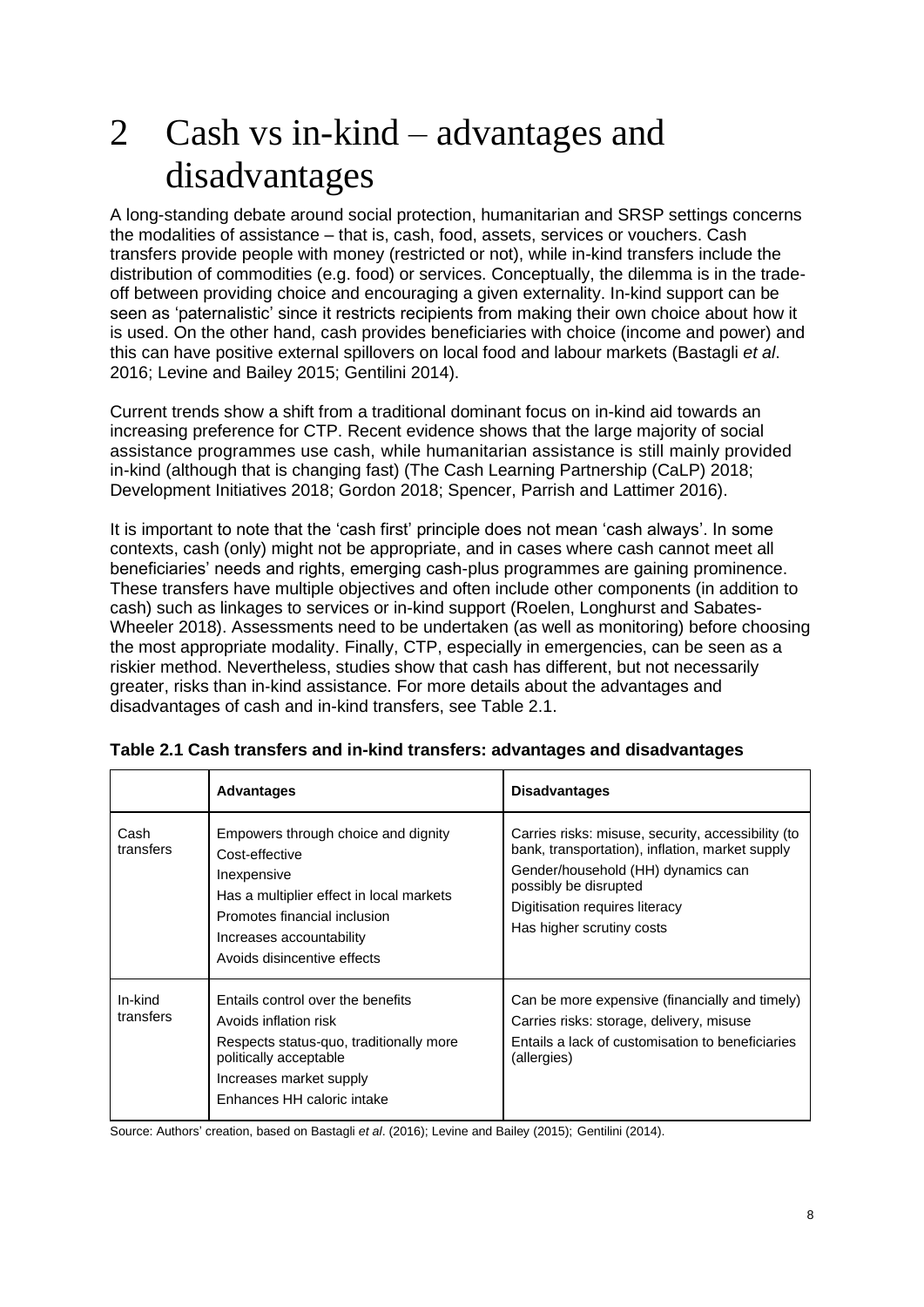# 2 Cash vs in-kind – advantages and disadvantages

A long-standing debate around social protection, humanitarian and SRSP settings concerns the modalities of assistance – that is, cash, food, assets, services or vouchers. Cash transfers provide people with money (restricted or not), while in-kind transfers include the distribution of commodities (e.g. food) or services. Conceptually, the dilemma is in the trade-off between providing choice and encouraging a given externality. In-kind support can be seen as 'paternalistic' since it restricts recipients from making their own choice about how it is used. On the other hand, cash provides beneficiaries with choice (income and power) and this can have positive external spillovers on local food and labour markets (Bastagli *et al*. 2016; Levine and Bailey 2015; Gentilini 2014).

Current trends show a shift from a traditional dominant focus on in-kind aid towards an increasing preference for CTP. Recent evidence shows that the large majority of social assistance programmes use cash, while humanitarian assistance is still mainly provided in-kind (although that is changing fast) (The Cash Learning Partnership (CaLP) 2018; Development Initiatives 2018; Gordon 2018; Spencer, Parrish and Lattimer 2016).

It is important to note that the 'cash first' principle does not mean 'cash always'. In some contexts, cash (only) might not be appropriate, and in cases where cash cannot meet all beneficiaries' needs and rights, emerging cash-plus programmes are gaining prominence. These transfers have multiple objectives and often include other components (in addition to cash) such as linkages to services or in-kind support (Roelen, Longhurst and Sabates-Wheeler 2018). Assessments need to be undertaken (as well as monitoring) before choosing the most appropriate modality. Finally, CTP, especially in emergencies, can be seen as a riskier method. Nevertheless, studies show that cash has different, but not necessarily greater, risks than in-kind assistance. For more details about the advantages and disadvantages of cash and in-kind transfers, see Table 2.1.

**Table 2.1 Cash transfers and in-kind transfers: advantages and disadvantages**

| | **Advantages** | **Disadvantages** |
|---|---|---|
| Cash transfers | Empowers through choice and dignity<br>Cost-effective<br>Inexpensive<br>Has a multiplier effect in local markets<br>Promotes financial inclusion<br>Increases accountability<br>Avoids disincentive effects | Carries risks: misuse, security, accessibility (to bank, transportation), inflation, market supply<br>Gender/household (HH) dynamics can possibly be disrupted<br>Digitisation requires literacy<br>Has higher scrutiny costs |
| In-kind transfers | Entails control over the benefits<br>Avoids inflation risk<br>Respects status-quo, traditionally more politically acceptable<br>Increases market supply<br>Enhances HH caloric intake | Can be more expensive (financially and timely)<br>Carries risks: storage, delivery, misuse<br>Entails a lack of customisation to beneficiaries (allergies) |

Source: Authors' creation, based on Bastagli *et al*. (2016); Levine and Bailey (2015); Gentilini (2014).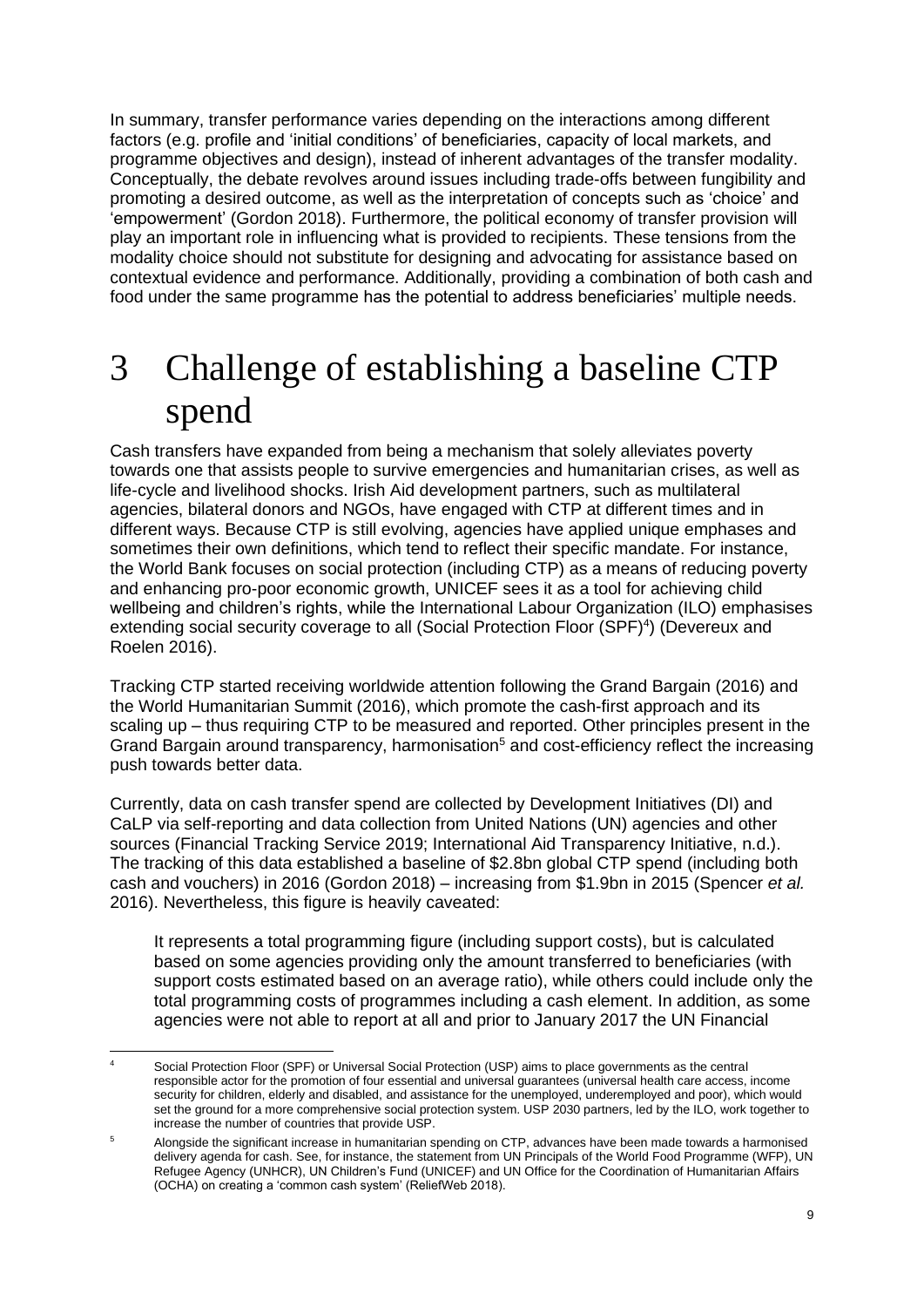In summary, transfer performance varies depending on the interactions among different factors (e.g. profile and 'initial conditions' of beneficiaries, capacity of local markets, and programme objectives and design), instead of inherent advantages of the transfer modality. Conceptually, the debate revolves around issues including trade-offs between fungibility and promoting a desired outcome, as well as the interpretation of concepts such as 'choice' and 'empowerment' (Gordon 2018). Furthermore, the political economy of transfer provision will play an important role in influencing what is provided to recipients. These tensions from the modality choice should not substitute for designing and advocating for assistance based on contextual evidence and performance. Additionally, providing a combination of both cash and food under the same programme has the potential to address beneficiaries' multiple needs.

# 3 Challenge of establishing a baseline CTP spend

Cash transfers have expanded from being a mechanism that solely alleviates poverty towards one that assists people to survive emergencies and humanitarian crises, as well as life-cycle and livelihood shocks. Irish Aid development partners, such as multilateral agencies, bilateral donors and NGOs, have engaged with CTP at different times and in different ways. Because CTP is still evolving, agencies have applied unique emphases and sometimes their own definitions, which tend to reflect their specific mandate. For instance, the World Bank focuses on social protection (including CTP) as a means of reducing poverty and enhancing pro-poor economic growth, UNICEF sees it as a tool for achieving child wellbeing and children's rights, while the International Labour Organization (ILO) emphasises extending social security coverage to all (Social Protection Floor (SPF)[4]) (Devereux and Roelen 2016).

Tracking CTP started receiving worldwide attention following the Grand Bargain (2016) and the World Humanitarian Summit (2016), which promote the cash-first approach and its scaling up – thus requiring CTP to be measured and reported. Other principles present in the Grand Bargain around transparency, harmonisation[5] and cost-efficiency reflect the increasing push towards better data.

Currently, data on cash transfer spend are collected by Development Initiatives (DI) and CaLP via self-reporting and data collection from United Nations (UN) agencies and other sources (Financial Tracking Service 2019; International Aid Transparency Initiative, n.d.). The tracking of this data established a baseline of $2.8bn global CTP spend (including both cash and vouchers) in 2016 (Gordon 2018) – increasing from $1.9bn in 2015 (Spencer *et al.* 2016). Nevertheless, this figure is heavily caveated:

> It represents a total programming figure (including support costs), but is calculated based on some agencies providing only the amount transferred to beneficiaries (with support costs estimated based on an average ratio), while others could include only the total programming costs of programmes including a cash element. In addition, as some agencies were not able to report at all and prior to January 2017 the UN Financial

---

[4] Social Protection Floor (SPF) or Universal Social Protection (USP) aims to place governments as the central responsible actor for the promotion of four essential and universal guarantees (universal health care access, income security for children, elderly and disabled, and assistance for the unemployed, underemployed and poor), which would set the ground for a more comprehensive social protection system. USP 2030 partners, led by the ILO, work together to increase the number of countries that provide USP.

[5] Alongside the significant increase in humanitarian spending on CTP, advances have been made towards a harmonised delivery agenda for cash. See, for instance, the statement from UN Principals of the World Food Programme (WFP), UN Refugee Agency (UNHCR), UN Children's Fund (UNICEF) and UN Office for the Coordination of Humanitarian Affairs (OCHA) on creating a 'common cash system' (ReliefWeb 2018).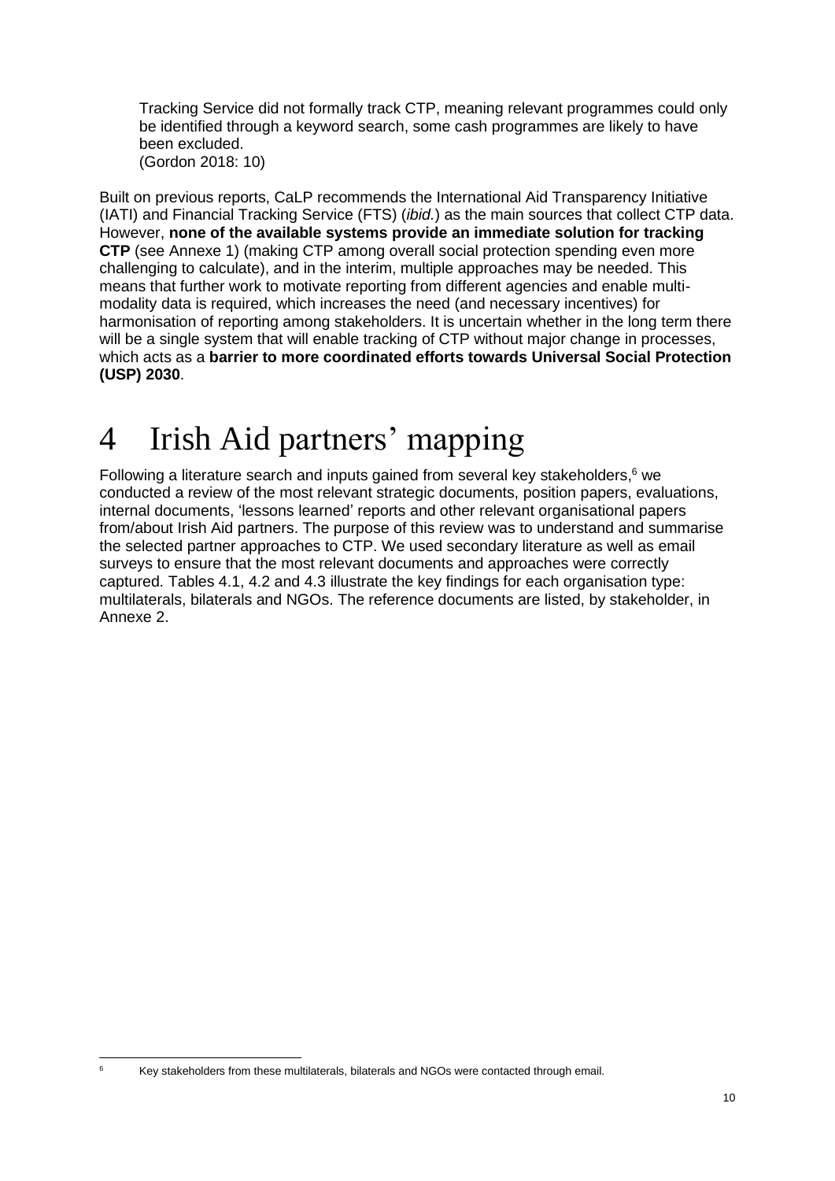> Tracking Service did not formally track CTP, meaning relevant programmes could only be identified through a keyword search, some cash programmes are likely to have been excluded.
> (Gordon 2018: 10)

Built on previous reports, CaLP recommends the International Aid Transparency Initiative (IATI) and Financial Tracking Service (FTS) (*ibid.*) as the main sources that collect CTP data. However, **none of the available systems provide an immediate solution for tracking CTP** (see Annexe 1) (making CTP among overall social protection spending even more challenging to calculate), and in the interim, multiple approaches may be needed. This means that further work to motivate reporting from different agencies and enable multi-modality data is required, which increases the need (and necessary incentives) for harmonisation of reporting among stakeholders. It is uncertain whether in the long term there will be a single system that will enable tracking of CTP without major change in processes, which acts as a **barrier to more coordinated efforts towards Universal Social Protection (USP) 2030**.

# 4 Irish Aid partners' mapping

Following a literature search and inputs gained from several key stakeholders,[6] we conducted a review of the most relevant strategic documents, position papers, evaluations, internal documents, 'lessons learned' reports and other relevant organisational papers from/about Irish Aid partners. The purpose of this review was to understand and summarise the selected partner approaches to CTP. We used secondary literature as well as email surveys to ensure that the most relevant documents and approaches were correctly captured. Tables 4.1, 4.2 and 4.3 illustrate the key findings for each organisation type: multilaterals, bilaterals and NGOs. The reference documents are listed, by stakeholder, in Annexe 2.

---

[6] Key stakeholders from these multilaterals, bilaterals and NGOs were contacted through email.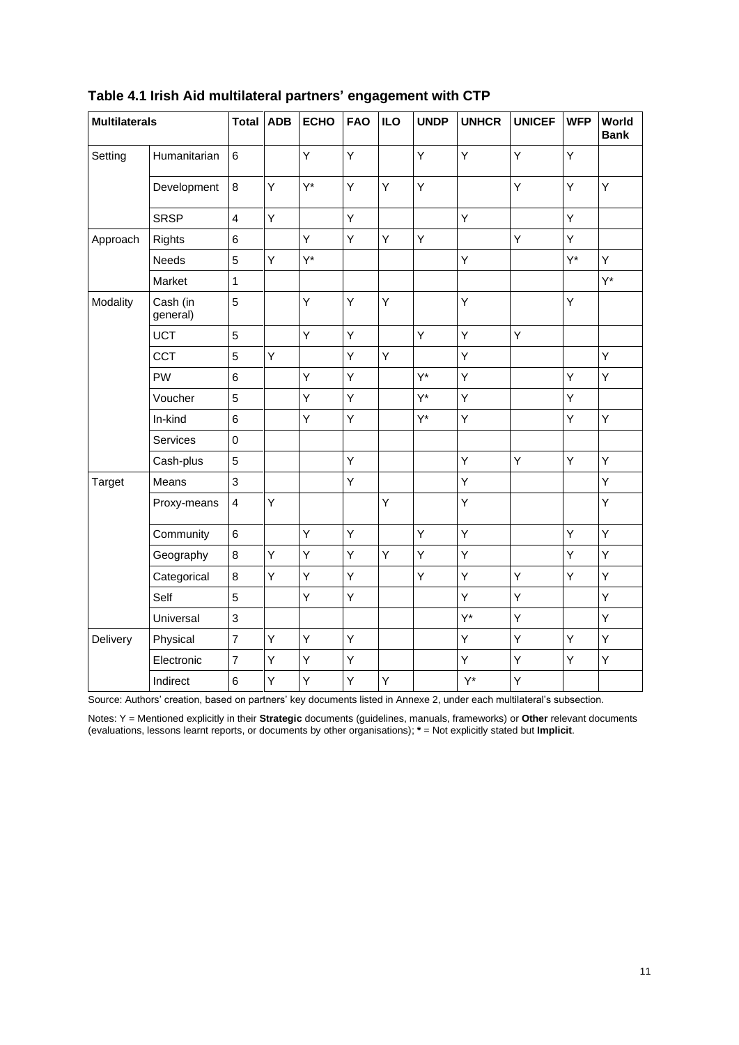**Table 4.1 Irish Aid multilateral partners' engagement with CTP**

| Multilaterals | | Total | ADB | ECHO | FAO | ILO | UNDP | UNHCR | UNICEF | WFP | World Bank |
|---|---|---|---|---|---|---|---|---|---|---|---|
| Setting | Humanitarian | 6 | | Y | Y | | Y | Y | Y | Y | |
| | Development | 8 | Y | Y* | Y | Y | Y | | Y | Y | Y |
| | SRSP | 4 | Y | | Y | | | Y | | Y | |
| Approach | Rights | 6 | | Y | Y | Y | Y | | Y | Y | |
| | Needs | 5 | Y | Y* | | | | Y | | Y* | Y |
| | Market | 1 | | | | | | | | | Y* |
| Modality | Cash (in general) | 5 | | Y | Y | Y | | Y | | Y | |
| | UCT | 5 | | Y | Y | | Y | Y | Y | | |
| | CCT | 5 | Y | | Y | Y | | Y | | | Y |
| | PW | 6 | | Y | Y | | Y* | Y | | Y | Y |
| | Voucher | 5 | | Y | Y | | Y* | Y | | Y | |
| | In-kind | 6 | | Y | Y | | Y* | Y | | Y | Y |
| | Services | 0 | | | | | | | | | |
| | Cash-plus | 5 | | | Y | | | Y | Y | Y | Y |
| Target | Means | 3 | | | Y | | | Y | | | Y |
| | Proxy-means | 4 | Y | | | Y | | Y | | | Y |
| | Community | 6 | | Y | Y | | Y | Y | | Y | Y |
| | Geography | 8 | Y | Y | Y | Y | Y | Y | | Y | Y |
| | Categorical | 8 | Y | Y | Y | | Y | Y | Y | Y | Y |
| | Self | 5 | | Y | Y | | | Y | Y | | Y |
| | Universal | 3 | | | | | | Y* | Y | | Y |
| Delivery | Physical | 7 | Y | Y | Y | | | Y | Y | Y | Y |
| | Electronic | 7 | Y | Y | Y | | | Y | Y | Y | Y |
| | Indirect | 6 | Y | Y | Y | Y | | Y* | Y | | |

Source: Authors' creation, based on partners' key documents listed in Annexe 2, under each multilateral's subsection.

Notes: Y = Mentioned explicitly in their **Strategic** documents (guidelines, manuals, frameworks) or **Other** relevant documents (evaluations, lessons learnt reports, or documents by other organisations); * = Not explicitly stated but **Implicit**.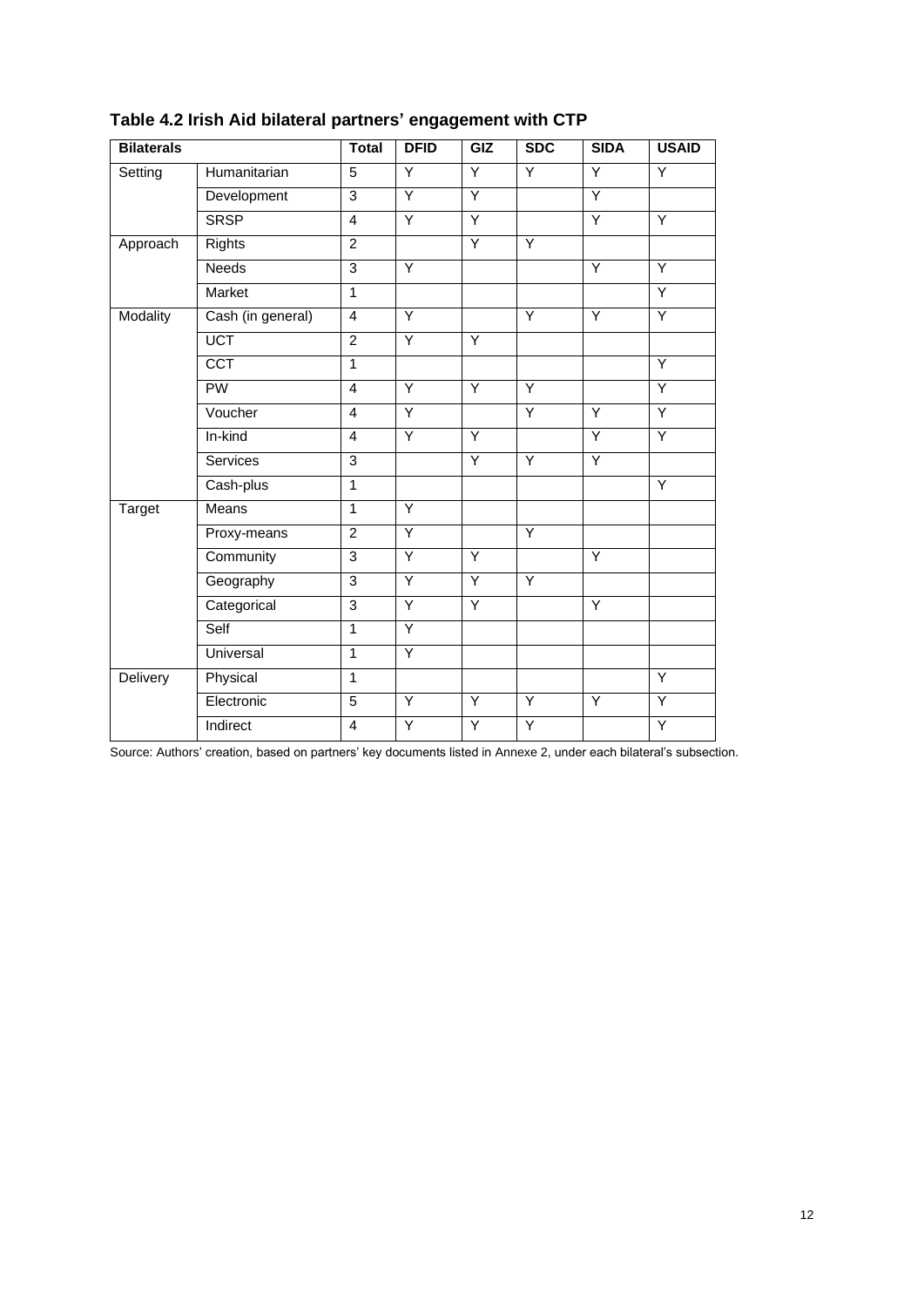## Table 4.2 Irish Aid bilateral partners' engagement with CTP

| Bilaterals | | Total | DFID | GIZ | SDC | SIDA | USAID |
|---|---|---|---|---|---|---|---|
| Setting | Humanitarian | 5 | Y | Y | Y | Y | Y |
| | Development | 3 | Y | Y | | Y | |
| | SRSP | 4 | Y | Y | | Y | Y |
| Approach | Rights | 2 | | Y | Y | | |
| | Needs | 3 | Y | | | Y | Y |
| | Market | 1 | | | | | Y |
| Modality | Cash (in general) | 4 | Y | | Y | Y | Y |
| | UCT | 2 | Y | Y | | | |
| | CCT | 1 | | | | | Y |
| | PW | 4 | Y | Y | Y | | Y |
| | Voucher | 4 | Y | | Y | Y | Y |
| | In-kind | 4 | Y | Y | | Y | Y |
| | Services | 3 | | Y | Y | Y | |
| | Cash-plus | 1 | | | | | Y |
| Target | Means | 1 | Y | | | | |
| | Proxy-means | 2 | Y | | Y | | |
| | Community | 3 | Y | Y | | Y | |
| | Geography | 3 | Y | Y | Y | | |
| | Categorical | 3 | Y | Y | | Y | |
| | Self | 1 | Y | | | | |
| | Universal | 1 | Y | | | | |
| Delivery | Physical | 1 | | | | | Y |
| | Electronic | 5 | Y | Y | Y | Y | Y |
| | Indirect | 4 | Y | Y | Y | | Y |

Source: Authors' creation, based on partners' key documents listed in Annexe 2, under each bilateral's subsection.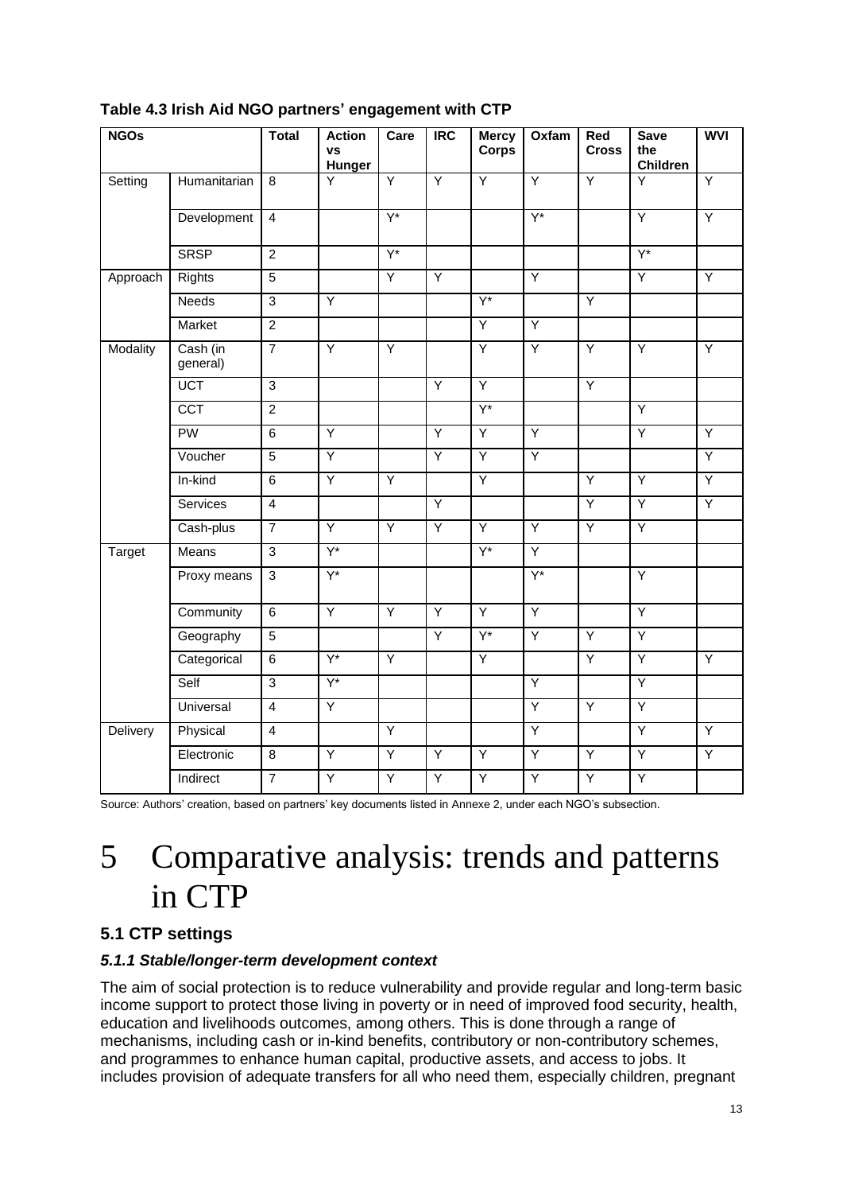**Table 4.3 Irish Aid NGO partners' engagement with CTP**

| NGOs | | Total | Action vs Hunger | Care | IRC | Mercy Corps | Oxfam | Red Cross | Save the Children | WVI |
|---|---|---|---|---|---|---|---|---|---|---|
| Setting | Humanitarian | 8 | Y | Y | Y | Y | Y | Y | Y | Y |
| | Development | 4 | | Y* | | | Y* | | Y | Y |
| | SRSP | 2 | | Y* | | | | | Y* | |
| Approach | Rights | 5 | | Y | Y | | Y | | Y | Y |
| | Needs | 3 | Y | | | Y* | | Y | | |
| | Market | 2 | | | | Y | Y | | | |
| Modality | Cash (in general) | 7 | Y | Y | | Y | Y | Y | Y | Y |
| | UCT | 3 | | | Y | Y | | Y | | |
| | CCT | 2 | | | | Y* | | | Y | |
| | PW | 6 | Y | | Y | Y | Y | | Y | Y |
| | Voucher | 5 | Y | | Y | Y | Y | | | Y |
| | In-kind | 6 | Y | Y | | Y | | Y | Y | Y |
| | Services | 4 | | | Y | | | Y | Y | Y |
| | Cash-plus | 7 | Y | Y | Y | Y | Y | Y | Y | |
| Target | Means | 3 | Y* | | | Y* | Y | | | |
| | Proxy means | 3 | Y* | | | | Y* | | Y | |
| | Community | 6 | Y | Y | Y | Y | Y | | Y | |
| | Geography | 5 | | | Y | Y* | Y | Y | Y | |
| | Categorical | 6 | Y* | Y | | Y | | Y | Y | Y |
| | Self | 3 | Y* | | | | Y | | Y | |
| | Universal | 4 | Y | | | | Y | Y | Y | |
| Delivery | Physical | 4 | | Y | | | Y | | Y | Y |
| | Electronic | 8 | Y | Y | Y | Y | Y | Y | Y | Y |
| | Indirect | 7 | Y | Y | Y | Y | Y | Y | Y | |

Source: Authors' creation, based on partners' key documents listed in Annexe 2, under each NGO's subsection.

# 5 Comparative analysis: trends and patterns in CTP

## 5.1 CTP settings

### *5.1.1 Stable/longer-term development context*

The aim of social protection is to reduce vulnerability and provide regular and long-term basic income support to protect those living in poverty or in need of improved food security, health, education and livelihoods outcomes, among others. This is done through a range of mechanisms, including cash or in-kind benefits, contributory or non-contributory schemes, and programmes to enhance human capital, productive assets, and access to jobs. It includes provision of adequate transfers for all who need them, especially children, pregnant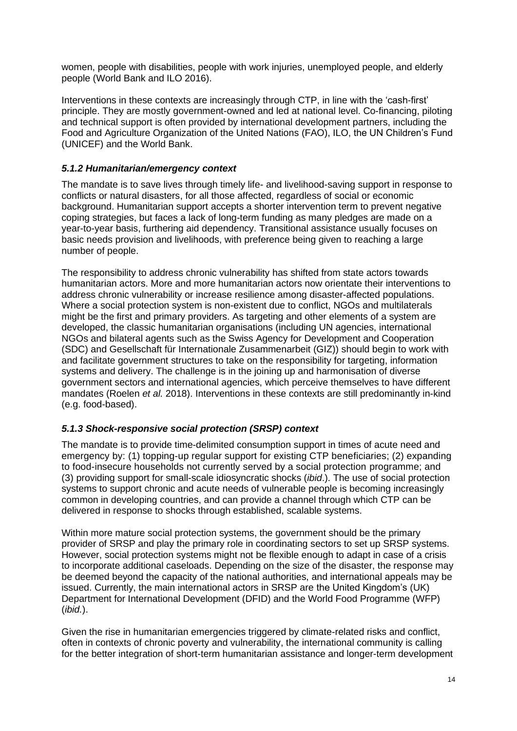women, people with disabilities, people with work injuries, unemployed people, and elderly people (World Bank and ILO 2016).

Interventions in these contexts are increasingly through CTP, in line with the 'cash-first' principle. They are mostly government-owned and led at national level. Co-financing, piloting and technical support is often provided by international development partners, including the Food and Agriculture Organization of the United Nations (FAO), ILO, the UN Children's Fund (UNICEF) and the World Bank.

### *5.1.2 Humanitarian/emergency context*

The mandate is to save lives through timely life- and livelihood-saving support in response to conflicts or natural disasters, for all those affected, regardless of social or economic background. Humanitarian support accepts a shorter intervention term to prevent negative coping strategies, but faces a lack of long-term funding as many pledges are made on a year-to-year basis, furthering aid dependency. Transitional assistance usually focuses on basic needs provision and livelihoods, with preference being given to reaching a large number of people.

The responsibility to address chronic vulnerability has shifted from state actors towards humanitarian actors. More and more humanitarian actors now orientate their interventions to address chronic vulnerability or increase resilience among disaster-affected populations. Where a social protection system is non-existent due to conflict, NGOs and multilaterals might be the first and primary providers. As targeting and other elements of a system are developed, the classic humanitarian organisations (including UN agencies, international NGOs and bilateral agents such as the Swiss Agency for Development and Cooperation (SDC) and Gesellschaft für Internationale Zusammenarbeit (GIZ)) should begin to work with and facilitate government structures to take on the responsibility for targeting, information systems and delivery. The challenge is in the joining up and harmonisation of diverse government sectors and international agencies, which perceive themselves to have different mandates (Roelen *et al.* 2018). Interventions in these contexts are still predominantly in-kind (e.g. food-based).

### *5.1.3 Shock-responsive social protection (SRSP) context*

The mandate is to provide time-delimited consumption support in times of acute need and emergency by: (1) topping-up regular support for existing CTP beneficiaries; (2) expanding to food-insecure households not currently served by a social protection programme; and (3) providing support for small-scale idiosyncratic shocks (*ibid*.). The use of social protection systems to support chronic and acute needs of vulnerable people is becoming increasingly common in developing countries, and can provide a channel through which CTP can be delivered in response to shocks through established, scalable systems.

Within more mature social protection systems, the government should be the primary provider of SRSP and play the primary role in coordinating sectors to set up SRSP systems. However, social protection systems might not be flexible enough to adapt in case of a crisis to incorporate additional caseloads. Depending on the size of the disaster, the response may be deemed beyond the capacity of the national authorities, and international appeals may be issued. Currently, the main international actors in SRSP are the United Kingdom's (UK) Department for International Development (DFID) and the World Food Programme (WFP) (*ibid.*).

Given the rise in humanitarian emergencies triggered by climate-related risks and conflict, often in contexts of chronic poverty and vulnerability, the international community is calling for the better integration of short-term humanitarian assistance and longer-term development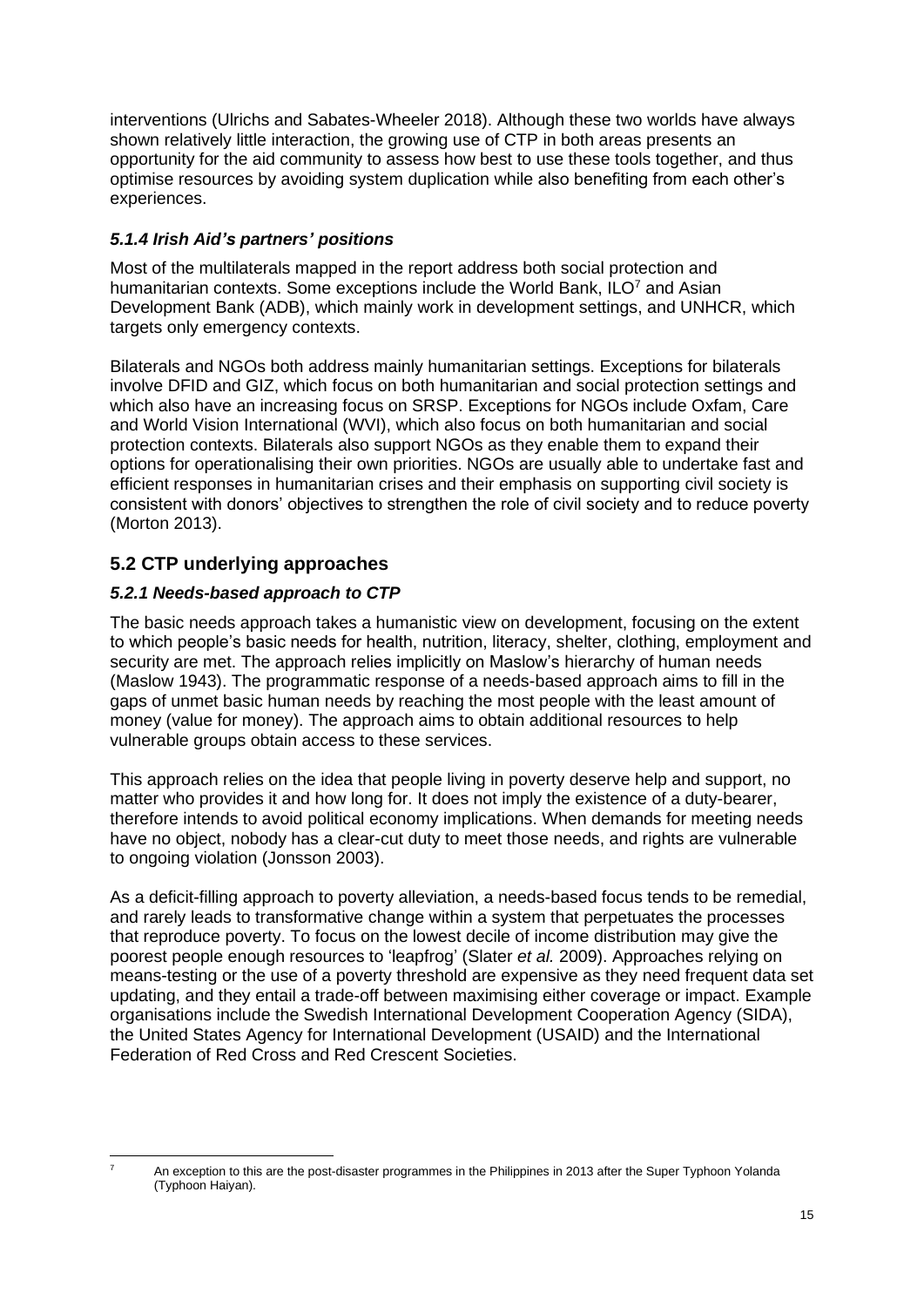interventions (Ulrichs and Sabates-Wheeler 2018). Although these two worlds have always shown relatively little interaction, the growing use of CTP in both areas presents an opportunity for the aid community to assess how best to use these tools together, and thus optimise resources by avoiding system duplication while also benefiting from each other's experiences.

#### *5.1.4 Irish Aid's partners' positions*

Most of the multilaterals mapped in the report address both social protection and humanitarian contexts. Some exceptions include the World Bank, ILO[7] and Asian Development Bank (ADB), which mainly work in development settings, and UNHCR, which targets only emergency contexts.

Bilaterals and NGOs both address mainly humanitarian settings. Exceptions for bilaterals involve DFID and GIZ, which focus on both humanitarian and social protection settings and which also have an increasing focus on SRSP. Exceptions for NGOs include Oxfam, Care and World Vision International (WVI), which also focus on both humanitarian and social protection contexts. Bilaterals also support NGOs as they enable them to expand their options for operationalising their own priorities. NGOs are usually able to undertake fast and efficient responses in humanitarian crises and their emphasis on supporting civil society is consistent with donors' objectives to strengthen the role of civil society and to reduce poverty (Morton 2013).

### 5.2 CTP underlying approaches

#### *5.2.1 Needs-based approach to CTP*

The basic needs approach takes a humanistic view on development, focusing on the extent to which people's basic needs for health, nutrition, literacy, shelter, clothing, employment and security are met. The approach relies implicitly on Maslow's hierarchy of human needs (Maslow 1943). The programmatic response of a needs-based approach aims to fill in the gaps of unmet basic human needs by reaching the most people with the least amount of money (value for money). The approach aims to obtain additional resources to help vulnerable groups obtain access to these services.

This approach relies on the idea that people living in poverty deserve help and support, no matter who provides it and how long for. It does not imply the existence of a duty-bearer, therefore intends to avoid political economy implications. When demands for meeting needs have no object, nobody has a clear-cut duty to meet those needs, and rights are vulnerable to ongoing violation (Jonsson 2003).

As a deficit-filling approach to poverty alleviation, a needs-based focus tends to be remedial, and rarely leads to transformative change within a system that perpetuates the processes that reproduce poverty. To focus on the lowest decile of income distribution may give the poorest people enough resources to 'leapfrog' (Slater *et al.* 2009). Approaches relying on means-testing or the use of a poverty threshold are expensive as they need frequent data set updating, and they entail a trade-off between maximising either coverage or impact. Example organisations include the Swedish International Development Cooperation Agency (SIDA), the United States Agency for International Development (USAID) and the International Federation of Red Cross and Red Crescent Societies.

---

[7] An exception to this are the post-disaster programmes in the Philippines in 2013 after the Super Typhoon Yolanda (Typhoon Haiyan).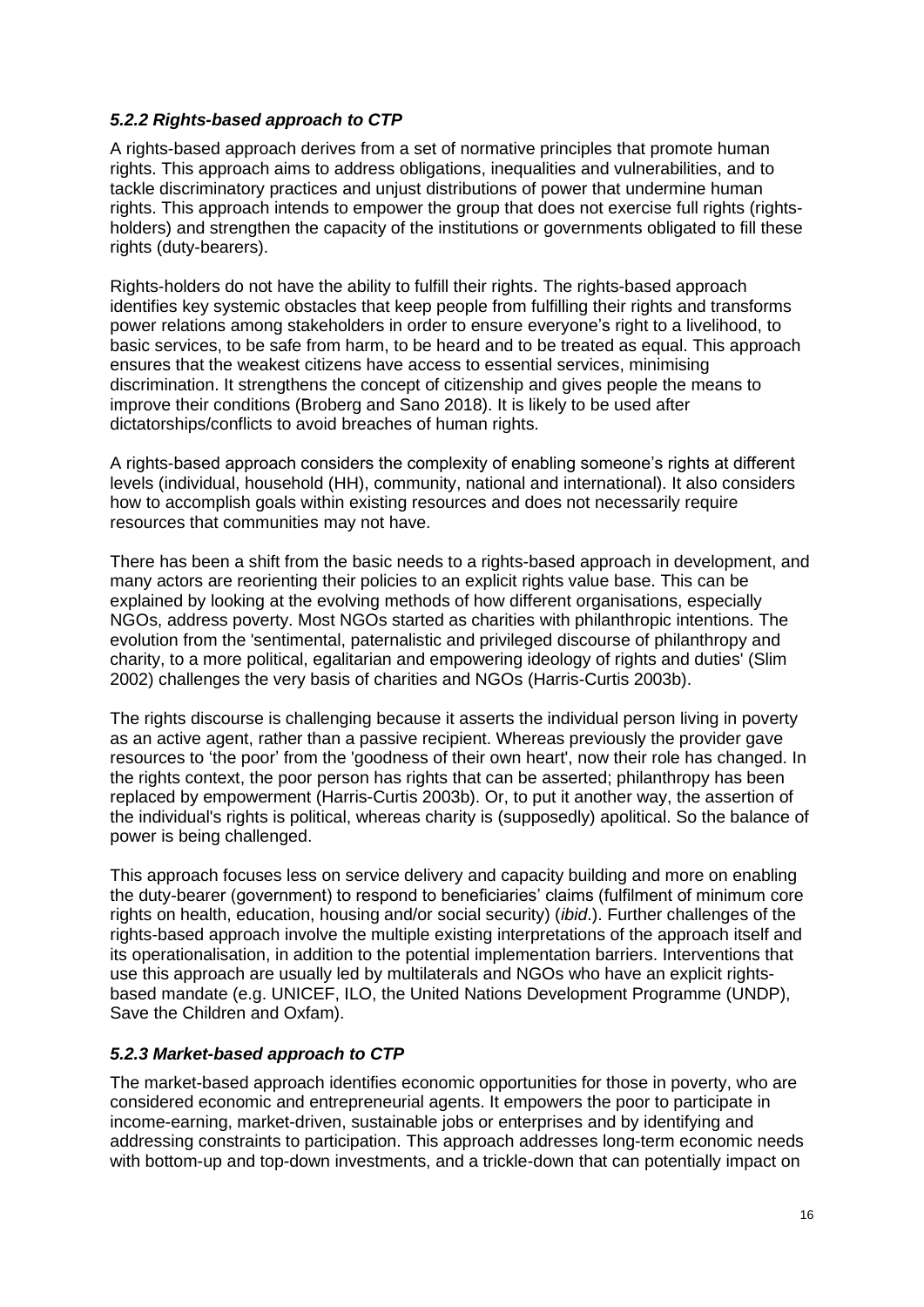### *5.2.2 Rights-based approach to CTP*

A rights-based approach derives from a set of normative principles that promote human rights. This approach aims to address obligations, inequalities and vulnerabilities, and to tackle discriminatory practices and unjust distributions of power that undermine human rights. This approach intends to empower the group that does not exercise full rights (rights-holders) and strengthen the capacity of the institutions or governments obligated to fill these rights (duty-bearers).

Rights-holders do not have the ability to fulfill their rights. The rights-based approach identifies key systemic obstacles that keep people from fulfilling their rights and transforms power relations among stakeholders in order to ensure everyone's right to a livelihood, to basic services, to be safe from harm, to be heard and to be treated as equal. This approach ensures that the weakest citizens have access to essential services, minimising discrimination. It strengthens the concept of citizenship and gives people the means to improve their conditions (Broberg and Sano 2018). It is likely to be used after dictatorships/conflicts to avoid breaches of human rights.

A rights-based approach considers the complexity of enabling someone's rights at different levels (individual, household (HH), community, national and international). It also considers how to accomplish goals within existing resources and does not necessarily require resources that communities may not have.

There has been a shift from the basic needs to a rights-based approach in development, and many actors are reorienting their policies to an explicit rights value base. This can be explained by looking at the evolving methods of how different organisations, especially NGOs, address poverty. Most NGOs started as charities with philanthropic intentions. The evolution from the 'sentimental, paternalistic and privileged discourse of philanthropy and charity, to a more political, egalitarian and empowering ideology of rights and duties' (Slim 2002) challenges the very basis of charities and NGOs (Harris-Curtis 2003b).

The rights discourse is challenging because it asserts the individual person living in poverty as an active agent, rather than a passive recipient. Whereas previously the provider gave resources to 'the poor' from the 'goodness of their own heart', now their role has changed. In the rights context, the poor person has rights that can be asserted; philanthropy has been replaced by empowerment (Harris-Curtis 2003b). Or, to put it another way, the assertion of the individual's rights is political, whereas charity is (supposedly) apolitical. So the balance of power is being challenged.

This approach focuses less on service delivery and capacity building and more on enabling the duty-bearer (government) to respond to beneficiaries' claims (fulfilment of minimum core rights on health, education, housing and/or social security) (*ibid*.). Further challenges of the rights-based approach involve the multiple existing interpretations of the approach itself and its operationalisation, in addition to the potential implementation barriers. Interventions that use this approach are usually led by multilaterals and NGOs who have an explicit rights-based mandate (e.g. UNICEF, ILO, the United Nations Development Programme (UNDP), Save the Children and Oxfam).

### *5.2.3 Market-based approach to CTP*

The market-based approach identifies economic opportunities for those in poverty, who are considered economic and entrepreneurial agents. It empowers the poor to participate in income-earning, market-driven, sustainable jobs or enterprises and by identifying and addressing constraints to participation. This approach addresses long-term economic needs with bottom-up and top-down investments, and a trickle-down that can potentially impact on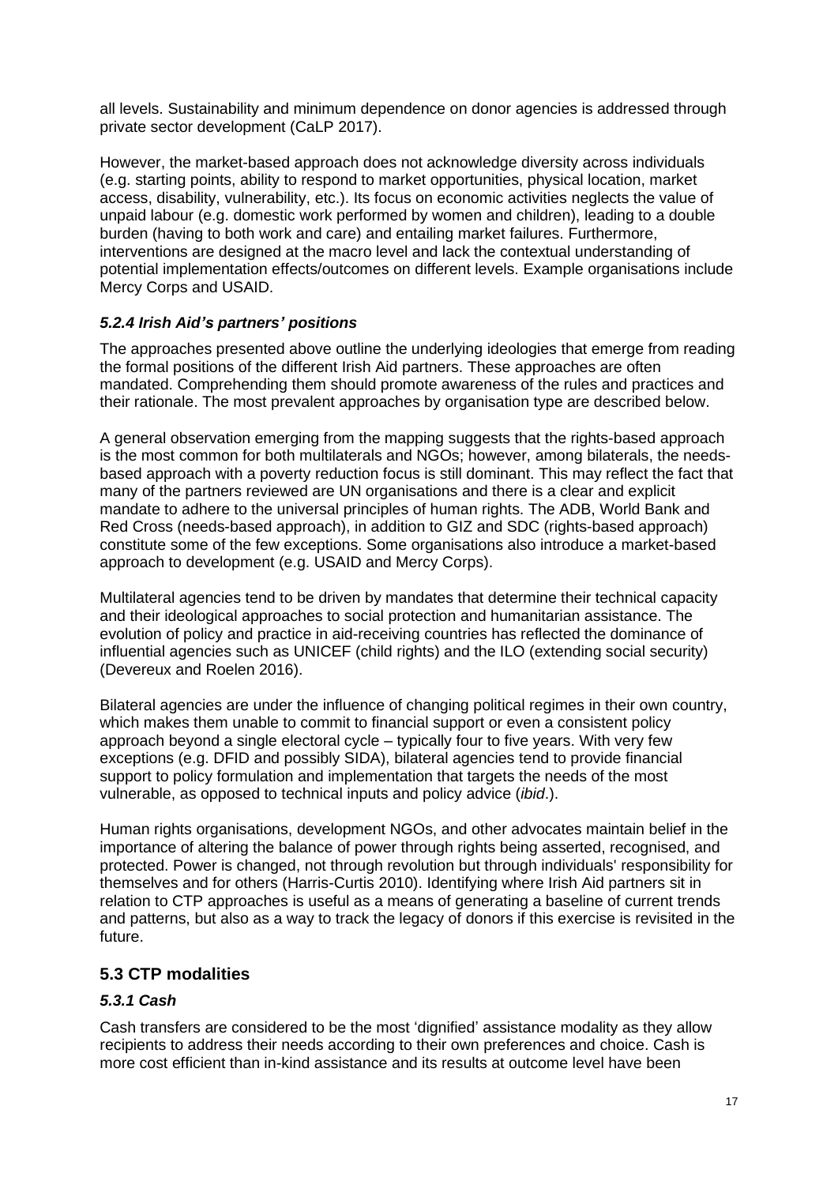all levels. Sustainability and minimum dependence on donor agencies is addressed through private sector development (CaLP 2017).

However, the market-based approach does not acknowledge diversity across individuals (e.g. starting points, ability to respond to market opportunities, physical location, market access, disability, vulnerability, etc.). Its focus on economic activities neglects the value of unpaid labour (e.g. domestic work performed by women and children), leading to a double burden (having to both work and care) and entailing market failures. Furthermore, interventions are designed at the macro level and lack the contextual understanding of potential implementation effects/outcomes on different levels. Example organisations include Mercy Corps and USAID.

### *5.2.4 Irish Aid's partners' positions*

The approaches presented above outline the underlying ideologies that emerge from reading the formal positions of the different Irish Aid partners. These approaches are often mandated. Comprehending them should promote awareness of the rules and practices and their rationale. The most prevalent approaches by organisation type are described below.

A general observation emerging from the mapping suggests that the rights-based approach is the most common for both multilaterals and NGOs; however, among bilaterals, the needs-based approach with a poverty reduction focus is still dominant. This may reflect the fact that many of the partners reviewed are UN organisations and there is a clear and explicit mandate to adhere to the universal principles of human rights. The ADB, World Bank and Red Cross (needs-based approach), in addition to GIZ and SDC (rights-based approach) constitute some of the few exceptions. Some organisations also introduce a market-based approach to development (e.g. USAID and Mercy Corps).

Multilateral agencies tend to be driven by mandates that determine their technical capacity and their ideological approaches to social protection and humanitarian assistance. The evolution of policy and practice in aid-receiving countries has reflected the dominance of influential agencies such as UNICEF (child rights) and the ILO (extending social security) (Devereux and Roelen 2016).

Bilateral agencies are under the influence of changing political regimes in their own country, which makes them unable to commit to financial support or even a consistent policy approach beyond a single electoral cycle – typically four to five years. With very few exceptions (e.g. DFID and possibly SIDA), bilateral agencies tend to provide financial support to policy formulation and implementation that targets the needs of the most vulnerable, as opposed to technical inputs and policy advice (*ibid*.).

Human rights organisations, development NGOs, and other advocates maintain belief in the importance of altering the balance of power through rights being asserted, recognised, and protected. Power is changed, not through revolution but through individuals' responsibility for themselves and for others (Harris-Curtis 2010). Identifying where Irish Aid partners sit in relation to CTP approaches is useful as a means of generating a baseline of current trends and patterns, but also as a way to track the legacy of donors if this exercise is revisited in the future.

## 5.3 CTP modalities

### *5.3.1 Cash*

Cash transfers are considered to be the most 'dignified' assistance modality as they allow recipients to address their needs according to their own preferences and choice. Cash is more cost efficient than in-kind assistance and its results at outcome level have been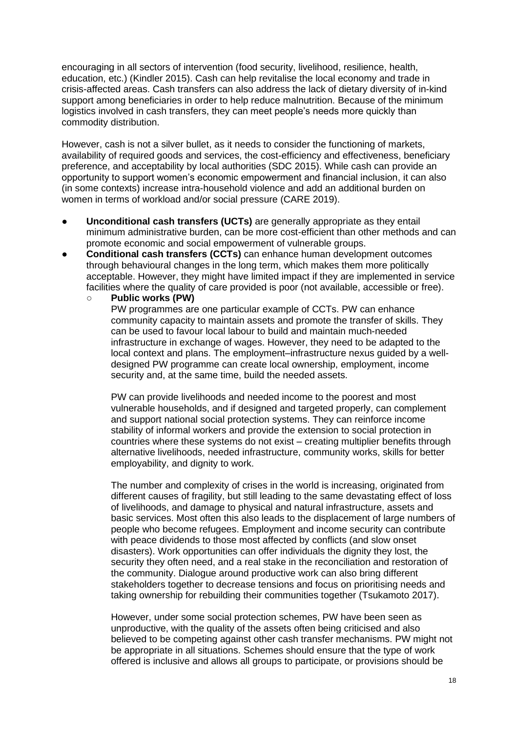encouraging in all sectors of intervention (food security, livelihood, resilience, health, education, etc.) (Kindler 2015). Cash can help revitalise the local economy and trade in crisis-affected areas. Cash transfers can also address the lack of dietary diversity of in-kind support among beneficiaries in order to help reduce malnutrition. Because of the minimum logistics involved in cash transfers, they can meet people's needs more quickly than commodity distribution.

However, cash is not a silver bullet, as it needs to consider the functioning of markets, availability of required goods and services, the cost-efficiency and effectiveness, beneficiary preference, and acceptability by local authorities (SDC 2015). While cash can provide an opportunity to support women's economic empowerment and financial inclusion, it can also (in some contexts) increase intra-household violence and add an additional burden on women in terms of workload and/or social pressure (CARE 2019).

- **Unconditional cash transfers (UCTs)** are generally appropriate as they entail minimum administrative burden, can be more cost-efficient than other methods and can promote economic and social empowerment of vulnerable groups.
- **Conditional cash transfers (CCTs)** can enhance human development outcomes through behavioural changes in the long term, which makes them more politically acceptable. However, they might have limited impact if they are implemented in service facilities where the quality of care provided is poor (not available, accessible or free).
  - **Public works (PW)**

    PW programmes are one particular example of CCTs. PW can enhance community capacity to maintain assets and promote the transfer of skills. They can be used to favour local labour to build and maintain much-needed infrastructure in exchange of wages. However, they need to be adapted to the local context and plans. The employment–infrastructure nexus guided by a well-designed PW programme can create local ownership, employment, income security and, at the same time, build the needed assets.

    PW can provide livelihoods and needed income to the poorest and most vulnerable households, and if designed and targeted properly, can complement and support national social protection systems. They can reinforce income stability of informal workers and provide the extension to social protection in countries where these systems do not exist – creating multiplier benefits through alternative livelihoods, needed infrastructure, community works, skills for better employability, and dignity to work.

    The number and complexity of crises in the world is increasing, originated from different causes of fragility, but still leading to the same devastating effect of loss of livelihoods, and damage to physical and natural infrastructure, assets and basic services. Most often this also leads to the displacement of large numbers of people who become refugees. Employment and income security can contribute with peace dividends to those most affected by conflicts (and slow onset disasters). Work opportunities can offer individuals the dignity they lost, the security they often need, and a real stake in the reconciliation and restoration of the community. Dialogue around productive work can also bring different stakeholders together to decrease tensions and focus on prioritising needs and taking ownership for rebuilding their communities together (Tsukamoto 2017).

    However, under some social protection schemes, PW have been seen as unproductive, with the quality of the assets often being criticised and also believed to be competing against other cash transfer mechanisms. PW might not be appropriate in all situations. Schemes should ensure that the type of work offered is inclusive and allows all groups to participate, or provisions should be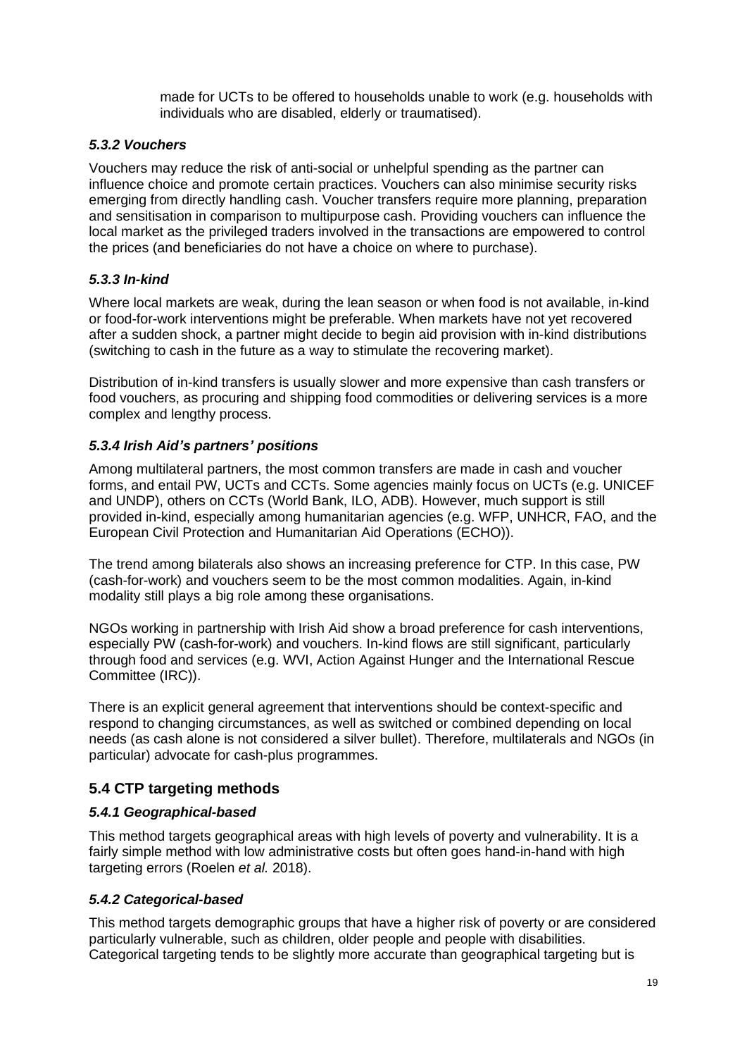made for UCTs to be offered to households unable to work (e.g. households with individuals who are disabled, elderly or traumatised).

#### *5.3.2 Vouchers*

Vouchers may reduce the risk of anti-social or unhelpful spending as the partner can influence choice and promote certain practices. Vouchers can also minimise security risks emerging from directly handling cash. Voucher transfers require more planning, preparation and sensitisation in comparison to multipurpose cash. Providing vouchers can influence the local market as the privileged traders involved in the transactions are empowered to control the prices (and beneficiaries do not have a choice on where to purchase).

#### *5.3.3 In-kind*

Where local markets are weak, during the lean season or when food is not available, in-kind or food-for-work interventions might be preferable. When markets have not yet recovered after a sudden shock, a partner might decide to begin aid provision with in-kind distributions (switching to cash in the future as a way to stimulate the recovering market).

Distribution of in-kind transfers is usually slower and more expensive than cash transfers or food vouchers, as procuring and shipping food commodities or delivering services is a more complex and lengthy process.

#### *5.3.4 Irish Aid's partners' positions*

Among multilateral partners, the most common transfers are made in cash and voucher forms, and entail PW, UCTs and CCTs. Some agencies mainly focus on UCTs (e.g. UNICEF and UNDP), others on CCTs (World Bank, ILO, ADB). However, much support is still provided in-kind, especially among humanitarian agencies (e.g. WFP, UNHCR, FAO, and the European Civil Protection and Humanitarian Aid Operations (ECHO)).

The trend among bilaterals also shows an increasing preference for CTP. In this case, PW (cash-for-work) and vouchers seem to be the most common modalities. Again, in-kind modality still plays a big role among these organisations.

NGOs working in partnership with Irish Aid show a broad preference for cash interventions, especially PW (cash-for-work) and vouchers. In-kind flows are still significant, particularly through food and services (e.g. WVI, Action Against Hunger and the International Rescue Committee (IRC)).

There is an explicit general agreement that interventions should be context-specific and respond to changing circumstances, as well as switched or combined depending on local needs (as cash alone is not considered a silver bullet). Therefore, multilaterals and NGOs (in particular) advocate for cash-plus programmes.

### 5.4 CTP targeting methods

#### *5.4.1 Geographical-based*

This method targets geographical areas with high levels of poverty and vulnerability. It is a fairly simple method with low administrative costs but often goes hand-in-hand with high targeting errors (Roelen *et al.* 2018).

#### *5.4.2 Categorical-based*

This method targets demographic groups that have a higher risk of poverty or are considered particularly vulnerable, such as children, older people and people with disabilities. Categorical targeting tends to be slightly more accurate than geographical targeting but is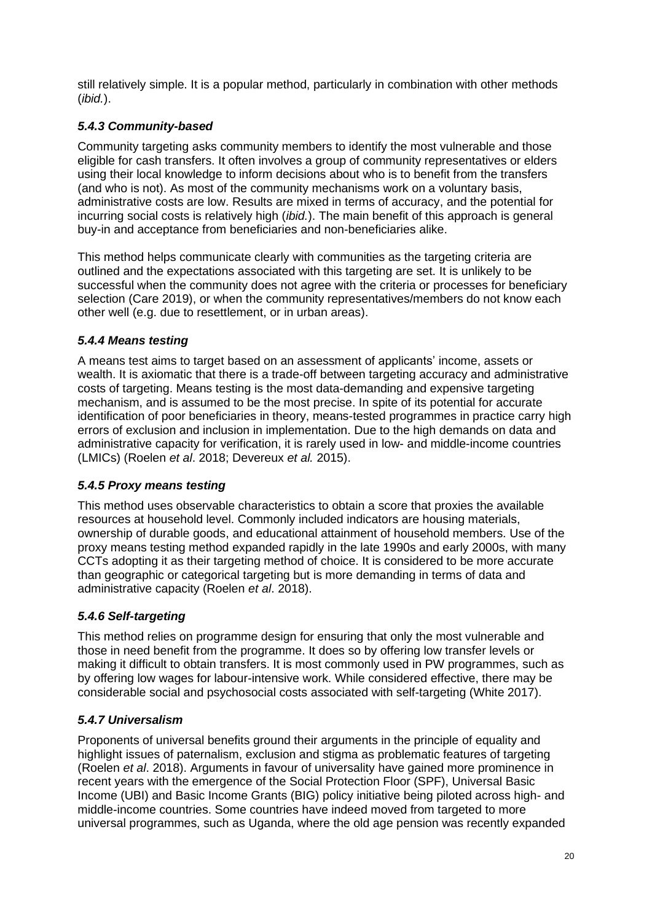still relatively simple. It is a popular method, particularly in combination with other methods (*ibid.*).

### *5.4.3 Community-based*

Community targeting asks community members to identify the most vulnerable and those eligible for cash transfers. It often involves a group of community representatives or elders using their local knowledge to inform decisions about who is to benefit from the transfers (and who is not). As most of the community mechanisms work on a voluntary basis, administrative costs are low. Results are mixed in terms of accuracy, and the potential for incurring social costs is relatively high (*ibid.*). The main benefit of this approach is general buy-in and acceptance from beneficiaries and non-beneficiaries alike.

This method helps communicate clearly with communities as the targeting criteria are outlined and the expectations associated with this targeting are set. It is unlikely to be successful when the community does not agree with the criteria or processes for beneficiary selection (Care 2019), or when the community representatives/members do not know each other well (e.g. due to resettlement, or in urban areas).

### *5.4.4 Means testing*

A means test aims to target based on an assessment of applicants' income, assets or wealth. It is axiomatic that there is a trade-off between targeting accuracy and administrative costs of targeting. Means testing is the most data-demanding and expensive targeting mechanism, and is assumed to be the most precise. In spite of its potential for accurate identification of poor beneficiaries in theory, means-tested programmes in practice carry high errors of exclusion and inclusion in implementation. Due to the high demands on data and administrative capacity for verification, it is rarely used in low- and middle-income countries (LMICs) (Roelen *et al*. 2018; Devereux *et al.* 2015).

### *5.4.5 Proxy means testing*

This method uses observable characteristics to obtain a score that proxies the available resources at household level. Commonly included indicators are housing materials, ownership of durable goods, and educational attainment of household members. Use of the proxy means testing method expanded rapidly in the late 1990s and early 2000s, with many CCTs adopting it as their targeting method of choice. It is considered to be more accurate than geographic or categorical targeting but is more demanding in terms of data and administrative capacity (Roelen *et al*. 2018).

### *5.4.6 Self-targeting*

This method relies on programme design for ensuring that only the most vulnerable and those in need benefit from the programme. It does so by offering low transfer levels or making it difficult to obtain transfers. It is most commonly used in PW programmes, such as by offering low wages for labour-intensive work. While considered effective, there may be considerable social and psychosocial costs associated with self-targeting (White 2017).

### *5.4.7 Universalism*

Proponents of universal benefits ground their arguments in the principle of equality and highlight issues of paternalism, exclusion and stigma as problematic features of targeting (Roelen *et al*. 2018). Arguments in favour of universality have gained more prominence in recent years with the emergence of the Social Protection Floor (SPF), Universal Basic Income (UBI) and Basic Income Grants (BIG) policy initiative being piloted across high- and middle-income countries. Some countries have indeed moved from targeted to more universal programmes, such as Uganda, where the old age pension was recently expanded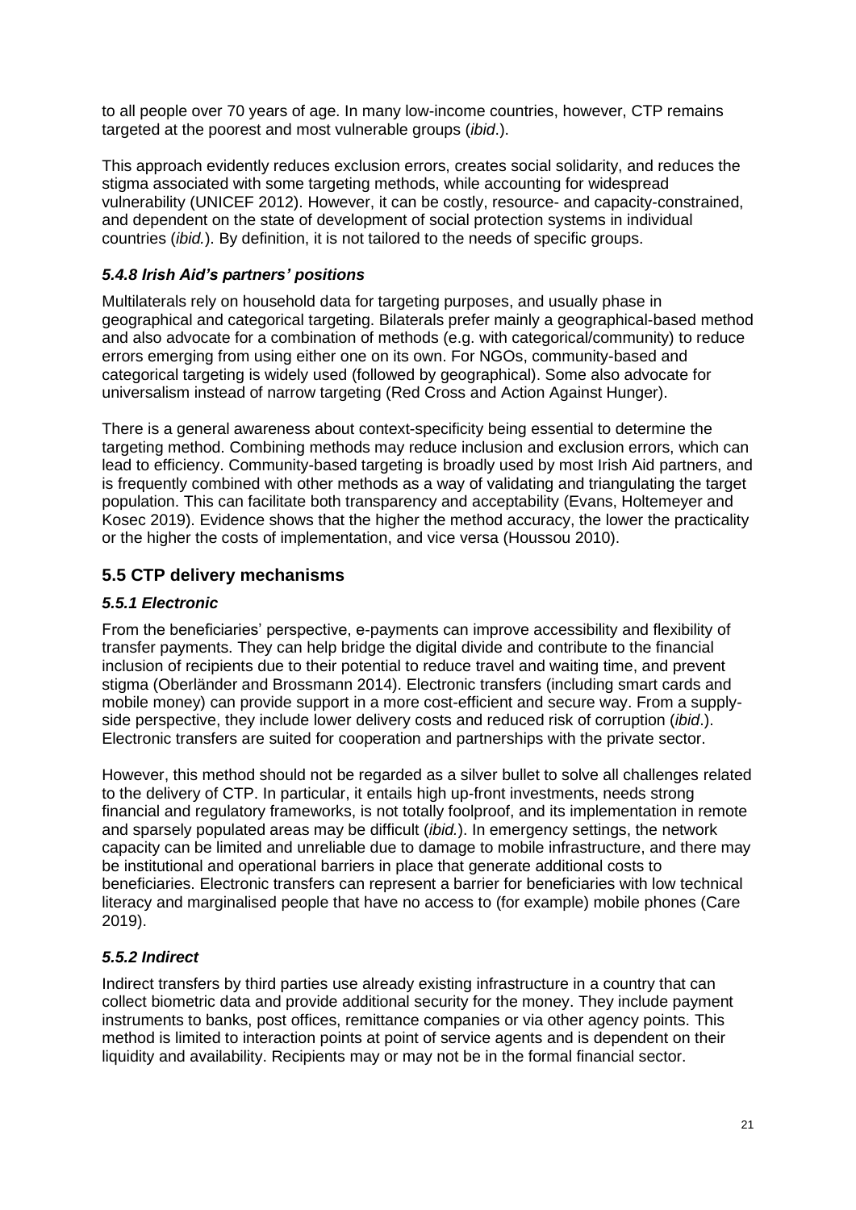to all people over 70 years of age. In many low-income countries, however, CTP remains targeted at the poorest and most vulnerable groups (*ibid*.).

This approach evidently reduces exclusion errors, creates social solidarity, and reduces the stigma associated with some targeting methods, while accounting for widespread vulnerability (UNICEF 2012). However, it can be costly, resource- and capacity-constrained, and dependent on the state of development of social protection systems in individual countries (*ibid.*). By definition, it is not tailored to the needs of specific groups.

### *5.4.8 Irish Aid's partners' positions*

Multilaterals rely on household data for targeting purposes, and usually phase in geographical and categorical targeting. Bilaterals prefer mainly a geographical-based method and also advocate for a combination of methods (e.g. with categorical/community) to reduce errors emerging from using either one on its own. For NGOs, community-based and categorical targeting is widely used (followed by geographical). Some also advocate for universalism instead of narrow targeting (Red Cross and Action Against Hunger).

There is a general awareness about context-specificity being essential to determine the targeting method. Combining methods may reduce inclusion and exclusion errors, which can lead to efficiency. Community-based targeting is broadly used by most Irish Aid partners, and is frequently combined with other methods as a way of validating and triangulating the target population. This can facilitate both transparency and acceptability (Evans, Holtemeyer and Kosec 2019). Evidence shows that the higher the method accuracy, the lower the practicality or the higher the costs of implementation, and vice versa (Houssou 2010).

## 5.5 CTP delivery mechanisms

### *5.5.1 Electronic*

From the beneficiaries' perspective, e-payments can improve accessibility and flexibility of transfer payments. They can help bridge the digital divide and contribute to the financial inclusion of recipients due to their potential to reduce travel and waiting time, and prevent stigma (Oberländer and Brossmann 2014). Electronic transfers (including smart cards and mobile money) can provide support in a more cost-efficient and secure way. From a supply-side perspective, they include lower delivery costs and reduced risk of corruption (*ibid*.). Electronic transfers are suited for cooperation and partnerships with the private sector.

However, this method should not be regarded as a silver bullet to solve all challenges related to the delivery of CTP. In particular, it entails high up-front investments, needs strong financial and regulatory frameworks, is not totally foolproof, and its implementation in remote and sparsely populated areas may be difficult (*ibid.*). In emergency settings, the network capacity can be limited and unreliable due to damage to mobile infrastructure, and there may be institutional and operational barriers in place that generate additional costs to beneficiaries. Electronic transfers can represent a barrier for beneficiaries with low technical literacy and marginalised people that have no access to (for example) mobile phones (Care 2019).

### *5.5.2 Indirect*

Indirect transfers by third parties use already existing infrastructure in a country that can collect biometric data and provide additional security for the money. They include payment instruments to banks, post offices, remittance companies or via other agency points. This method is limited to interaction points at point of service agents and is dependent on their liquidity and availability. Recipients may or may not be in the formal financial sector.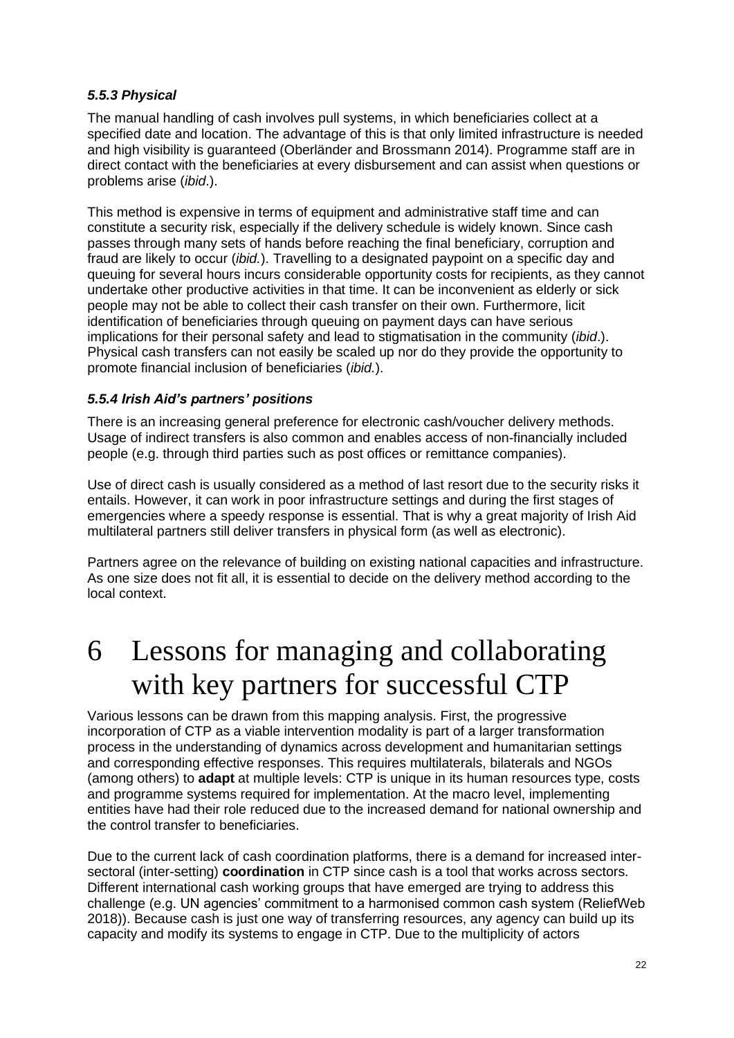#### *5.5.3 Physical*

The manual handling of cash involves pull systems, in which beneficiaries collect at a specified date and location. The advantage of this is that only limited infrastructure is needed and high visibility is guaranteed (Oberländer and Brossmann 2014). Programme staff are in direct contact with the beneficiaries at every disbursement and can assist when questions or problems arise (*ibid*.).

This method is expensive in terms of equipment and administrative staff time and can constitute a security risk, especially if the delivery schedule is widely known. Since cash passes through many sets of hands before reaching the final beneficiary, corruption and fraud are likely to occur (*ibid.*). Travelling to a designated paypoint on a specific day and queuing for several hours incurs considerable opportunity costs for recipients, as they cannot undertake other productive activities in that time. It can be inconvenient as elderly or sick people may not be able to collect their cash transfer on their own. Furthermore, licit identification of beneficiaries through queuing on payment days can have serious implications for their personal safety and lead to stigmatisation in the community (*ibid*.). Physical cash transfers can not easily be scaled up nor do they provide the opportunity to promote financial inclusion of beneficiaries (*ibid.*).

#### *5.5.4 Irish Aid's partners' positions*

There is an increasing general preference for electronic cash/voucher delivery methods. Usage of indirect transfers is also common and enables access of non-financially included people (e.g. through third parties such as post offices or remittance companies).

Use of direct cash is usually considered as a method of last resort due to the security risks it entails. However, it can work in poor infrastructure settings and during the first stages of emergencies where a speedy response is essential. That is why a great majority of Irish Aid multilateral partners still deliver transfers in physical form (as well as electronic).

Partners agree on the relevance of building on existing national capacities and infrastructure. As one size does not fit all, it is essential to decide on the delivery method according to the local context.

# 6 Lessons for managing and collaborating with key partners for successful CTP

Various lessons can be drawn from this mapping analysis. First, the progressive incorporation of CTP as a viable intervention modality is part of a larger transformation process in the understanding of dynamics across development and humanitarian settings and corresponding effective responses. This requires multilaterals, bilaterals and NGOs (among others) to **adapt** at multiple levels: CTP is unique in its human resources type, costs and programme systems required for implementation. At the macro level, implementing entities have had their role reduced due to the increased demand for national ownership and the control transfer to beneficiaries.

Due to the current lack of cash coordination platforms, there is a demand for increased inter-sectoral (inter-setting) **coordination** in CTP since cash is a tool that works across sectors. Different international cash working groups that have emerged are trying to address this challenge (e.g. UN agencies' commitment to a harmonised common cash system (ReliefWeb 2018)). Because cash is just one way of transferring resources, any agency can build up its capacity and modify its systems to engage in CTP. Due to the multiplicity of actors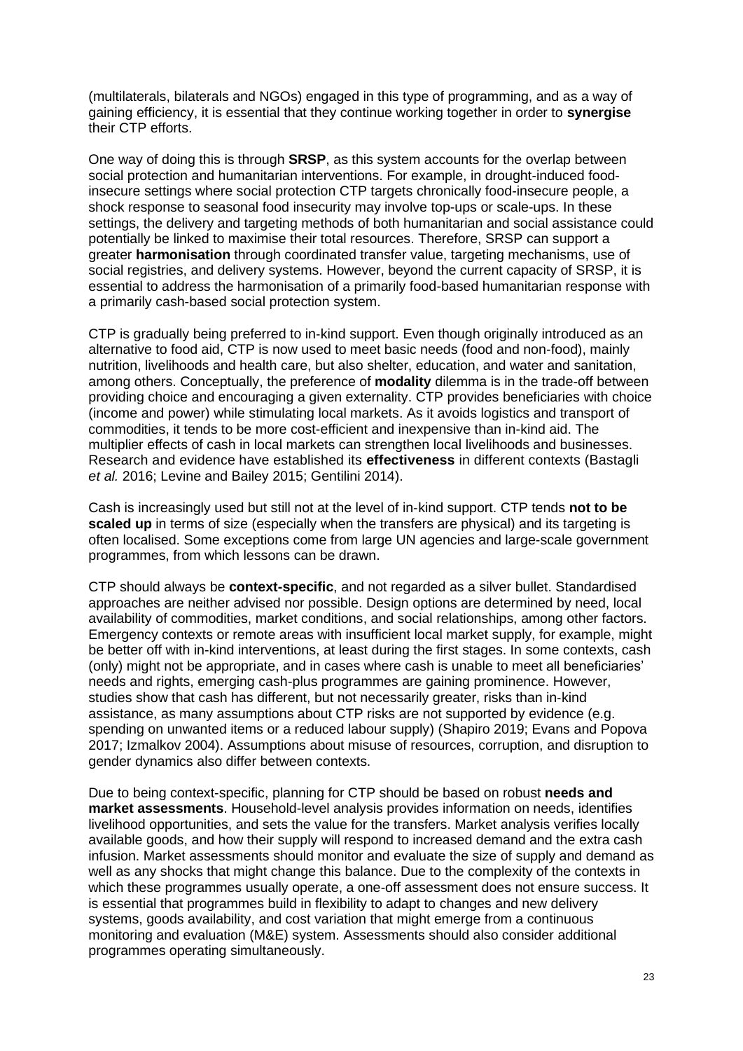(multilaterals, bilaterals and NGOs) engaged in this type of programming, and as a way of gaining efficiency, it is essential that they continue working together in order to **synergise** their CTP efforts.

One way of doing this is through **SRSP**, as this system accounts for the overlap between social protection and humanitarian interventions. For example, in drought-induced food-insecure settings where social protection CTP targets chronically food-insecure people, a shock response to seasonal food insecurity may involve top-ups or scale-ups. In these settings, the delivery and targeting methods of both humanitarian and social assistance could potentially be linked to maximise their total resources. Therefore, SRSP can support a greater **harmonisation** through coordinated transfer value, targeting mechanisms, use of social registries, and delivery systems. However, beyond the current capacity of SRSP, it is essential to address the harmonisation of a primarily food-based humanitarian response with a primarily cash-based social protection system.

CTP is gradually being preferred to in-kind support. Even though originally introduced as an alternative to food aid, CTP is now used to meet basic needs (food and non-food), mainly nutrition, livelihoods and health care, but also shelter, education, and water and sanitation, among others. Conceptually, the preference of **modality** dilemma is in the trade-off between providing choice and encouraging a given externality. CTP provides beneficiaries with choice (income and power) while stimulating local markets. As it avoids logistics and transport of commodities, it tends to be more cost-efficient and inexpensive than in-kind aid. The multiplier effects of cash in local markets can strengthen local livelihoods and businesses. Research and evidence have established its **effectiveness** in different contexts (Bastagli *et al.* 2016; Levine and Bailey 2015; Gentilini 2014).

Cash is increasingly used but still not at the level of in-kind support. CTP tends **not to be scaled up** in terms of size (especially when the transfers are physical) and its targeting is often localised. Some exceptions come from large UN agencies and large-scale government programmes, from which lessons can be drawn.

CTP should always be **context-specific**, and not regarded as a silver bullet. Standardised approaches are neither advised nor possible. Design options are determined by need, local availability of commodities, market conditions, and social relationships, among other factors. Emergency contexts or remote areas with insufficient local market supply, for example, might be better off with in-kind interventions, at least during the first stages. In some contexts, cash (only) might not be appropriate, and in cases where cash is unable to meet all beneficiaries' needs and rights, emerging cash-plus programmes are gaining prominence. However, studies show that cash has different, but not necessarily greater, risks than in-kind assistance, as many assumptions about CTP risks are not supported by evidence (e.g. spending on unwanted items or a reduced labour supply) (Shapiro 2019; Evans and Popova 2017; Izmalkov 2004). Assumptions about misuse of resources, corruption, and disruption to gender dynamics also differ between contexts.

Due to being context-specific, planning for CTP should be based on robust **needs and market assessments**. Household-level analysis provides information on needs, identifies livelihood opportunities, and sets the value for the transfers. Market analysis verifies locally available goods, and how their supply will respond to increased demand and the extra cash infusion. Market assessments should monitor and evaluate the size of supply and demand as well as any shocks that might change this balance. Due to the complexity of the contexts in which these programmes usually operate, a one-off assessment does not ensure success. It is essential that programmes build in flexibility to adapt to changes and new delivery systems, goods availability, and cost variation that might emerge from a continuous monitoring and evaluation (M&E) system. Assessments should also consider additional programmes operating simultaneously.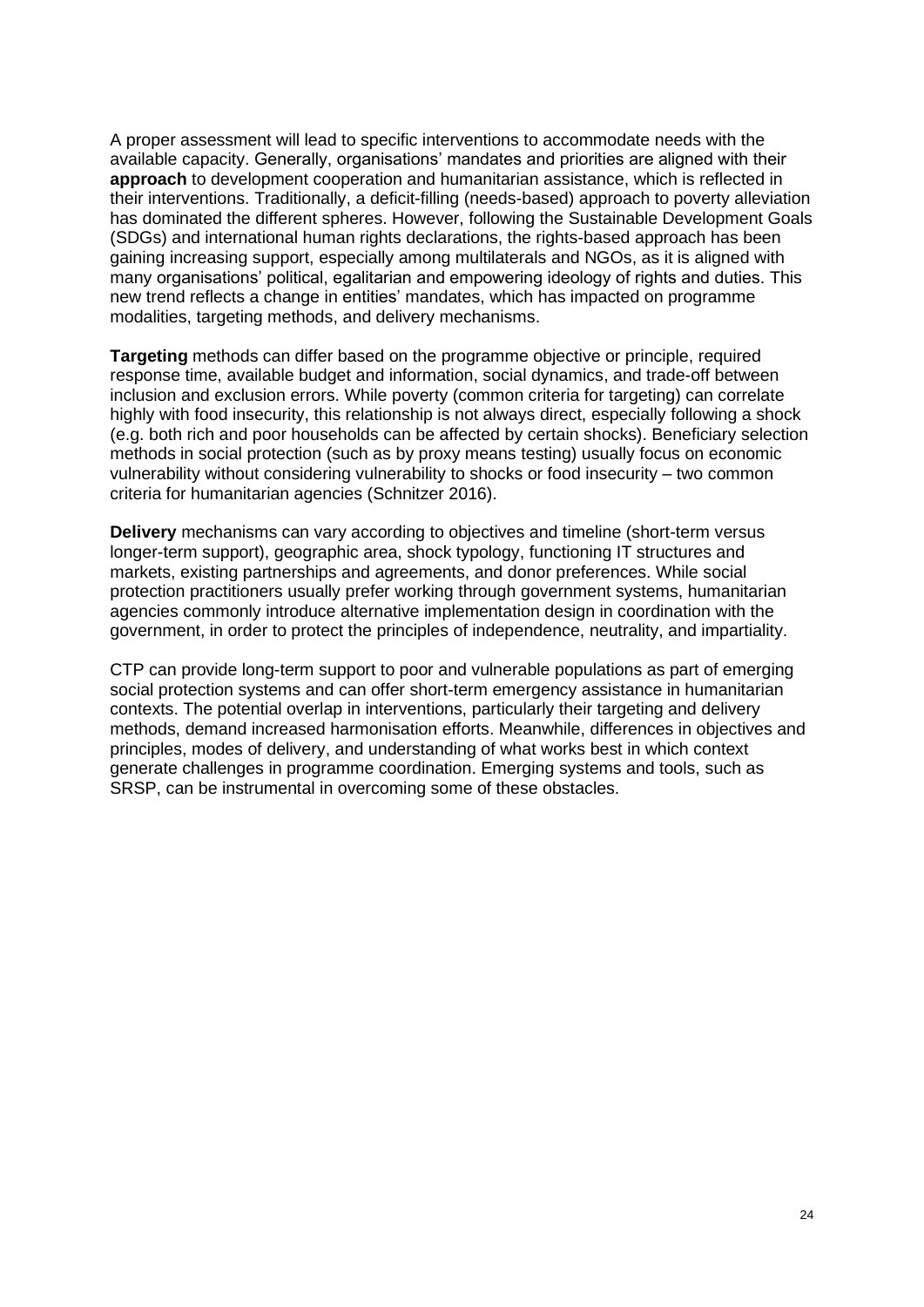A proper assessment will lead to specific interventions to accommodate needs with the available capacity. Generally, organisations' mandates and priorities are aligned with their **approach** to development cooperation and humanitarian assistance, which is reflected in their interventions. Traditionally, a deficit-filling (needs-based) approach to poverty alleviation has dominated the different spheres. However, following the Sustainable Development Goals (SDGs) and international human rights declarations, the rights-based approach has been gaining increasing support, especially among multilaterals and NGOs, as it is aligned with many organisations' political, egalitarian and empowering ideology of rights and duties. This new trend reflects a change in entities' mandates, which has impacted on programme modalities, targeting methods, and delivery mechanisms.

**Targeting** methods can differ based on the programme objective or principle, required response time, available budget and information, social dynamics, and trade-off between inclusion and exclusion errors. While poverty (common criteria for targeting) can correlate highly with food insecurity, this relationship is not always direct, especially following a shock (e.g. both rich and poor households can be affected by certain shocks). Beneficiary selection methods in social protection (such as by proxy means testing) usually focus on economic vulnerability without considering vulnerability to shocks or food insecurity – two common criteria for humanitarian agencies (Schnitzer 2016).

**Delivery** mechanisms can vary according to objectives and timeline (short-term versus longer-term support), geographic area, shock typology, functioning IT structures and markets, existing partnerships and agreements, and donor preferences. While social protection practitioners usually prefer working through government systems, humanitarian agencies commonly introduce alternative implementation design in coordination with the government, in order to protect the principles of independence, neutrality, and impartiality.

CTP can provide long-term support to poor and vulnerable populations as part of emerging social protection systems and can offer short-term emergency assistance in humanitarian contexts. The potential overlap in interventions, particularly their targeting and delivery methods, demand increased harmonisation efforts. Meanwhile, differences in objectives and principles, modes of delivery, and understanding of what works best in which context generate challenges in programme coordination. Emerging systems and tools, such as SRSP, can be instrumental in overcoming some of these obstacles.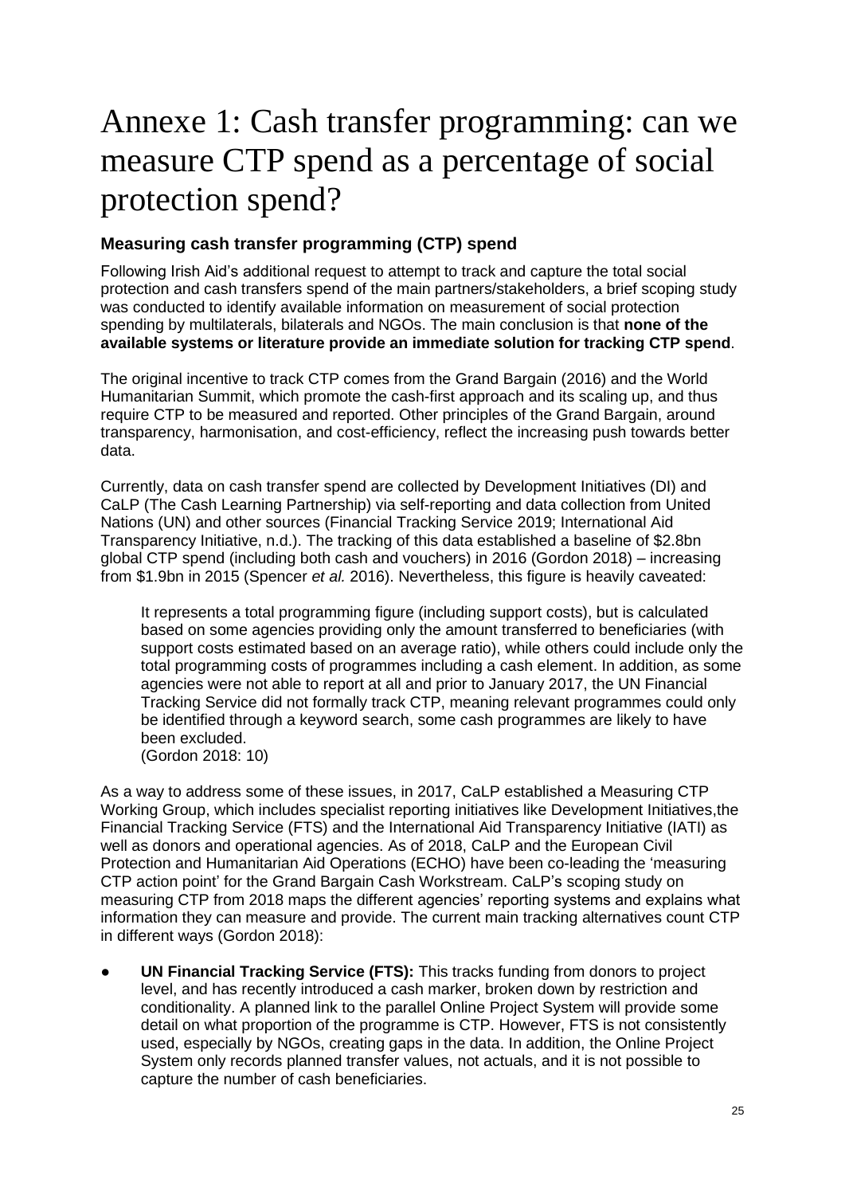# Annexe 1: Cash transfer programming: can we measure CTP spend as a percentage of social protection spend?

### Measuring cash transfer programming (CTP) spend

Following Irish Aid's additional request to attempt to track and capture the total social protection and cash transfers spend of the main partners/stakeholders, a brief scoping study was conducted to identify available information on measurement of social protection spending by multilaterals, bilaterals and NGOs. The main conclusion is that **none of the available systems or literature provide an immediate solution for tracking CTP spend**.

The original incentive to track CTP comes from the Grand Bargain (2016) and the World Humanitarian Summit, which promote the cash-first approach and its scaling up, and thus require CTP to be measured and reported. Other principles of the Grand Bargain, around transparency, harmonisation, and cost-efficiency, reflect the increasing push towards better data.

Currently, data on cash transfer spend are collected by Development Initiatives (DI) and CaLP (The Cash Learning Partnership) via self-reporting and data collection from United Nations (UN) and other sources (Financial Tracking Service 2019; International Aid Transparency Initiative, n.d.). The tracking of this data established a baseline of $2.8bn global CTP spend (including both cash and vouchers) in 2016 (Gordon 2018) – increasing from $1.9bn in 2015 (Spencer *et al.* 2016). Nevertheless, this figure is heavily caveated:

> It represents a total programming figure (including support costs), but is calculated based on some agencies providing only the amount transferred to beneficiaries (with support costs estimated based on an average ratio), while others could include only the total programming costs of programmes including a cash element. In addition, as some agencies were not able to report at all and prior to January 2017, the UN Financial Tracking Service did not formally track CTP, meaning relevant programmes could only be identified through a keyword search, some cash programmes are likely to have been excluded.
> (Gordon 2018: 10)

As a way to address some of these issues, in 2017, CaLP established a Measuring CTP Working Group, which includes specialist reporting initiatives like Development Initiatives,the Financial Tracking Service (FTS) and the International Aid Transparency Initiative (IATI) as well as donors and operational agencies. As of 2018, CaLP and the European Civil Protection and Humanitarian Aid Operations (ECHO) have been co-leading the 'measuring CTP action point' for the Grand Bargain Cash Workstream. CaLP's scoping study on measuring CTP from 2018 maps the different agencies' reporting systems and explains what information they can measure and provide. The current main tracking alternatives count CTP in different ways (Gordon 2018):

- **UN Financial Tracking Service (FTS):** This tracks funding from donors to project level, and has recently introduced a cash marker, broken down by restriction and conditionality. A planned link to the parallel Online Project System will provide some detail on what proportion of the programme is CTP. However, FTS is not consistently used, especially by NGOs, creating gaps in the data. In addition, the Online Project System only records planned transfer values, not actuals, and it is not possible to capture the number of cash beneficiaries.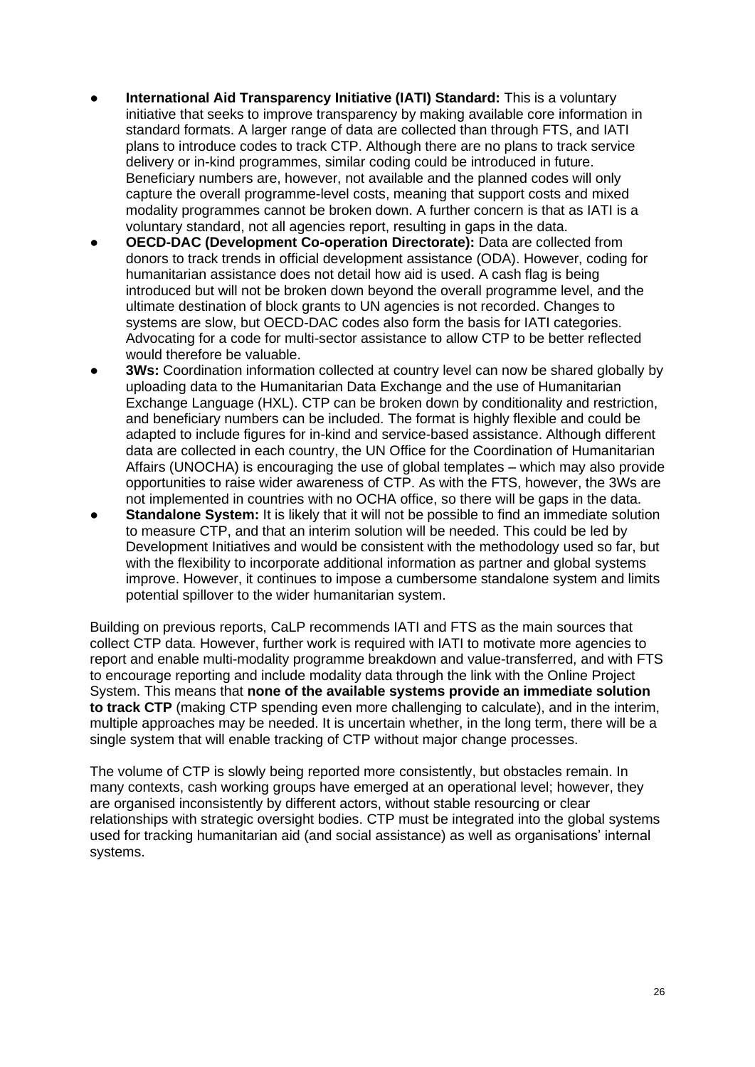- **International Aid Transparency Initiative (IATI) Standard:** This is a voluntary initiative that seeks to improve transparency by making available core information in standard formats. A larger range of data are collected than through FTS, and IATI plans to introduce codes to track CTP. Although there are no plans to track service delivery or in-kind programmes, similar coding could be introduced in future. Beneficiary numbers are, however, not available and the planned codes will only capture the overall programme-level costs, meaning that support costs and mixed modality programmes cannot be broken down. A further concern is that as IATI is a voluntary standard, not all agencies report, resulting in gaps in the data.
- **OECD-DAC (Development Co-operation Directorate):** Data are collected from donors to track trends in official development assistance (ODA). However, coding for humanitarian assistance does not detail how aid is used. A cash flag is being introduced but will not be broken down beyond the overall programme level, and the ultimate destination of block grants to UN agencies is not recorded. Changes to systems are slow, but OECD-DAC codes also form the basis for IATI categories. Advocating for a code for multi-sector assistance to allow CTP to be better reflected would therefore be valuable.
- **3Ws:** Coordination information collected at country level can now be shared globally by uploading data to the Humanitarian Data Exchange and the use of Humanitarian Exchange Language (HXL). CTP can be broken down by conditionality and restriction, and beneficiary numbers can be included. The format is highly flexible and could be adapted to include figures for in-kind and service-based assistance. Although different data are collected in each country, the UN Office for the Coordination of Humanitarian Affairs (UNOCHA) is encouraging the use of global templates – which may also provide opportunities to raise wider awareness of CTP. As with the FTS, however, the 3Ws are not implemented in countries with no OCHA office, so there will be gaps in the data.
- **Standalone System:** It is likely that it will not be possible to find an immediate solution to measure CTP, and that an interim solution will be needed. This could be led by Development Initiatives and would be consistent with the methodology used so far, but with the flexibility to incorporate additional information as partner and global systems improve. However, it continues to impose a cumbersome standalone system and limits potential spillover to the wider humanitarian system.

Building on previous reports, CaLP recommends IATI and FTS as the main sources that collect CTP data. However, further work is required with IATI to motivate more agencies to report and enable multi-modality programme breakdown and value-transferred, and with FTS to encourage reporting and include modality data through the link with the Online Project System. This means that **none of the available systems provide an immediate solution to track CTP** (making CTP spending even more challenging to calculate), and in the interim, multiple approaches may be needed. It is uncertain whether, in the long term, there will be a single system that will enable tracking of CTP without major change processes.

The volume of CTP is slowly being reported more consistently, but obstacles remain. In many contexts, cash working groups have emerged at an operational level; however, they are organised inconsistently by different actors, without stable resourcing or clear relationships with strategic oversight bodies. CTP must be integrated into the global systems used for tracking humanitarian aid (and social assistance) as well as organisations' internal systems.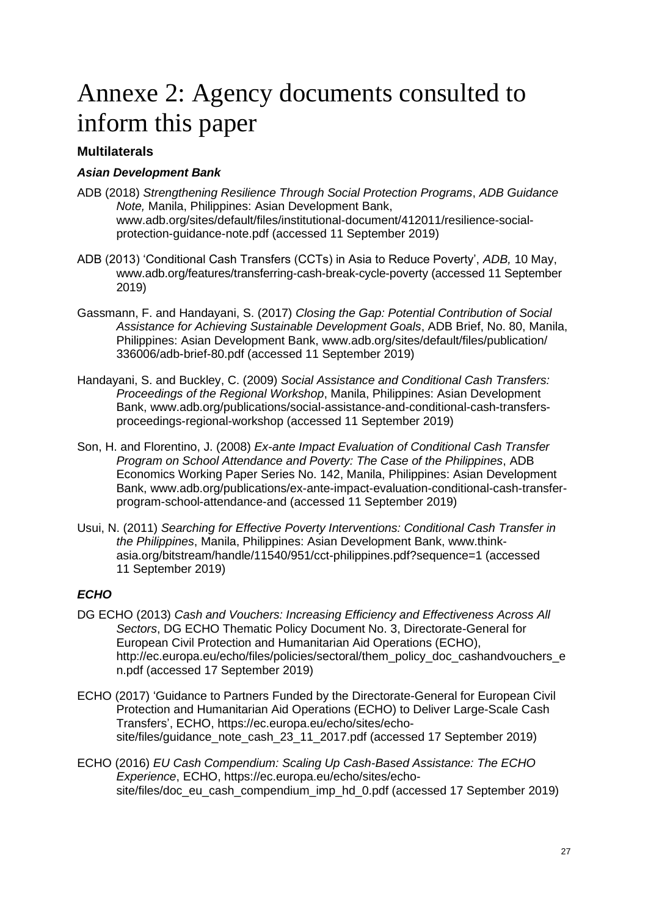# Annexe 2: Agency documents consulted to inform this paper

### Multilaterals

#### *Asian Development Bank*

ADB (2018) *Strengthening Resilience Through Social Protection Programs*, *ADB Guidance Note,* Manila, Philippines: Asian Development Bank, www.adb.org/sites/default/files/institutional-document/412011/resilience-social-protection-guidance-note.pdf (accessed 11 September 2019)

ADB (2013) 'Conditional Cash Transfers (CCTs) in Asia to Reduce Poverty', *ADB,* 10 May, www.adb.org/features/transferring-cash-break-cycle-poverty (accessed 11 September 2019)

Gassmann, F. and Handayani, S. (2017) *Closing the Gap: Potential Contribution of Social Assistance for Achieving Sustainable Development Goals*, ADB Brief, No. 80, Manila, Philippines: Asian Development Bank, www.adb.org/sites/default/files/publication/336006/adb-brief-80.pdf (accessed 11 September 2019)

Handayani, S. and Buckley, C. (2009) *Social Assistance and Conditional Cash Transfers: Proceedings of the Regional Workshop*, Manila, Philippines: Asian Development Bank, www.adb.org/publications/social-assistance-and-conditional-cash-transfers-proceedings-regional-workshop (accessed 11 September 2019)

Son, H. and Florentino, J. (2008) *Ex-ante Impact Evaluation of Conditional Cash Transfer Program on School Attendance and Poverty: The Case of the Philippines*, ADB Economics Working Paper Series No. 142, Manila, Philippines: Asian Development Bank, www.adb.org/publications/ex-ante-impact-evaluation-conditional-cash-transfer-program-school-attendance-and (accessed 11 September 2019)

Usui, N. (2011) *Searching for Effective Poverty Interventions: Conditional Cash Transfer in the Philippines*, Manila, Philippines: Asian Development Bank, www.think-asia.org/bitstream/handle/11540/951/cct-philippines.pdf?sequence=1 (accessed 11 September 2019)

#### *ECHO*

DG ECHO (2013) *Cash and Vouchers: Increasing Efficiency and Effectiveness Across All Sectors*, DG ECHO Thematic Policy Document No. 3, Directorate-General for European Civil Protection and Humanitarian Aid Operations (ECHO), http://ec.europa.eu/echo/files/policies/sectoral/them_policy_doc_cashandvouchers_en.pdf (accessed 17 September 2019)

ECHO (2017) 'Guidance to Partners Funded by the Directorate-General for European Civil Protection and Humanitarian Aid Operations (ECHO) to Deliver Large-Scale Cash Transfers', ECHO, https://ec.europa.eu/echo/sites/echo-site/files/guidance_note_cash_23_11_2017.pdf (accessed 17 September 2019)

ECHO (2016) *EU Cash Compendium: Scaling Up Cash-Based Assistance: The ECHO Experience*, ECHO, https://ec.europa.eu/echo/sites/echo-site/files/doc_eu_cash_compendium_imp_hd_0.pdf (accessed 17 September 2019)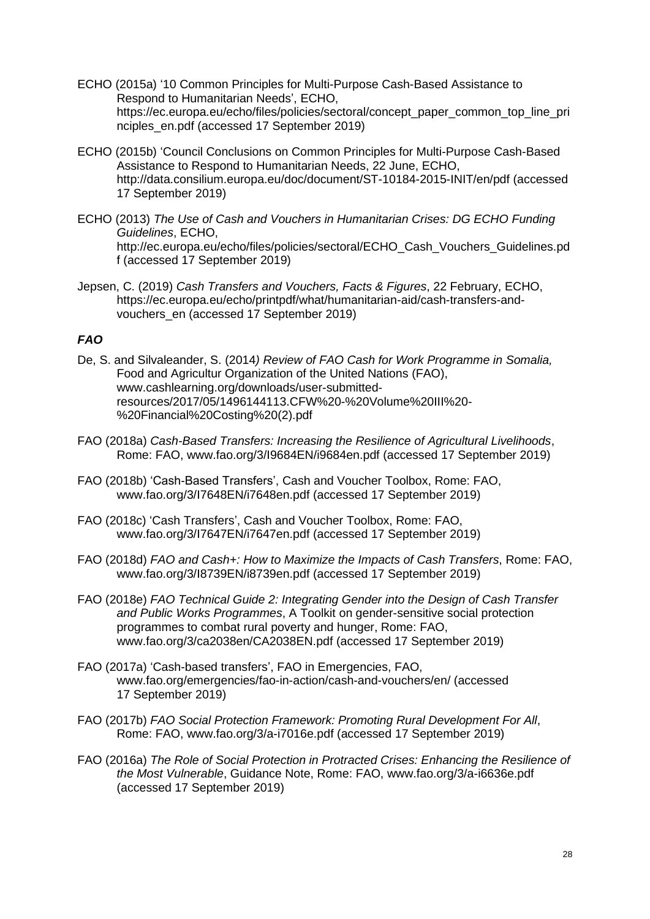ECHO (2015a) '10 Common Principles for Multi-Purpose Cash-Based Assistance to Respond to Humanitarian Needs', ECHO, https://ec.europa.eu/echo/files/policies/sectoral/concept_paper_common_top_line_principles_en.pdf (accessed 17 September 2019)

ECHO (2015b) 'Council Conclusions on Common Principles for Multi-Purpose Cash-Based Assistance to Respond to Humanitarian Needs, 22 June, ECHO, http://data.consilium.europa.eu/doc/document/ST-10184-2015-INIT/en/pdf (accessed 17 September 2019)

ECHO (2013) *The Use of Cash and Vouchers in Humanitarian Crises: DG ECHO Funding Guidelines*, ECHO, http://ec.europa.eu/echo/files/policies/sectoral/ECHO_Cash_Vouchers_Guidelines.pdf (accessed 17 September 2019)

Jepsen, C. (2019) *Cash Transfers and Vouchers, Facts & Figures*, 22 February, ECHO, https://ec.europa.eu/echo/printpdf/what/humanitarian-aid/cash-transfers-and-vouchers_en (accessed 17 September 2019)

### *FAO*

De, S. and Silvaleander, S. (2014*) Review of FAO Cash for Work Programme in Somalia,* Food and Agricultur Organization of the United Nations (FAO), www.cashlearning.org/downloads/user-submitted-resources/2017/05/1496144113.CFW%20-%20Volume%20III%20-%20Financial%20Costing%20(2).pdf

FAO (2018a) *Cash-Based Transfers: Increasing the Resilience of Agricultural Livelihoods*, Rome: FAO, www.fao.org/3/I9684EN/i9684en.pdf (accessed 17 September 2019)

FAO (2018b) 'Cash-Based Transfers', Cash and Voucher Toolbox, Rome: FAO, www.fao.org/3/I7648EN/i7648en.pdf (accessed 17 September 2019)

FAO (2018c) 'Cash Transfers', Cash and Voucher Toolbox, Rome: FAO, www.fao.org/3/I7647EN/i7647en.pdf (accessed 17 September 2019)

FAO (2018d) *FAO and Cash+: How to Maximize the Impacts of Cash Transfers*, Rome: FAO, www.fao.org/3/I8739EN/i8739en.pdf (accessed 17 September 2019)

FAO (2018e) *FAO Technical Guide 2: Integrating Gender into the Design of Cash Transfer and Public Works Programmes*, A Toolkit on gender-sensitive social protection programmes to combat rural poverty and hunger, Rome: FAO, www.fao.org/3/ca2038en/CA2038EN.pdf (accessed 17 September 2019)

FAO (2017a) 'Cash-based transfers', FAO in Emergencies, FAO, www.fao.org/emergencies/fao-in-action/cash-and-vouchers/en/ (accessed 17 September 2019)

FAO (2017b) *FAO Social Protection Framework: Promoting Rural Development For All*, Rome: FAO, www.fao.org/3/a-i7016e.pdf (accessed 17 September 2019)

FAO (2016a) *The Role of Social Protection in Protracted Crises: Enhancing the Resilience of the Most Vulnerable*, Guidance Note, Rome: FAO, www.fao.org/3/a-i6636e.pdf (accessed 17 September 2019)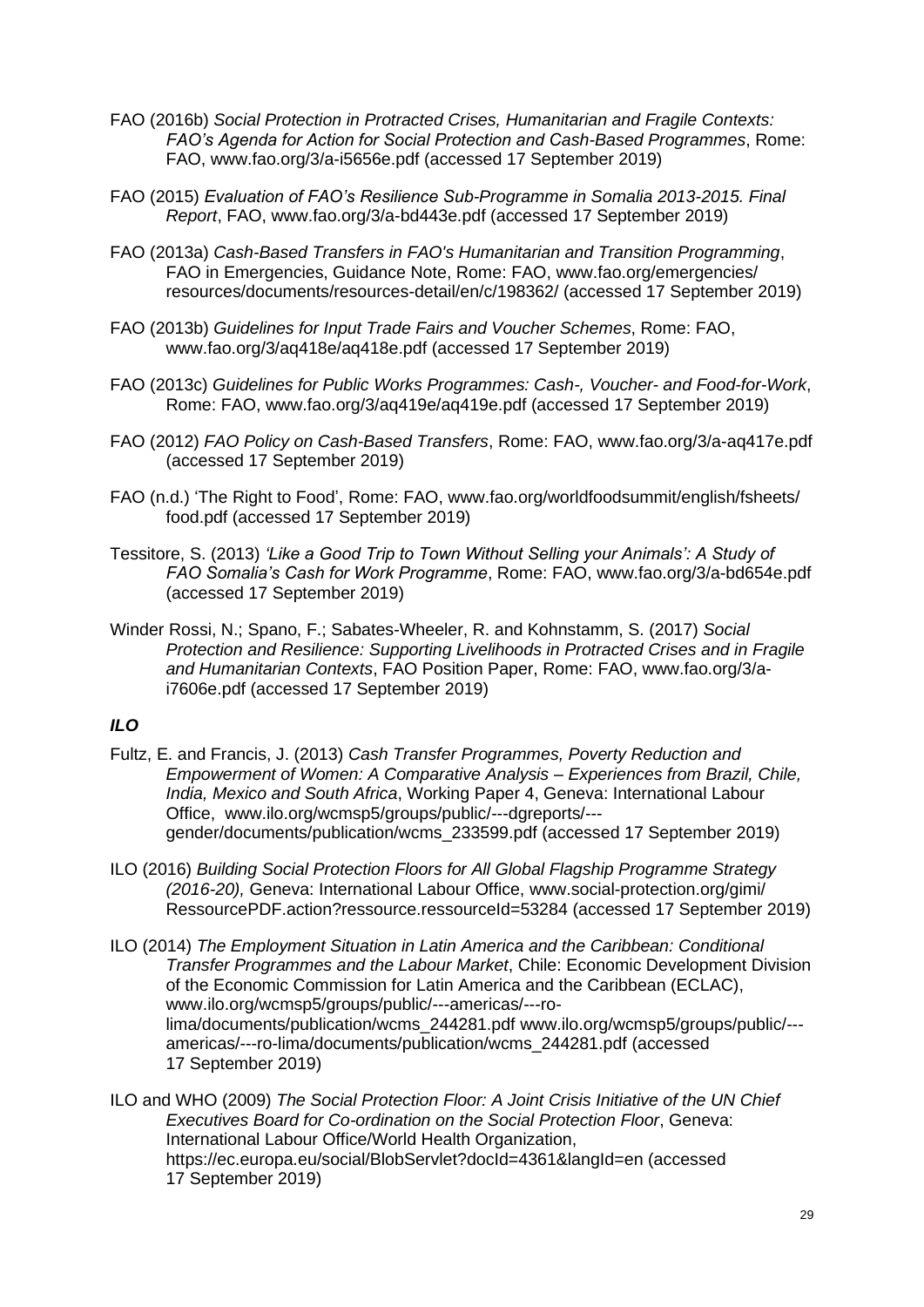FAO (2016b) *Social Protection in Protracted Crises, Humanitarian and Fragile Contexts: FAO's Agenda for Action for Social Protection and Cash-Based Programmes*, Rome: FAO, www.fao.org/3/a-i5656e.pdf (accessed 17 September 2019)

FAO (2015) *Evaluation of FAO's Resilience Sub-Programme in Somalia 2013-2015. Final Report*, FAO, www.fao.org/3/a-bd443e.pdf (accessed 17 September 2019)

FAO (2013a) *Cash-Based Transfers in FAO's Humanitarian and Transition Programming*, FAO in Emergencies, Guidance Note, Rome: FAO, www.fao.org/emergencies/resources/documents/resources-detail/en/c/198362/ (accessed 17 September 2019)

FAO (2013b) *Guidelines for Input Trade Fairs and Voucher Schemes*, Rome: FAO, www.fao.org/3/aq418e/aq418e.pdf (accessed 17 September 2019)

FAO (2013c) *Guidelines for Public Works Programmes: Cash-, Voucher- and Food-for-Work*, Rome: FAO, www.fao.org/3/aq419e/aq419e.pdf (accessed 17 September 2019)

FAO (2012) *FAO Policy on Cash-Based Transfers*, Rome: FAO, www.fao.org/3/a-aq417e.pdf (accessed 17 September 2019)

FAO (n.d.) 'The Right to Food', Rome: FAO, www.fao.org/worldfoodsummit/english/fsheets/food.pdf (accessed 17 September 2019)

Tessitore, S. (2013) *'Like a Good Trip to Town Without Selling your Animals': A Study of FAO Somalia's Cash for Work Programme*, Rome: FAO, www.fao.org/3/a-bd654e.pdf (accessed 17 September 2019)

Winder Rossi, N.; Spano, F.; Sabates-Wheeler, R. and Kohnstamm, S. (2017) *Social Protection and Resilience: Supporting Livelihoods in Protracted Crises and in Fragile and Humanitarian Contexts*, FAO Position Paper, Rome: FAO, www.fao.org/3/a-i7606e.pdf (accessed 17 September 2019)

### *ILO*

Fultz, E. and Francis, J. (2013) *Cash Transfer Programmes, Poverty Reduction and Empowerment of Women: A Comparative Analysis – Experiences from Brazil, Chile, India, Mexico and South Africa*, Working Paper 4, Geneva: International Labour Office, www.ilo.org/wcmsp5/groups/public/---dgreports/---gender/documents/publication/wcms_233599.pdf (accessed 17 September 2019)

ILO (2016) *Building Social Protection Floors for All Global Flagship Programme Strategy (2016-20),* Geneva: International Labour Office, www.social-protection.org/gimi/RessourcePDF.action?ressource.ressourceId=53284 (accessed 17 September 2019)

ILO (2014) *The Employment Situation in Latin America and the Caribbean: Conditional Transfer Programmes and the Labour Market*, Chile: Economic Development Division of the Economic Commission for Latin America and the Caribbean (ECLAC), www.ilo.org/wcmsp5/groups/public/---americas/---ro-lima/documents/publication/wcms_244281.pdf www.ilo.org/wcmsp5/groups/public/---americas/---ro-lima/documents/publication/wcms_244281.pdf (accessed 17 September 2019)

ILO and WHO (2009) *The Social Protection Floor: A Joint Crisis Initiative of the UN Chief Executives Board for Co-ordination on the Social Protection Floor*, Geneva: International Labour Office/World Health Organization, https://ec.europa.eu/social/BlobServlet?docId=4361&langId=en (accessed 17 September 2019)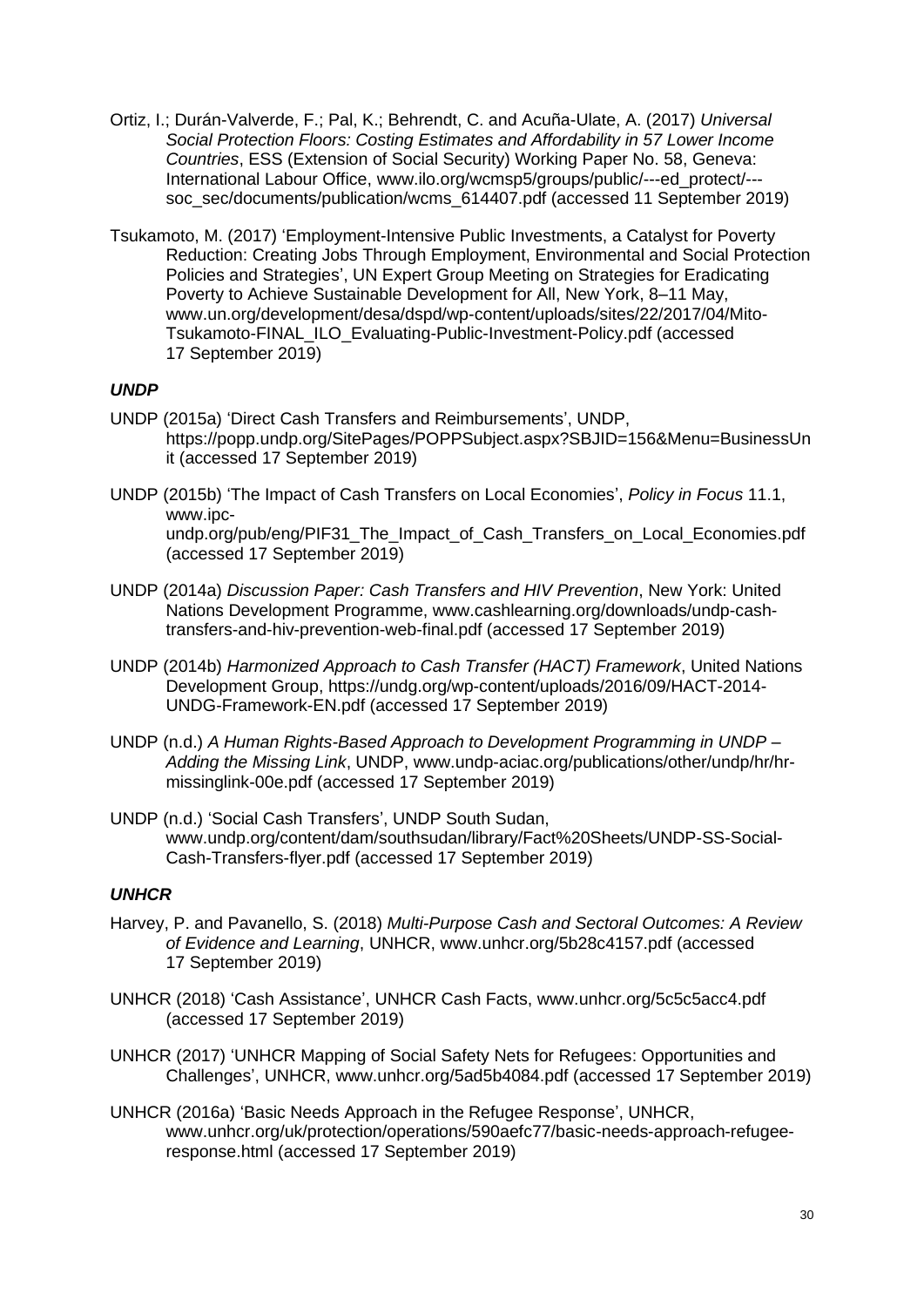Ortiz, I.; Durán-Valverde, F.; Pal, K.; Behrendt, C. and Acuña-Ulate, A. (2017) *Universal Social Protection Floors: Costing Estimates and Affordability in 57 Lower Income Countries*, ESS (Extension of Social Security) Working Paper No. 58, Geneva: International Labour Office, www.ilo.org/wcmsp5/groups/public/---ed_protect/---soc_sec/documents/publication/wcms_614407.pdf (accessed 11 September 2019)

Tsukamoto, M. (2017) 'Employment-Intensive Public Investments, a Catalyst for Poverty Reduction: Creating Jobs Through Employment, Environmental and Social Protection Policies and Strategies', UN Expert Group Meeting on Strategies for Eradicating Poverty to Achieve Sustainable Development for All, New York, 8–11 May, www.un.org/development/desa/dspd/wp-content/uploads/sites/22/2017/04/Mito-Tsukamoto-FINAL_ILO_Evaluating-Public-Investment-Policy.pdf (accessed 17 September 2019)

### *UNDP*

UNDP (2015a) 'Direct Cash Transfers and Reimbursements', UNDP, https://popp.undp.org/SitePages/POPPSubject.aspx?SBJID=156&Menu=BusinessUnit (accessed 17 September 2019)

UNDP (2015b) 'The Impact of Cash Transfers on Local Economies', *Policy in Focus* 11.1, www.ipc-undp.org/pub/eng/PIF31_The_Impact_of_Cash_Transfers_on_Local_Economies.pdf (accessed 17 September 2019)

UNDP (2014a) *Discussion Paper: Cash Transfers and HIV Prevention*, New York: United Nations Development Programme, www.cashlearning.org/downloads/undp-cash-transfers-and-hiv-prevention-web-final.pdf (accessed 17 September 2019)

UNDP (2014b) *Harmonized Approach to Cash Transfer (HACT) Framework*, United Nations Development Group, https://undg.org/wp-content/uploads/2016/09/HACT-2014-UNDG-Framework-EN.pdf (accessed 17 September 2019)

UNDP (n.d.) *A Human Rights-Based Approach to Development Programming in UNDP – Adding the Missing Link*, UNDP, www.undp-aciac.org/publications/other/undp/hr/hr-missinglink-00e.pdf (accessed 17 September 2019)

UNDP (n.d.) 'Social Cash Transfers', UNDP South Sudan, www.undp.org/content/dam/southsudan/library/Fact%20Sheets/UNDP-SS-Social-Cash-Transfers-flyer.pdf (accessed 17 September 2019)

### *UNHCR*

Harvey, P. and Pavanello, S. (2018) *Multi-Purpose Cash and Sectoral Outcomes: A Review of Evidence and Learning*, UNHCR, www.unhcr.org/5b28c4157.pdf (accessed 17 September 2019)

UNHCR (2018) 'Cash Assistance', UNHCR Cash Facts, www.unhcr.org/5c5c5acc4.pdf (accessed 17 September 2019)

UNHCR (2017) 'UNHCR Mapping of Social Safety Nets for Refugees: Opportunities and Challenges', UNHCR, www.unhcr.org/5ad5b4084.pdf (accessed 17 September 2019)

UNHCR (2016a) 'Basic Needs Approach in the Refugee Response', UNHCR, www.unhcr.org/uk/protection/operations/590aefc77/basic-needs-approach-refugee-response.html (accessed 17 September 2019)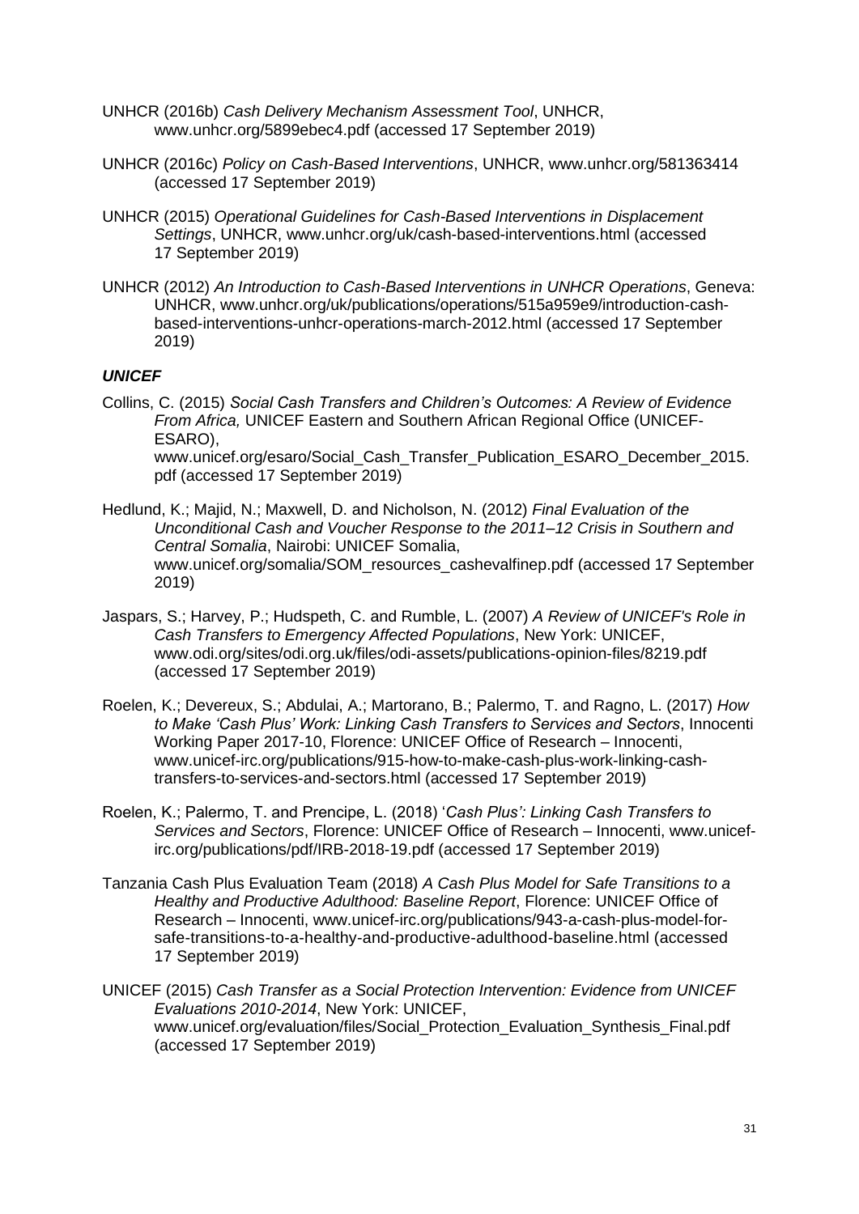UNHCR (2016b) *Cash Delivery Mechanism Assessment Tool*, UNHCR, www.unhcr.org/5899ebec4.pdf (accessed 17 September 2019)

UNHCR (2016c) *Policy on Cash-Based Interventions*, UNHCR, www.unhcr.org/581363414 (accessed 17 September 2019)

UNHCR (2015) *Operational Guidelines for Cash-Based Interventions in Displacement Settings*, UNHCR, www.unhcr.org/uk/cash-based-interventions.html (accessed 17 September 2019)

UNHCR (2012) *An Introduction to Cash-Based Interventions in UNHCR Operations*, Geneva: UNHCR, www.unhcr.org/uk/publications/operations/515a959e9/introduction-cash-based-interventions-unhcr-operations-march-2012.html (accessed 17 September 2019)

***UNICEF***

Collins, C. (2015) *Social Cash Transfers and Children's Outcomes: A Review of Evidence From Africa,* UNICEF Eastern and Southern African Regional Office (UNICEF-ESARO), www.unicef.org/esaro/Social_Cash_Transfer_Publication_ESARO_December_2015.pdf (accessed 17 September 2019)

Hedlund, K.; Majid, N.; Maxwell, D. and Nicholson, N. (2012) *Final Evaluation of the Unconditional Cash and Voucher Response to the 2011–12 Crisis in Southern and Central Somalia*, Nairobi: UNICEF Somalia, www.unicef.org/somalia/SOM_resources_cashevalfinep.pdf (accessed 17 September 2019)

Jaspars, S.; Harvey, P.; Hudspeth, C. and Rumble, L. (2007) *A Review of UNICEF's Role in Cash Transfers to Emergency Affected Populations*, New York: UNICEF, www.odi.org/sites/odi.org.uk/files/odi-assets/publications-opinion-files/8219.pdf (accessed 17 September 2019)

Roelen, K.; Devereux, S.; Abdulai, A.; Martorano, B.; Palermo, T. and Ragno, L. (2017) *How to Make 'Cash Plus' Work: Linking Cash Transfers to Services and Sectors*, Innocenti Working Paper 2017-10, Florence: UNICEF Office of Research – Innocenti, www.unicef-irc.org/publications/915-how-to-make-cash-plus-work-linking-cash-transfers-to-services-and-sectors.html (accessed 17 September 2019)

Roelen, K.; Palermo, T. and Prencipe, L. (2018) '*Cash Plus': Linking Cash Transfers to Services and Sectors*, Florence: UNICEF Office of Research – Innocenti, www.unicef-irc.org/publications/pdf/IRB-2018-19.pdf (accessed 17 September 2019)

Tanzania Cash Plus Evaluation Team (2018) *A Cash Plus Model for Safe Transitions to a Healthy and Productive Adulthood: Baseline Report*, Florence: UNICEF Office of Research – Innocenti, www.unicef-irc.org/publications/943-a-cash-plus-model-for-safe-transitions-to-a-healthy-and-productive-adulthood-baseline.html (accessed 17 September 2019)

UNICEF (2015) *Cash Transfer as a Social Protection Intervention: Evidence from UNICEF Evaluations 2010-2014*, New York: UNICEF, www.unicef.org/evaluation/files/Social_Protection_Evaluation_Synthesis_Final.pdf (accessed 17 September 2019)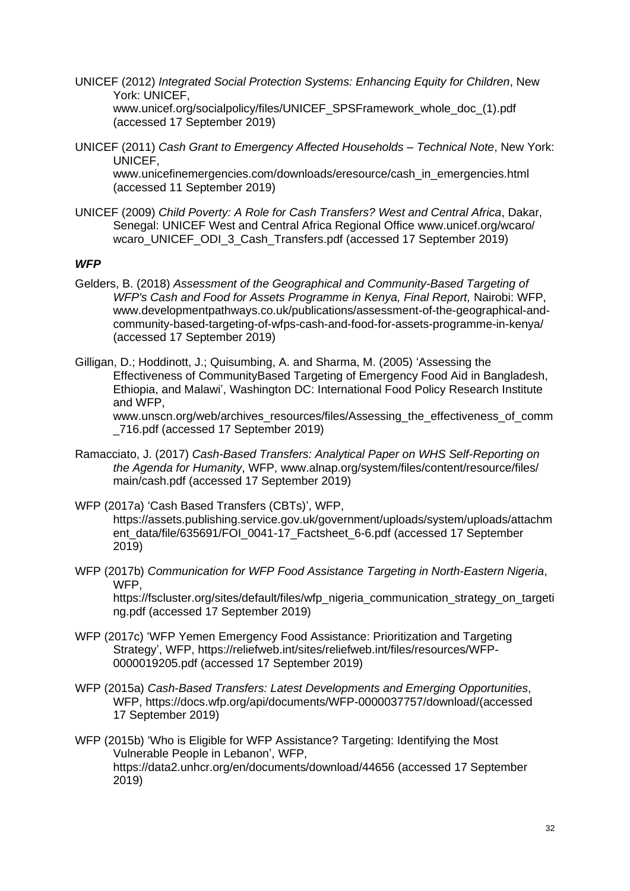UNICEF (2012) *Integrated Social Protection Systems: Enhancing Equity for Children*, New York: UNICEF, www.unicef.org/socialpolicy/files/UNICEF_SPSFramework_whole_doc_(1).pdf (accessed 17 September 2019)

UNICEF (2011) *Cash Grant to Emergency Affected Households – Technical Note*, New York: UNICEF, www.unicefinemergencies.com/downloads/eresource/cash_in_emergencies.html (accessed 11 September 2019)

UNICEF (2009) *Child Poverty: A Role for Cash Transfers? West and Central Africa*, Dakar, Senegal: UNICEF West and Central Africa Regional Office www.unicef.org/wcaro/ wcaro_UNICEF_ODI_3_Cash_Transfers.pdf (accessed 17 September 2019)

***WFP***

Gelders, B. (2018) *Assessment of the Geographical and Community-Based Targeting of WFP's Cash and Food for Assets Programme in Kenya, Final Report,* Nairobi: WFP, www.developmentpathways.co.uk/publications/assessment-of-the-geographical-and-community-based-targeting-of-wfps-cash-and-food-for-assets-programme-in-kenya/ (accessed 17 September 2019)

Gilligan, D.; Hoddinott, J.; Quisumbing, A. and Sharma, M. (2005) 'Assessing the Effectiveness of CommunityBased Targeting of Emergency Food Aid in Bangladesh, Ethiopia, and Malawi', Washington DC: International Food Policy Research Institute and WFP, www.unscn.org/web/archives_resources/files/Assessing_the_effectiveness_of_comm_716.pdf (accessed 17 September 2019)

Ramacciato, J. (2017) *Cash-Based Transfers: Analytical Paper on WHS Self-Reporting on the Agenda for Humanity*, WFP, www.alnap.org/system/files/content/resource/files/ main/cash.pdf (accessed 17 September 2019)

WFP (2017a) 'Cash Based Transfers (CBTs)', WFP, https://assets.publishing.service.gov.uk/government/uploads/system/uploads/attachment_data/file/635691/FOI_0041-17_Factsheet_6-6.pdf (accessed 17 September 2019)

WFP (2017b) *Communication for WFP Food Assistance Targeting in North-Eastern Nigeria*, WFP, https://fscluster.org/sites/default/files/wfp_nigeria_communication_strategy_on_targeting.pdf (accessed 17 September 2019)

WFP (2017c) 'WFP Yemen Emergency Food Assistance: Prioritization and Targeting Strategy', WFP, https://reliefweb.int/sites/reliefweb.int/files/resources/WFP-0000019205.pdf (accessed 17 September 2019)

WFP (2015a) *Cash-Based Transfers: Latest Developments and Emerging Opportunities*, WFP, https://docs.wfp.org/api/documents/WFP-0000037757/download/(accessed 17 September 2019)

WFP (2015b) 'Who is Eligible for WFP Assistance? Targeting: Identifying the Most Vulnerable People in Lebanon', WFP, https://data2.unhcr.org/en/documents/download/44656 (accessed 17 September 2019)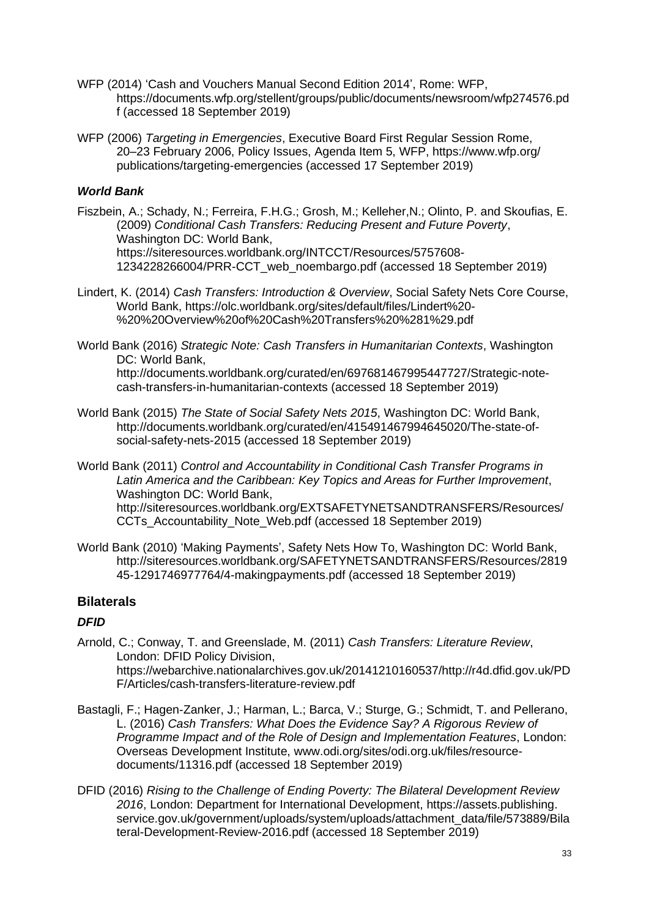WFP (2014) 'Cash and Vouchers Manual Second Edition 2014', Rome: WFP, https://documents.wfp.org/stellent/groups/public/documents/newsroom/wfp274576.pdf (accessed 18 September 2019)

WFP (2006) *Targeting in Emergencies*, Executive Board First Regular Session Rome, 20–23 February 2006, Policy Issues, Agenda Item 5, WFP, https://www.wfp.org/publications/targeting-emergencies (accessed 17 September 2019)

### *World Bank*

Fiszbein, A.; Schady, N.; Ferreira, F.H.G.; Grosh, M.; Kelleher,N.; Olinto, P. and Skoufias, E. (2009) *Conditional Cash Transfers: Reducing Present and Future Poverty*, Washington DC: World Bank, https://siteresources.worldbank.org/INTCCT/Resources/5757608-1234228266004/PRR-CCT_web_noembargo.pdf (accessed 18 September 2019)

Lindert, K. (2014) *Cash Transfers: Introduction & Overview*, Social Safety Nets Core Course, World Bank, https://olc.worldbank.org/sites/default/files/Lindert%20-%20%20Overview%20of%20Cash%20Transfers%20%281%29.pdf

World Bank (2016) *Strategic Note: Cash Transfers in Humanitarian Contexts*, Washington DC: World Bank, http://documents.worldbank.org/curated/en/697681467995447727/Strategic-note-cash-transfers-in-humanitarian-contexts (accessed 18 September 2019)

World Bank (2015) *The State of Social Safety Nets 2015*, Washington DC: World Bank, http://documents.worldbank.org/curated/en/415491467994645020/The-state-of-social-safety-nets-2015 (accessed 18 September 2019)

World Bank (2011) *Control and Accountability in Conditional Cash Transfer Programs in Latin America and the Caribbean: Key Topics and Areas for Further Improvement*, Washington DC: World Bank, http://siteresources.worldbank.org/EXTSAFETYNETSANDTRANSFERS/Resources/CCTs_Accountability_Note_Web.pdf (accessed 18 September 2019)

World Bank (2010) 'Making Payments', Safety Nets How To, Washington DC: World Bank, http://siteresources.worldbank.org/SAFETYNETSANDTRANSFERS/Resources/281945-1291746977764/4-makingpayments.pdf (accessed 18 September 2019)

## Bilaterals

### *DFID*

Arnold, C.; Conway, T. and Greenslade, M. (2011) *Cash Transfers: Literature Review*, London: DFID Policy Division, https://webarchive.nationalarchives.gov.uk/20141210160537/http://r4d.dfid.gov.uk/PDF/Articles/cash-transfers-literature-review.pdf

Bastagli, F.; Hagen-Zanker, J.; Harman, L.; Barca, V.; Sturge, G.; Schmidt, T. and Pellerano, L. (2016) *Cash Transfers: What Does the Evidence Say? A Rigorous Review of Programme Impact and of the Role of Design and Implementation Features*, London: Overseas Development Institute, www.odi.org/sites/odi.org.uk/files/resource-documents/11316.pdf (accessed 18 September 2019)

DFID (2016) *Rising to the Challenge of Ending Poverty: The Bilateral Development Review 2016*, London: Department for International Development, https://assets.publishing.service.gov.uk/government/uploads/system/uploads/attachment_data/file/573889/Bilateral-Development-Review-2016.pdf (accessed 18 September 2019)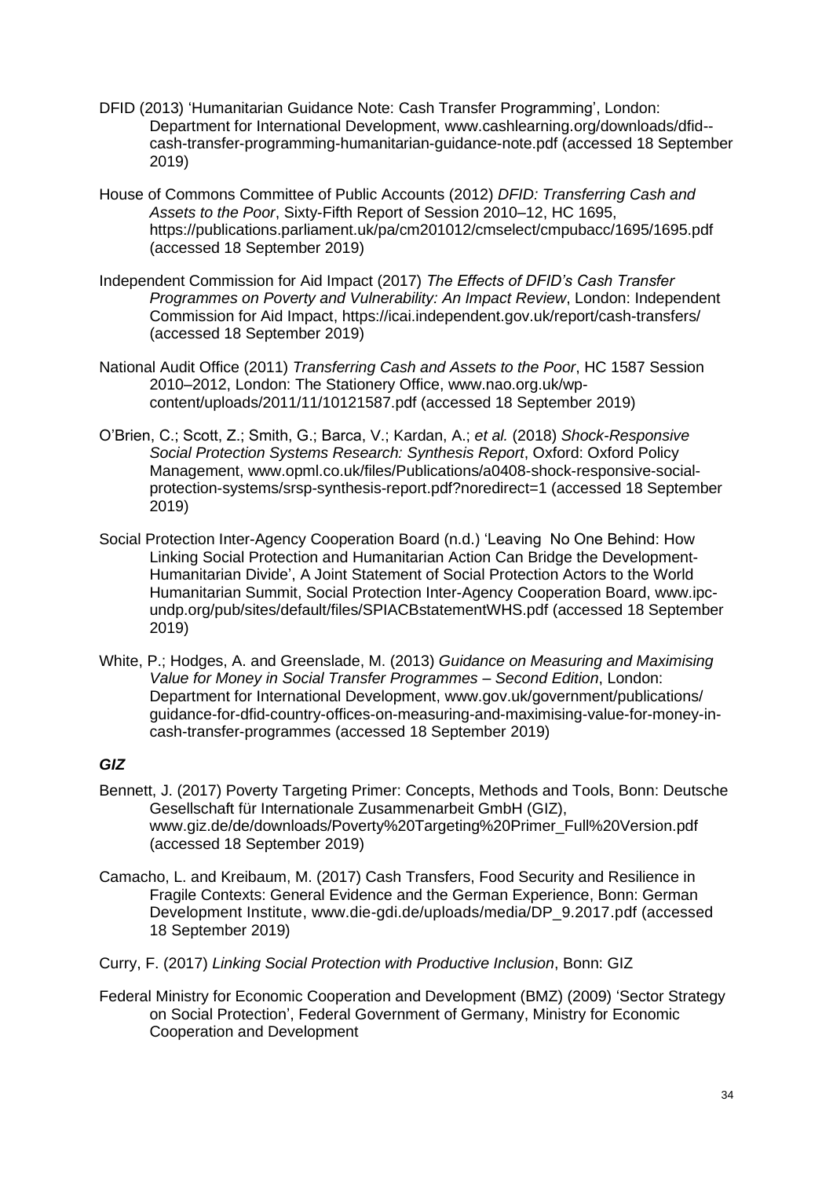DFID (2013) 'Humanitarian Guidance Note: Cash Transfer Programming', London: Department for International Development, www.cashlearning.org/downloads/dfid--cash-transfer-programming-humanitarian-guidance-note.pdf (accessed 18 September 2019)

House of Commons Committee of Public Accounts (2012) *DFID: Transferring Cash and Assets to the Poor*, Sixty-Fifth Report of Session 2010–12, HC 1695, https://publications.parliament.uk/pa/cm201012/cmselect/cmpubacc/1695/1695.pdf (accessed 18 September 2019)

Independent Commission for Aid Impact (2017) *The Effects of DFID's Cash Transfer Programmes on Poverty and Vulnerability: An Impact Review*, London: Independent Commission for Aid Impact, https://icai.independent.gov.uk/report/cash-transfers/ (accessed 18 September 2019)

National Audit Office (2011) *Transferring Cash and Assets to the Poor*, HC 1587 Session 2010–2012, London: The Stationery Office, www.nao.org.uk/wp-content/uploads/2011/11/10121587.pdf (accessed 18 September 2019)

O'Brien, C.; Scott, Z.; Smith, G.; Barca, V.; Kardan, A.; *et al.* (2018) *Shock-Responsive Social Protection Systems Research: Synthesis Report*, Oxford: Oxford Policy Management, www.opml.co.uk/files/Publications/a0408-shock-responsive-social-protection-systems/srsp-synthesis-report.pdf?noredirect=1 (accessed 18 September 2019)

Social Protection Inter-Agency Cooperation Board (n.d.) 'Leaving No One Behind: How Linking Social Protection and Humanitarian Action Can Bridge the Development-Humanitarian Divide', A Joint Statement of Social Protection Actors to the World Humanitarian Summit, Social Protection Inter-Agency Cooperation Board, www.ipc-undp.org/pub/sites/default/files/SPIACBstatementWHS.pdf (accessed 18 September 2019)

White, P.; Hodges, A. and Greenslade, M. (2013) *Guidance on Measuring and Maximising Value for Money in Social Transfer Programmes – Second Edition*, London: Department for International Development, www.gov.uk/government/publications/guidance-for-dfid-country-offices-on-measuring-and-maximising-value-for-money-in-cash-transfer-programmes (accessed 18 September 2019)

### *GIZ*

Bennett, J. (2017) Poverty Targeting Primer: Concepts, Methods and Tools, Bonn: Deutsche Gesellschaft für Internationale Zusammenarbeit GmbH (GIZ), www.giz.de/de/downloads/Poverty%20Targeting%20Primer_Full%20Version.pdf (accessed 18 September 2019)

Camacho, L. and Kreibaum, M. (2017) Cash Transfers, Food Security and Resilience in Fragile Contexts: General Evidence and the German Experience, Bonn: German Development Institute, www.die-gdi.de/uploads/media/DP_9.2017.pdf (accessed 18 September 2019)

Curry, F. (2017) *Linking Social Protection with Productive Inclusion*, Bonn: GIZ

Federal Ministry for Economic Cooperation and Development (BMZ) (2009) 'Sector Strategy on Social Protection', Federal Government of Germany, Ministry for Economic Cooperation and Development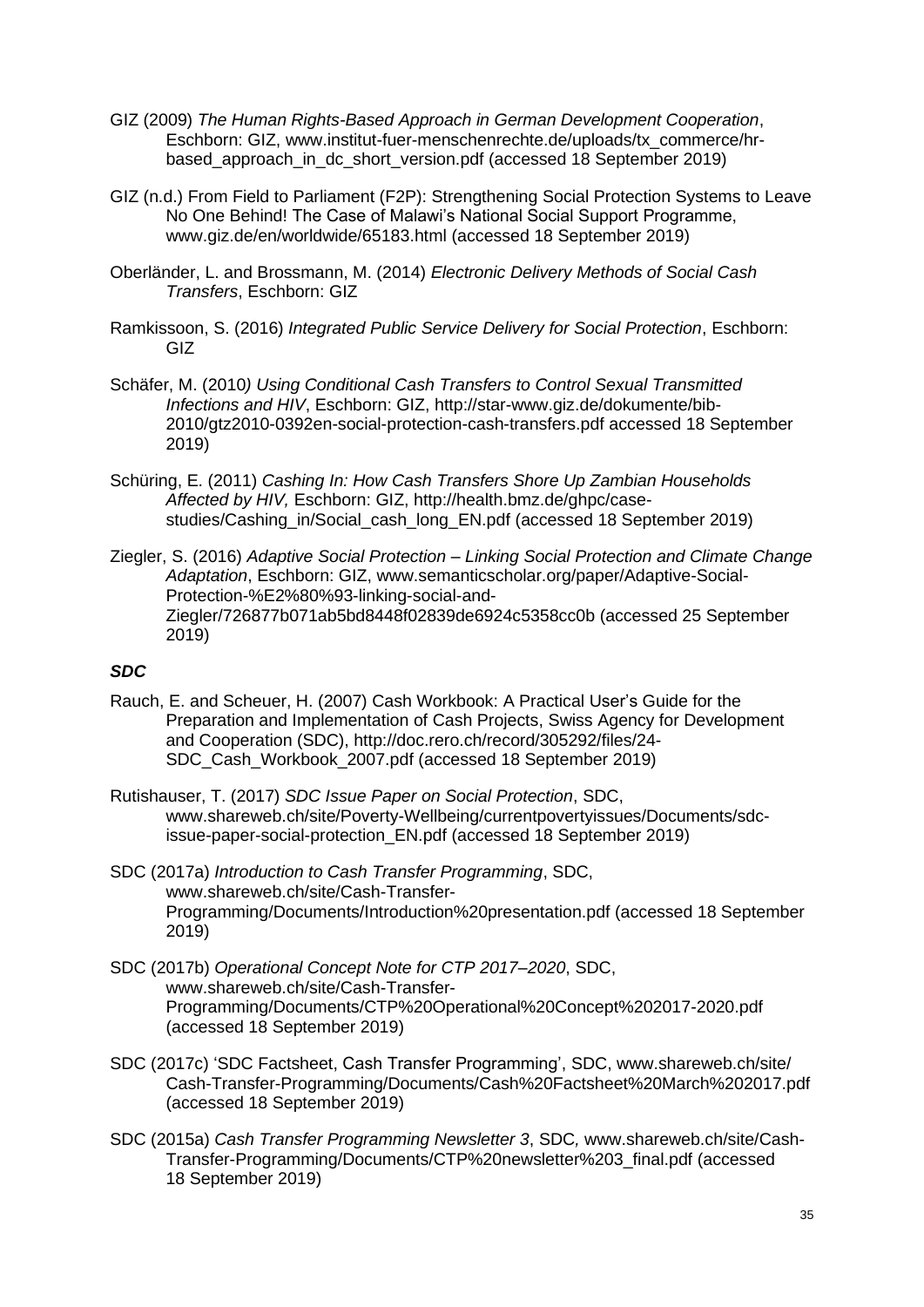GIZ (2009) *The Human Rights-Based Approach in German Development Cooperation*, Eschborn: GIZ, www.institut-fuer-menschenrechte.de/uploads/tx_commerce/hr-based_approach_in_dc_short_version.pdf (accessed 18 September 2019)

GIZ (n.d.) From Field to Parliament (F2P): Strengthening Social Protection Systems to Leave No One Behind! The Case of Malawi's National Social Support Programme, www.giz.de/en/worldwide/65183.html (accessed 18 September 2019)

Oberländer, L. and Brossmann, M. (2014) *Electronic Delivery Methods of Social Cash Transfers*, Eschborn: GIZ

Ramkissoon, S. (2016) *Integrated Public Service Delivery for Social Protection*, Eschborn: GIZ

Schäfer, M. (2010) *Using Conditional Cash Transfers to Control Sexual Transmitted Infections and HIV*, Eschborn: GIZ, http://star-www.giz.de/dokumente/bib-2010/gtz2010-0392en-social-protection-cash-transfers.pdf accessed 18 September 2019)

Schüring, E. (2011) *Cashing In: How Cash Transfers Shore Up Zambian Households Affected by HIV,* Eschborn: GIZ, http://health.bmz.de/ghpc/case-studies/Cashing_in/Social_cash_long_EN.pdf (accessed 18 September 2019)

Ziegler, S. (2016) *Adaptive Social Protection – Linking Social Protection and Climate Change Adaptation*, Eschborn: GIZ, www.semanticscholar.org/paper/Adaptive-Social-Protection-%E2%80%93-linking-social-and-Ziegler/726877b071ab5bd8448f02839de6924c5358cc0b (accessed 25 September 2019)

### *SDC*

Rauch, E. and Scheuer, H. (2007) Cash Workbook: A Practical User's Guide for the Preparation and Implementation of Cash Projects, Swiss Agency for Development and Cooperation (SDC), http://doc.rero.ch/record/305292/files/24-SDC_Cash_Workbook_2007.pdf (accessed 18 September 2019)

Rutishauser, T. (2017) *SDC Issue Paper on Social Protection*, SDC, www.shareweb.ch/site/Poverty-Wellbeing/currentpovertyissues/Documents/sdc-issue-paper-social-protection_EN.pdf (accessed 18 September 2019)

SDC (2017a) *Introduction to Cash Transfer Programming*, SDC, www.shareweb.ch/site/Cash-Transfer-Programming/Documents/Introduction%20presentation.pdf (accessed 18 September 2019)

SDC (2017b) *Operational Concept Note for CTP 2017–2020*, SDC, www.shareweb.ch/site/Cash-Transfer-Programming/Documents/CTP%20Operational%20Concept%202017-2020.pdf (accessed 18 September 2019)

SDC (2017c) 'SDC Factsheet, Cash Transfer Programming', SDC, www.shareweb.ch/site/Cash-Transfer-Programming/Documents/Cash%20Factsheet%20March%202017.pdf (accessed 18 September 2019)

SDC (2015a) *Cash Transfer Programming Newsletter 3*, SDC*,* www.shareweb.ch/site/Cash-Transfer-Programming/Documents/CTP%20newsletter%203_final.pdf (accessed 18 September 2019)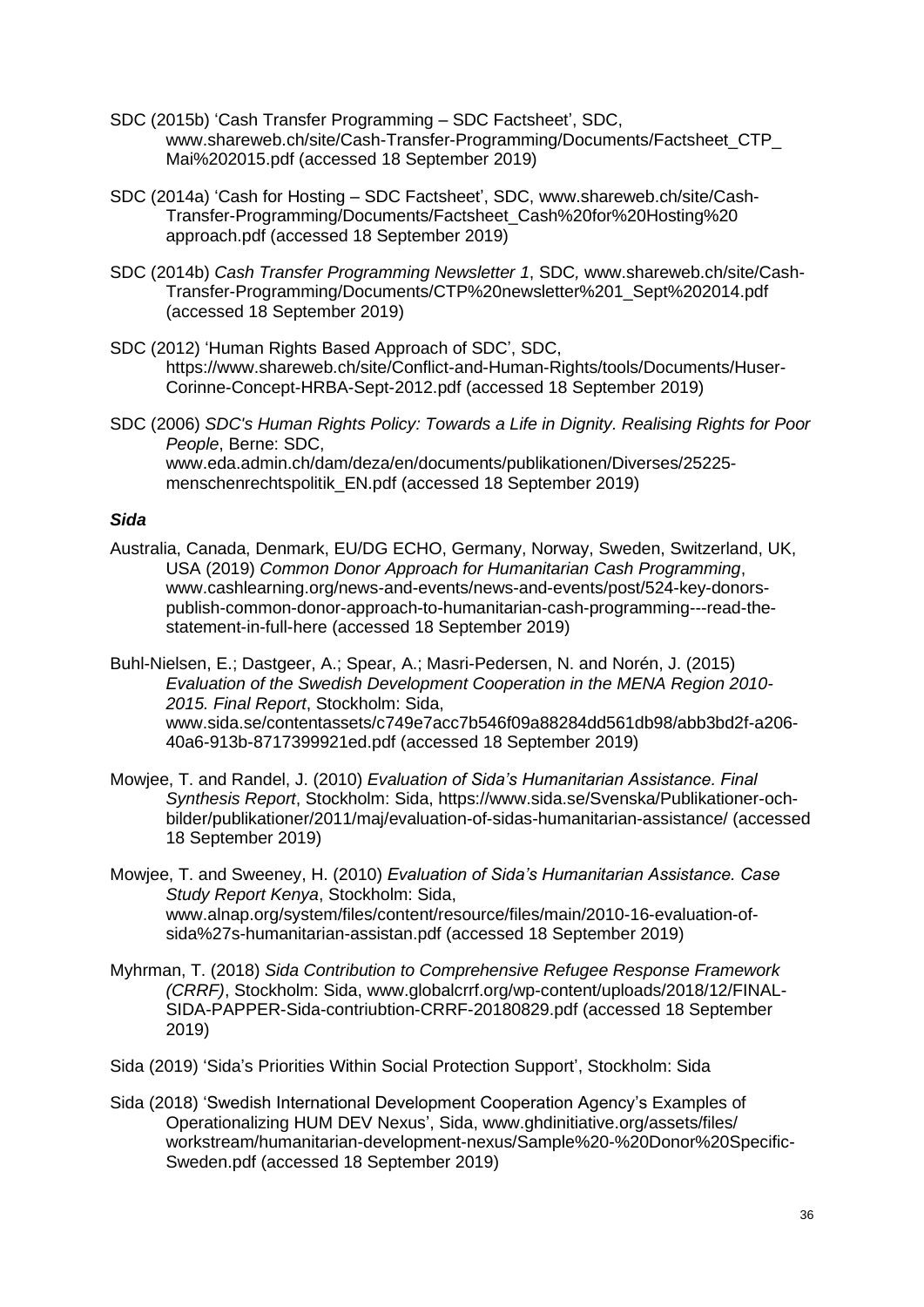SDC (2015b) 'Cash Transfer Programming – SDC Factsheet', SDC, www.shareweb.ch/site/Cash-Transfer-Programming/Documents/Factsheet_CTP_Mai%202015.pdf (accessed 18 September 2019)

SDC (2014a) 'Cash for Hosting – SDC Factsheet', SDC, www.shareweb.ch/site/Cash-Transfer-Programming/Documents/Factsheet_Cash%20for%20Hosting%20approach.pdf (accessed 18 September 2019)

SDC (2014b) *Cash Transfer Programming Newsletter 1*, SDC, www.shareweb.ch/site/Cash-Transfer-Programming/Documents/CTP%20newsletter%201_Sept%202014.pdf (accessed 18 September 2019)

SDC (2012) 'Human Rights Based Approach of SDC', SDC, https://www.shareweb.ch/site/Conflict-and-Human-Rights/tools/Documents/Huser-Corinne-Concept-HRBA-Sept-2012.pdf (accessed 18 September 2019)

SDC (2006) *SDC's Human Rights Policy: Towards a Life in Dignity. Realising Rights for Poor People*, Berne: SDC, www.eda.admin.ch/dam/deza/en/documents/publikationen/Diverses/25225-menschenrechtspolitik_EN.pdf (accessed 18 September 2019)

### *Sida*

Australia, Canada, Denmark, EU/DG ECHO, Germany, Norway, Sweden, Switzerland, UK, USA (2019) *Common Donor Approach for Humanitarian Cash Programming*, www.cashlearning.org/news-and-events/news-and-events/post/524-key-donors-publish-common-donor-approach-to-humanitarian-cash-programming---read-the-statement-in-full-here (accessed 18 September 2019)

Buhl-Nielsen, E.; Dastgeer, A.; Spear, A.; Masri-Pedersen, N. and Norén, J. (2015) *Evaluation of the Swedish Development Cooperation in the MENA Region 2010-2015. Final Report*, Stockholm: Sida, www.sida.se/contentassets/c749e7acc7b546f09a88284dd561db98/abb3bd2f-a206-40a6-913b-8717399921ed.pdf (accessed 18 September 2019)

Mowjee, T. and Randel, J. (2010) *Evaluation of Sida's Humanitarian Assistance. Final Synthesis Report*, Stockholm: Sida, https://www.sida.se/Svenska/Publikationer-och-bilder/publikationer/2011/maj/evaluation-of-sidas-humanitarian-assistance/ (accessed 18 September 2019)

Mowjee, T. and Sweeney, H. (2010) *Evaluation of Sida's Humanitarian Assistance. Case Study Report Kenya*, Stockholm: Sida, www.alnap.org/system/files/content/resource/files/main/2010-16-evaluation-of-sida%27s-humanitarian-assistan.pdf (accessed 18 September 2019)

Myhrman, T. (2018) *Sida Contribution to Comprehensive Refugee Response Framework (CRRF)*, Stockholm: Sida, www.globalcrrf.org/wp-content/uploads/2018/12/FINAL-SIDA-PAPPER-Sida-contriubtion-CRRF-20180829.pdf (accessed 18 September 2019)

Sida (2019) 'Sida's Priorities Within Social Protection Support', Stockholm: Sida

Sida (2018) 'Swedish International Development Cooperation Agency's Examples of Operationalizing HUM DEV Nexus', Sida, www.ghdinitiative.org/assets/files/workstream/humanitarian-development-nexus/Sample%20-%20Donor%20Specific-Sweden.pdf (accessed 18 September 2019)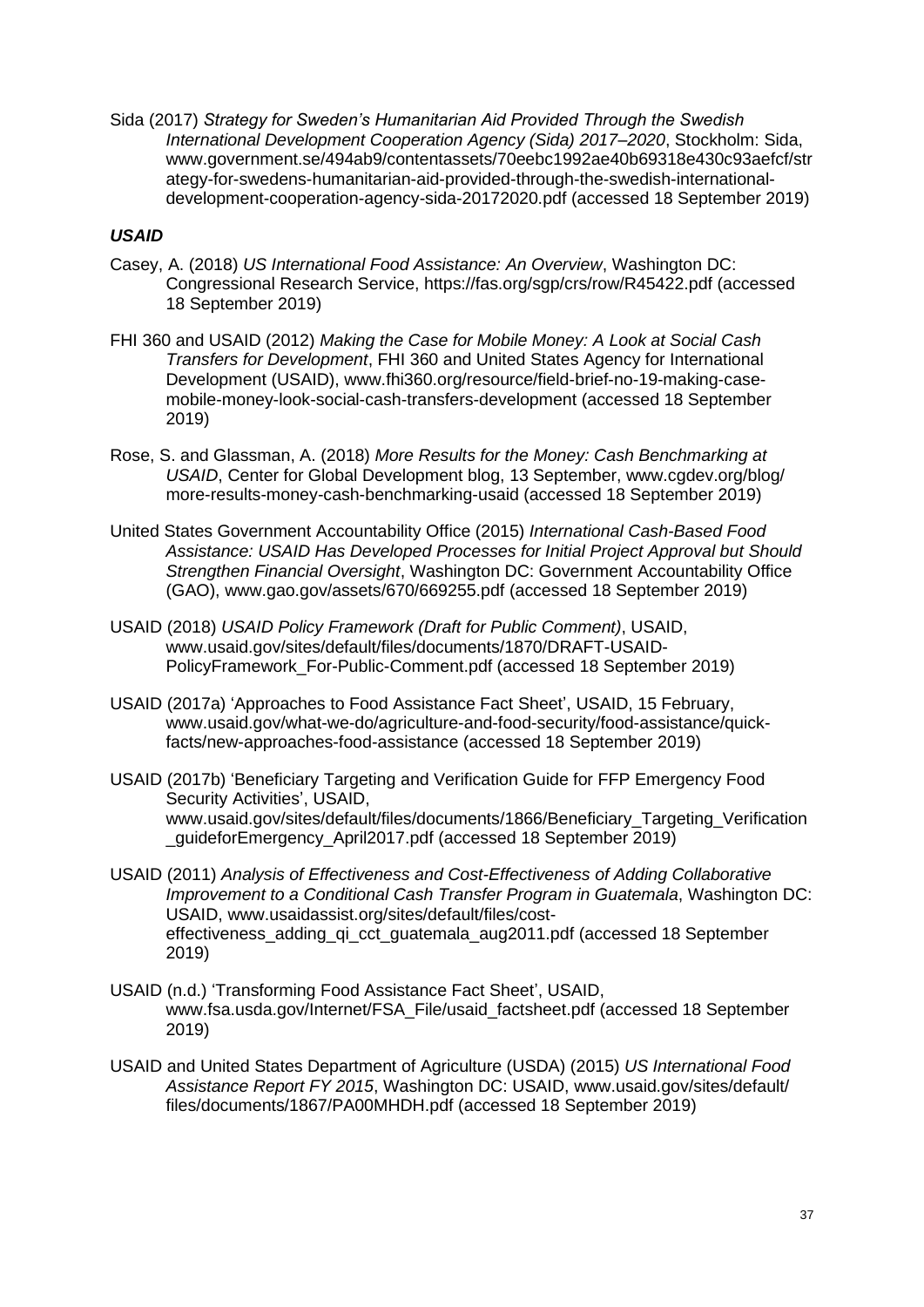Sida (2017) *Strategy for Sweden's Humanitarian Aid Provided Through the Swedish International Development Cooperation Agency (Sida) 2017–2020*, Stockholm: Sida, www.government.se/494ab9/contentassets/70eebc1992ae40b69318e430c93aefcf/strategy-for-swedens-humanitarian-aid-provided-through-the-swedish-international-development-cooperation-agency-sida-20172020.pdf (accessed 18 September 2019)

### *USAID*

Casey, A. (2018) *US International Food Assistance: An Overview*, Washington DC: Congressional Research Service, https://fas.org/sgp/crs/row/R45422.pdf (accessed 18 September 2019)

FHI 360 and USAID (2012) *Making the Case for Mobile Money: A Look at Social Cash Transfers for Development*, FHI 360 and United States Agency for International Development (USAID), www.fhi360.org/resource/field-brief-no-19-making-case-mobile-money-look-social-cash-transfers-development (accessed 18 September 2019)

Rose, S. and Glassman, A. (2018) *More Results for the Money: Cash Benchmarking at USAID*, Center for Global Development blog, 13 September, www.cgdev.org/blog/more-results-money-cash-benchmarking-usaid (accessed 18 September 2019)

United States Government Accountability Office (2015) *International Cash-Based Food Assistance: USAID Has Developed Processes for Initial Project Approval but Should Strengthen Financial Oversight*, Washington DC: Government Accountability Office (GAO), www.gao.gov/assets/670/669255.pdf (accessed 18 September 2019)

USAID (2018) *USAID Policy Framework (Draft for Public Comment)*, USAID, www.usaid.gov/sites/default/files/documents/1870/DRAFT-USAID-PolicyFramework_For-Public-Comment.pdf (accessed 18 September 2019)

USAID (2017a) 'Approaches to Food Assistance Fact Sheet', USAID, 15 February, www.usaid.gov/what-we-do/agriculture-and-food-security/food-assistance/quick-facts/new-approaches-food-assistance (accessed 18 September 2019)

USAID (2017b) 'Beneficiary Targeting and Verification Guide for FFP Emergency Food Security Activities', USAID, www.usaid.gov/sites/default/files/documents/1866/Beneficiary_Targeting_Verification_guideforEmergency_April2017.pdf (accessed 18 September 2019)

USAID (2011) *Analysis of Effectiveness and Cost-Effectiveness of Adding Collaborative Improvement to a Conditional Cash Transfer Program in Guatemala*, Washington DC: USAID, www.usaidassist.org/sites/default/files/cost-effectiveness_adding_qi_cct_guatemala_aug2011.pdf (accessed 18 September 2019)

USAID (n.d.) 'Transforming Food Assistance Fact Sheet', USAID, www.fsa.usda.gov/Internet/FSA_File/usaid_factsheet.pdf (accessed 18 September 2019)

USAID and United States Department of Agriculture (USDA) (2015) *US International Food Assistance Report FY 2015*, Washington DC: USAID, www.usaid.gov/sites/default/files/documents/1867/PA00MHDH.pdf (accessed 18 September 2019)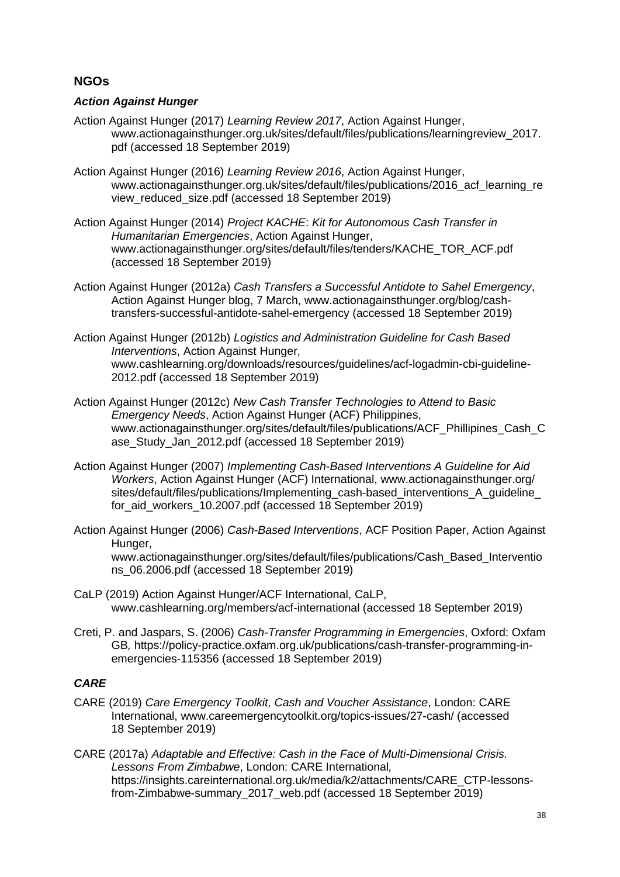## NGOs

### *Action Against Hunger*

Action Against Hunger (2017) *Learning Review 2017*, Action Against Hunger, www.actionagainsthunger.org.uk/sites/default/files/publications/learningreview_2017.pdf (accessed 18 September 2019)

Action Against Hunger (2016) *Learning Review 2016*, Action Against Hunger, www.actionagainsthunger.org.uk/sites/default/files/publications/2016_acf_learning_review_reduced_size.pdf (accessed 18 September 2019)

Action Against Hunger (2014) *Project KACHE*: *Kit for Autonomous Cash Transfer in Humanitarian Emergencies*, Action Against Hunger, www.actionagainsthunger.org/sites/default/files/tenders/KACHE_TOR_ACF.pdf (accessed 18 September 2019)

Action Against Hunger (2012a) *Cash Transfers a Successful Antidote to Sahel Emergency*, Action Against Hunger blog, 7 March, www.actionagainsthunger.org/blog/cash-transfers-successful-antidote-sahel-emergency (accessed 18 September 2019)

Action Against Hunger (2012b) *Logistics and Administration Guideline for Cash Based Interventions*, Action Against Hunger, www.cashlearning.org/downloads/resources/guidelines/acf-logadmin-cbi-guideline-2012.pdf (accessed 18 September 2019)

Action Against Hunger (2012c) *New Cash Transfer Technologies to Attend to Basic Emergency Needs*, Action Against Hunger (ACF) Philippines, www.actionagainsthunger.org/sites/default/files/publications/ACF_Phillipines_Cash_Case_Study_Jan_2012.pdf (accessed 18 September 2019)

Action Against Hunger (2007) *Implementing Cash-Based Interventions A Guideline for Aid Workers*, Action Against Hunger (ACF) International, www.actionagainsthunger.org/sites/default/files/publications/Implementing_cash-based_interventions_A_guideline_for_aid_workers_10.2007.pdf (accessed 18 September 2019)

Action Against Hunger (2006) *Cash-Based Interventions*, ACF Position Paper, Action Against Hunger, www.actionagainsthunger.org/sites/default/files/publications/Cash_Based_Interventions_06.2006.pdf (accessed 18 September 2019)

CaLP (2019) Action Against Hunger/ACF International, CaLP, www.cashlearning.org/members/acf-international (accessed 18 September 2019)

Creti, P. and Jaspars, S. (2006) *Cash-Transfer Programming in Emergencies*, Oxford: Oxfam GB*,* https://policy-practice.oxfam.org.uk/publications/cash-transfer-programming-in-emergencies-115356 (accessed 18 September 2019)

### *CARE*

CARE (2019) *Care Emergency Toolkit, Cash and Voucher Assistance*, London: CARE International, www.careemergencytoolkit.org/topics-issues/27-cash/ (accessed 18 September 2019)

CARE (2017a) *Adaptable and Effective: Cash in the Face of Multi-Dimensional Crisis. Lessons From Zimbabwe*, London: CARE International*,* https://insights.careinternational.org.uk/media/k2/attachments/CARE_CTP-lessons-from-Zimbabwe-summary_2017_web.pdf (accessed 18 September 2019)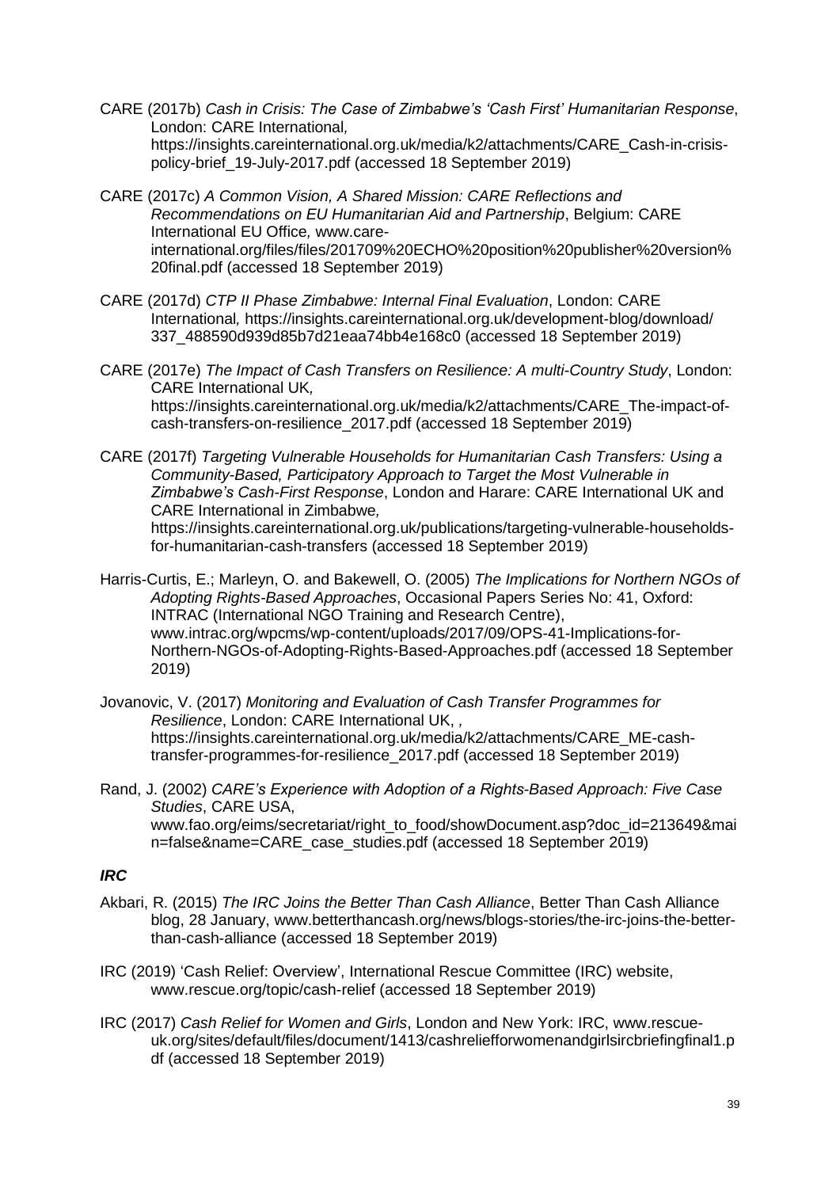CARE (2017b) *Cash in Crisis: The Case of Zimbabwe's 'Cash First' Humanitarian Response*, London: CARE International, https://insights.careinternational.org.uk/media/k2/attachments/CARE_Cash-in-crisis-policy-brief_19-July-2017.pdf (accessed 18 September 2019)

CARE (2017c) *A Common Vision, A Shared Mission: CARE Reflections and Recommendations on EU Humanitarian Aid and Partnership*, Belgium: CARE International EU Office, www.care-international.org/files/files/201709%20ECHO%20position%20publisher%20version%20final.pdf (accessed 18 September 2019)

CARE (2017d) *CTP II Phase Zimbabwe: Internal Final Evaluation*, London: CARE International, https://insights.careinternational.org.uk/development-blog/download/337_488590d939d85b7d21eaa74bb4e168c0 (accessed 18 September 2019)

CARE (2017e) *The Impact of Cash Transfers on Resilience: A multi-Country Study*, London: CARE International UK, https://insights.careinternational.org.uk/media/k2/attachments/CARE_The-impact-of-cash-transfers-on-resilience_2017.pdf (accessed 18 September 2019)

CARE (2017f) *Targeting Vulnerable Households for Humanitarian Cash Transfers: Using a Community-Based, Participatory Approach to Target the Most Vulnerable in Zimbabwe's Cash-First Response*, London and Harare: CARE International UK and CARE International in Zimbabwe, https://insights.careinternational.org.uk/publications/targeting-vulnerable-households-for-humanitarian-cash-transfers (accessed 18 September 2019)

Harris-Curtis, E.; Marleyn, O. and Bakewell, O. (2005) *The Implications for Northern NGOs of Adopting Rights-Based Approaches*, Occasional Papers Series No: 41, Oxford: INTRAC (International NGO Training and Research Centre), www.intrac.org/wpcms/wp-content/uploads/2017/09/OPS-41-Implications-for-Northern-NGOs-of-Adopting-Rights-Based-Approaches.pdf (accessed 18 September 2019)

Jovanovic, V. (2017) *Monitoring and Evaluation of Cash Transfer Programmes for Resilience*, London: CARE International UK, , https://insights.careinternational.org.uk/media/k2/attachments/CARE_ME-cash-transfer-programmes-for-resilience_2017.pdf (accessed 18 September 2019)

Rand, J. (2002) *CARE's Experience with Adoption of a Rights-Based Approach: Five Case Studies*, CARE USA, www.fao.org/eims/secretariat/right_to_food/showDocument.asp?doc_id=213649&main=false&name=CARE_case_studies.pdf (accessed 18 September 2019)

### *IRC*

Akbari, R. (2015) *The IRC Joins the Better Than Cash Alliance*, Better Than Cash Alliance blog, 28 January, www.betterthancash.org/news/blogs-stories/the-irc-joins-the-better-than-cash-alliance (accessed 18 September 2019)

IRC (2019) 'Cash Relief: Overview', International Rescue Committee (IRC) website, www.rescue.org/topic/cash-relief (accessed 18 September 2019)

IRC (2017) *Cash Relief for Women and Girls*, London and New York: IRC, www.rescue-uk.org/sites/default/files/document/1413/cashreliefforwomenandgirlsircbriefingfinal1.pdf (accessed 18 September 2019)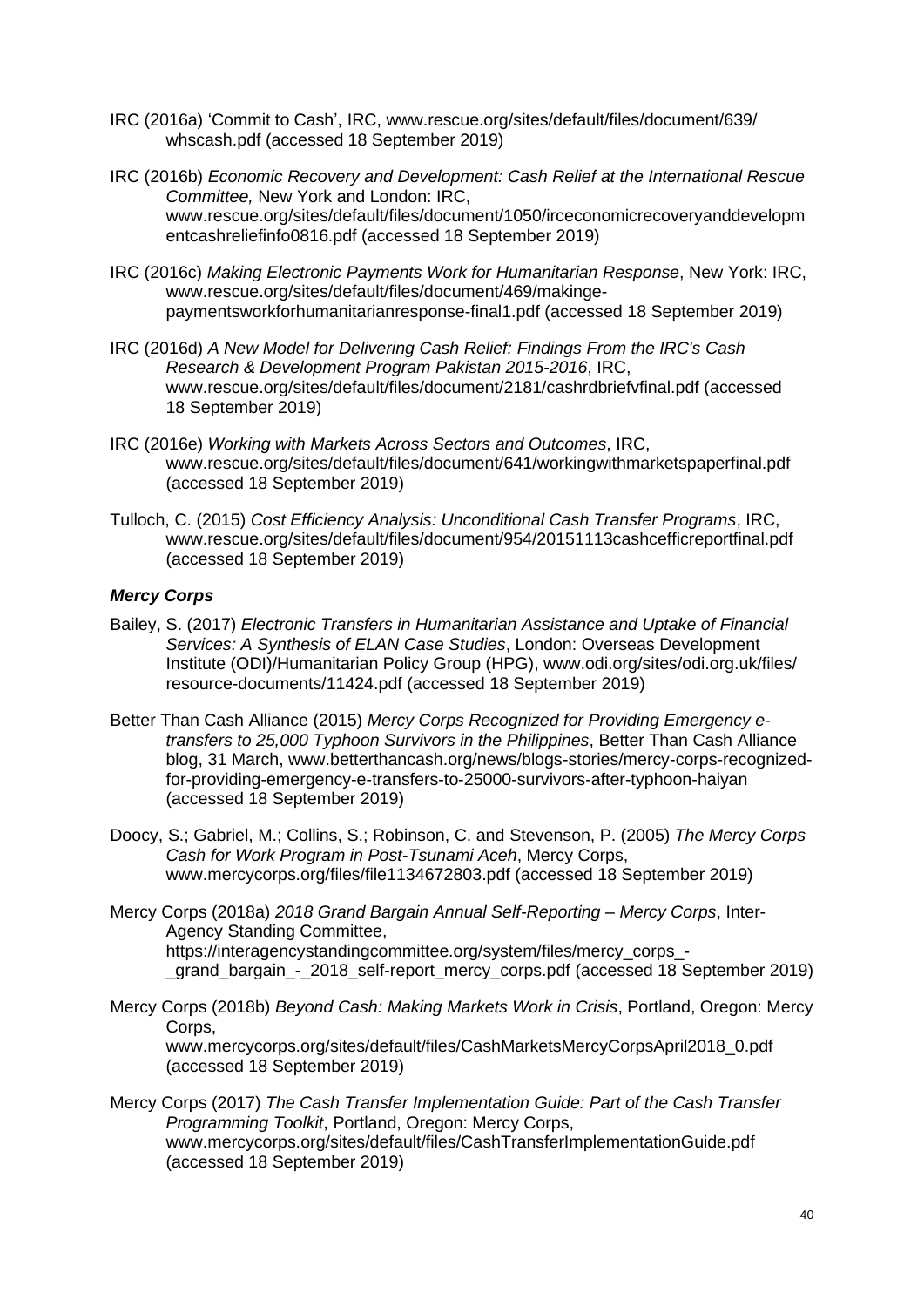IRC (2016a) 'Commit to Cash', IRC, www.rescue.org/sites/default/files/document/639/whscash.pdf (accessed 18 September 2019)

IRC (2016b) *Economic Recovery and Development: Cash Relief at the International Rescue Committee,* New York and London: IRC, www.rescue.org/sites/default/files/document/1050/irceconomicrecoveryanddevelopmentcashreliefinfo0816.pdf (accessed 18 September 2019)

IRC (2016c) *Making Electronic Payments Work for Humanitarian Response*, New York: IRC, www.rescue.org/sites/default/files/document/469/makinge-paymentsworkforhumanitarianresponse-final1.pdf (accessed 18 September 2019)

IRC (2016d) *A New Model for Delivering Cash Relief: Findings From the IRC's Cash Research & Development Program Pakistan 2015-2016*, IRC, www.rescue.org/sites/default/files/document/2181/cashrdbriefvfinal.pdf (accessed 18 September 2019)

IRC (2016e) *Working with Markets Across Sectors and Outcomes*, IRC, www.rescue.org/sites/default/files/document/641/workingwithmarketspaperfinal.pdf (accessed 18 September 2019)

Tulloch, C. (2015) *Cost Efficiency Analysis: Unconditional Cash Transfer Programs*, IRC, www.rescue.org/sites/default/files/document/954/20151113cashcefficreportfinal.pdf (accessed 18 September 2019)

***Mercy Corps***

Bailey, S. (2017) *Electronic Transfers in Humanitarian Assistance and Uptake of Financial Services: A Synthesis of ELAN Case Studies*, London: Overseas Development Institute (ODI)/Humanitarian Policy Group (HPG), www.odi.org/sites/odi.org.uk/files/resource-documents/11424.pdf (accessed 18 September 2019)

Better Than Cash Alliance (2015) *Mercy Corps Recognized for Providing Emergency e-transfers to 25,000 Typhoon Survivors in the Philippines*, Better Than Cash Alliance blog, 31 March, www.betterthancash.org/news/blogs-stories/mercy-corps-recognized-for-providing-emergency-e-transfers-to-25000-survivors-after-typhoon-haiyan (accessed 18 September 2019)

Doocy, S.; Gabriel, M.; Collins, S.; Robinson, C. and Stevenson, P. (2005) *The Mercy Corps Cash for Work Program in Post-Tsunami Aceh*, Mercy Corps, www.mercycorps.org/files/file1134672803.pdf (accessed 18 September 2019)

Mercy Corps (2018a) *2018 Grand Bargain Annual Self-Reporting – Mercy Corps*, Inter-Agency Standing Committee, https://interagencystandingcommittee.org/system/files/mercy_corps_-_grand_bargain_-_2018_self-report_mercy_corps.pdf (accessed 18 September 2019)

Mercy Corps (2018b) *Beyond Cash: Making Markets Work in Crisis*, Portland, Oregon: Mercy Corps, www.mercycorps.org/sites/default/files/CashMarketsMercyCorpsApril2018_0.pdf (accessed 18 September 2019)

Mercy Corps (2017) *The Cash Transfer Implementation Guide: Part of the Cash Transfer Programming Toolkit*, Portland, Oregon: Mercy Corps, www.mercycorps.org/sites/default/files/CashTransferImplementationGuide.pdf (accessed 18 September 2019)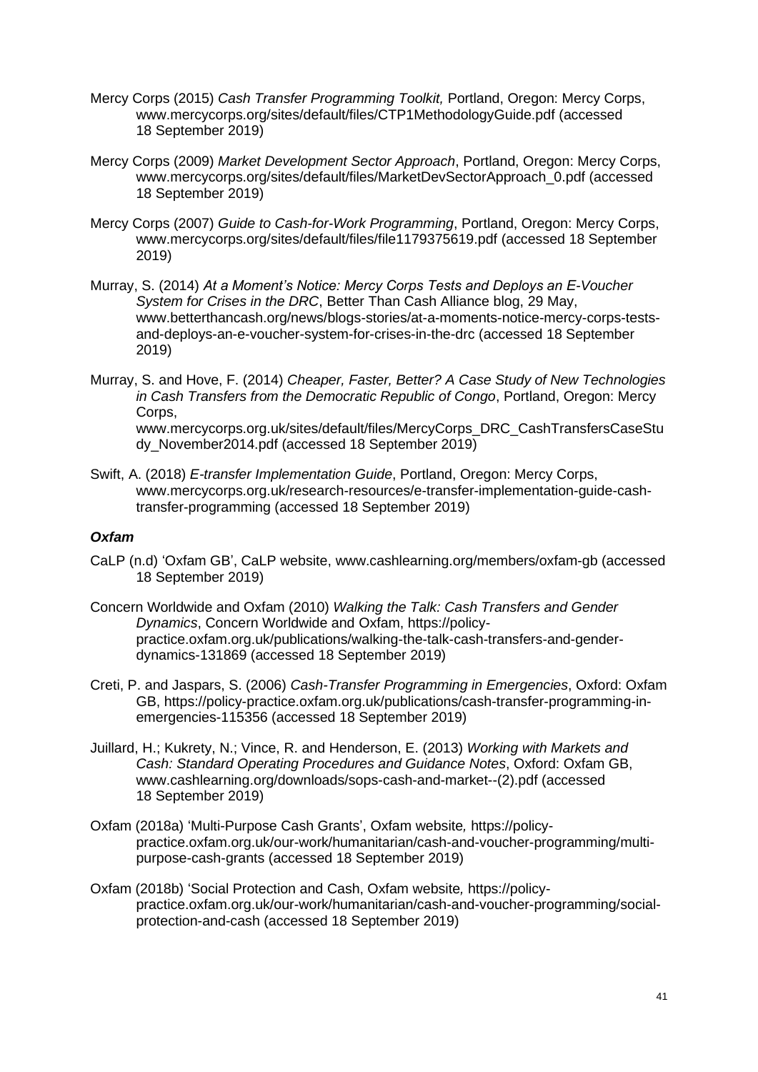Mercy Corps (2015) *Cash Transfer Programming Toolkit,* Portland, Oregon: Mercy Corps, www.mercycorps.org/sites/default/files/CTP1MethodologyGuide.pdf (accessed 18 September 2019)

Mercy Corps (2009) *Market Development Sector Approach*, Portland, Oregon: Mercy Corps, www.mercycorps.org/sites/default/files/MarketDevSectorApproach_0.pdf (accessed 18 September 2019)

Mercy Corps (2007) *Guide to Cash-for-Work Programming*, Portland, Oregon: Mercy Corps, www.mercycorps.org/sites/default/files/file1179375619.pdf (accessed 18 September 2019)

Murray, S. (2014) *At a Moment's Notice: Mercy Corps Tests and Deploys an E-Voucher System for Crises in the DRC*, Better Than Cash Alliance blog, 29 May, www.betterthancash.org/news/blogs-stories/at-a-moments-notice-mercy-corps-tests-and-deploys-an-e-voucher-system-for-crises-in-the-drc (accessed 18 September 2019)

Murray, S. and Hove, F. (2014) *Cheaper, Faster, Better? A Case Study of New Technologies in Cash Transfers from the Democratic Republic of Congo*, Portland, Oregon: Mercy Corps, www.mercycorps.org.uk/sites/default/files/MercyCorps_DRC_CashTransfersCaseStudy_November2014.pdf (accessed 18 September 2019)

Swift, A. (2018) *E-transfer Implementation Guide*, Portland, Oregon: Mercy Corps, www.mercycorps.org.uk/research-resources/e-transfer-implementation-guide-cash-transfer-programming (accessed 18 September 2019)

### *Oxfam*

CaLP (n.d) 'Oxfam GB', CaLP website, www.cashlearning.org/members/oxfam-gb (accessed 18 September 2019)

Concern Worldwide and Oxfam (2010) *Walking the Talk: Cash Transfers and Gender Dynamics*, Concern Worldwide and Oxfam, https://policy-practice.oxfam.org.uk/publications/walking-the-talk-cash-transfers-and-gender-dynamics-131869 (accessed 18 September 2019)

Creti, P. and Jaspars, S. (2006) *Cash-Transfer Programming in Emergencies*, Oxford: Oxfam GB, https://policy-practice.oxfam.org.uk/publications/cash-transfer-programming-in-emergencies-115356 (accessed 18 September 2019)

Juillard, H.; Kukrety, N.; Vince, R. and Henderson, E. (2013) *Working with Markets and Cash: Standard Operating Procedures and Guidance Notes*, Oxford: Oxfam GB, www.cashlearning.org/downloads/sops-cash-and-market--(2).pdf (accessed 18 September 2019)

Oxfam (2018a) 'Multi-Purpose Cash Grants', Oxfam website*,* https://policy-practice.oxfam.org.uk/our-work/humanitarian/cash-and-voucher-programming/multi-purpose-cash-grants (accessed 18 September 2019)

Oxfam (2018b) 'Social Protection and Cash, Oxfam website*,* https://policy-practice.oxfam.org.uk/our-work/humanitarian/cash-and-voucher-programming/social-protection-and-cash (accessed 18 September 2019)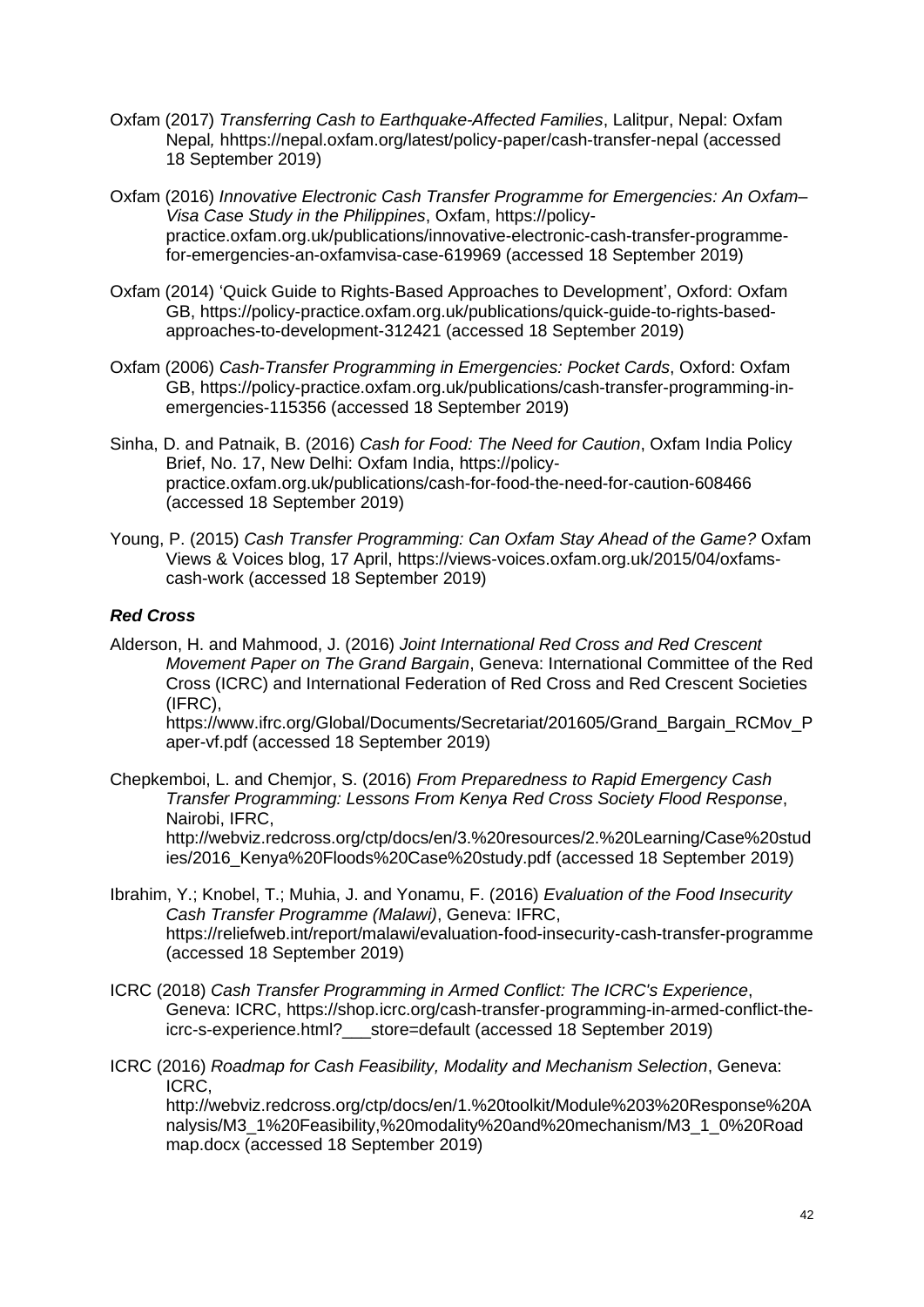Oxfam (2017) *Transferring Cash to Earthquake-Affected Families*, Lalitpur, Nepal: Oxfam Nepal*,* hhttps://nepal.oxfam.org/latest/policy-paper/cash-transfer-nepal (accessed 18 September 2019)

Oxfam (2016) *Innovative Electronic Cash Transfer Programme for Emergencies: An Oxfam–Visa Case Study in the Philippines*, Oxfam, https://policy-practice.oxfam.org.uk/publications/innovative-electronic-cash-transfer-programme-for-emergencies-an-oxfamvisa-case-619969 (accessed 18 September 2019)

Oxfam (2014) 'Quick Guide to Rights-Based Approaches to Development', Oxford: Oxfam GB, https://policy-practice.oxfam.org.uk/publications/quick-guide-to-rights-based-approaches-to-development-312421 (accessed 18 September 2019)

Oxfam (2006) *Cash-Transfer Programming in Emergencies: Pocket Cards*, Oxford: Oxfam GB, https://policy-practice.oxfam.org.uk/publications/cash-transfer-programming-in-emergencies-115356 (accessed 18 September 2019)

Sinha, D. and Patnaik, B. (2016) *Cash for Food: The Need for Caution*, Oxfam India Policy Brief, No. 17, New Delhi: Oxfam India, https://policy-practice.oxfam.org.uk/publications/cash-for-food-the-need-for-caution-608466 (accessed 18 September 2019)

Young, P. (2015) *Cash Transfer Programming: Can Oxfam Stay Ahead of the Game?* Oxfam Views & Voices blog, 17 April, https://views-voices.oxfam.org.uk/2015/04/oxfams-cash-work (accessed 18 September 2019)

### *Red Cross*

Alderson, H. and Mahmood, J. (2016) *Joint International Red Cross and Red Crescent Movement Paper on The Grand Bargain*, Geneva: International Committee of the Red Cross (ICRC) and International Federation of Red Cross and Red Crescent Societies (IFRC), https://www.ifrc.org/Global/Documents/Secretariat/201605/Grand_Bargain_RCMov_Paper-vf.pdf (accessed 18 September 2019)

Chepkemboi, L. and Chemjor, S. (2016) *From Preparedness to Rapid Emergency Cash Transfer Programming: Lessons From Kenya Red Cross Society Flood Response*, Nairobi, IFRC, http://webviz.redcross.org/ctp/docs/en/3.%20resources/2.%20Learning/Case%20studies/2016_Kenya%20Floods%20Case%20study.pdf (accessed 18 September 2019)

Ibrahim, Y.; Knobel, T.; Muhia, J. and Yonamu, F. (2016) *Evaluation of the Food Insecurity Cash Transfer Programme (Malawi)*, Geneva: IFRC, https://reliefweb.int/report/malawi/evaluation-food-insecurity-cash-transfer-programme (accessed 18 September 2019)

ICRC (2018) *Cash Transfer Programming in Armed Conflict: The ICRC's Experience*, Geneva: ICRC, https://shop.icrc.org/cash-transfer-programming-in-armed-conflict-the-icrc-s-experience.html?___store=default (accessed 18 September 2019)

ICRC (2016) *Roadmap for Cash Feasibility, Modality and Mechanism Selection*, Geneva: ICRC, http://webviz.redcross.org/ctp/docs/en/1.%20toolkit/Module%203%20Response%20Analysis/M3_1%20Feasibility,%20modality%20and%20mechanism/M3_1_0%20Roadmap.docx (accessed 18 September 2019)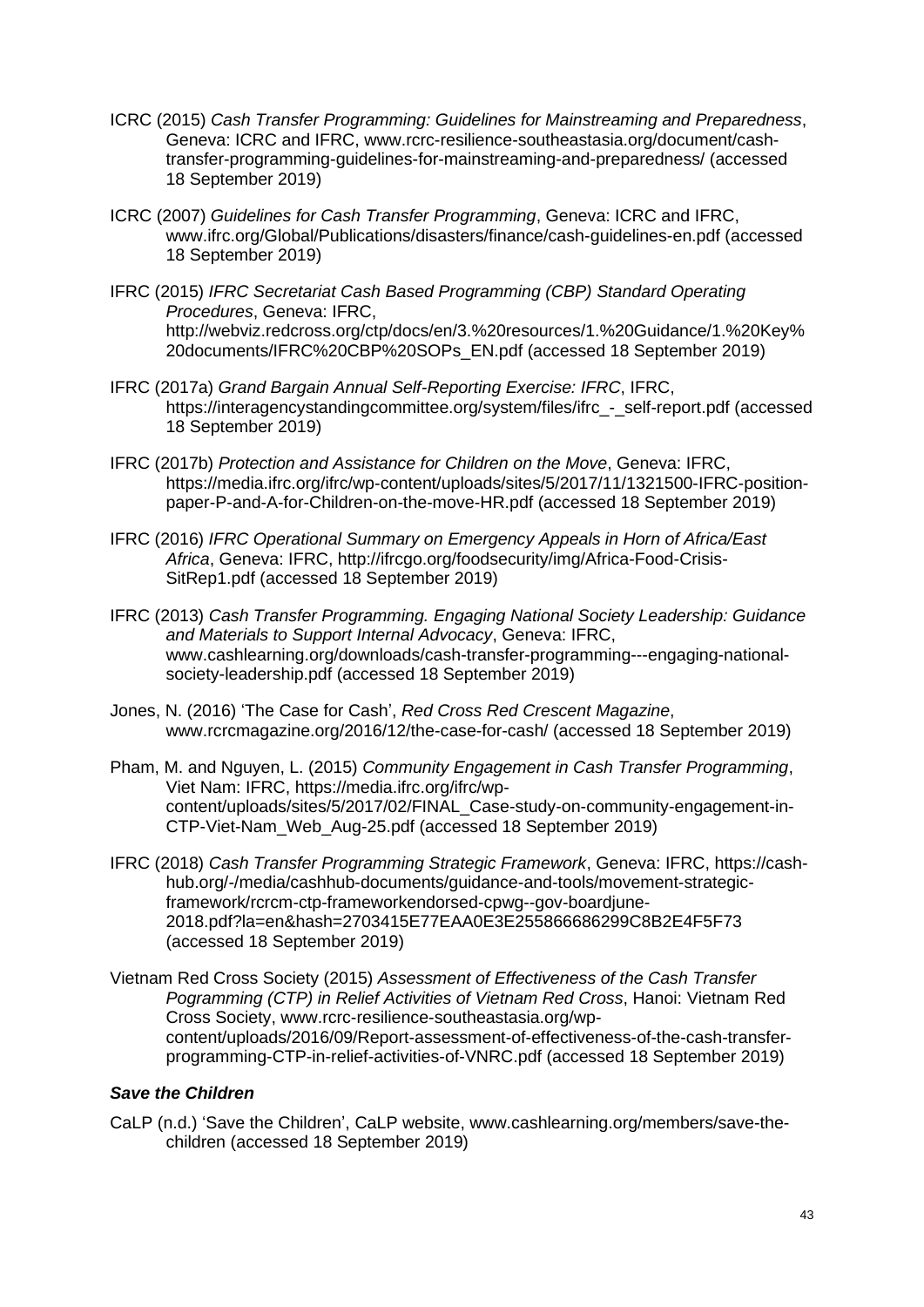ICRC (2015) *Cash Transfer Programming: Guidelines for Mainstreaming and Preparedness*, Geneva: ICRC and IFRC, www.rcrc-resilience-southeastasia.org/document/cash-transfer-programming-guidelines-for-mainstreaming-and-preparedness/ (accessed 18 September 2019)

ICRC (2007) *Guidelines for Cash Transfer Programming*, Geneva: ICRC and IFRC, www.ifrc.org/Global/Publications/disasters/finance/cash-guidelines-en.pdf (accessed 18 September 2019)

IFRC (2015) *IFRC Secretariat Cash Based Programming (CBP) Standard Operating Procedures*, Geneva: IFRC, http://webviz.redcross.org/ctp/docs/en/3.%20resources/1.%20Guidance/1.%20Key%20documents/IFRC%20CBP%20SOPs_EN.pdf (accessed 18 September 2019)

IFRC (2017a) *Grand Bargain Annual Self-Reporting Exercise: IFRC*, IFRC, https://interagencystandingcommittee.org/system/files/ifrc_-_self-report.pdf (accessed 18 September 2019)

IFRC (2017b) *Protection and Assistance for Children on the Move*, Geneva: IFRC, https://media.ifrc.org/ifrc/wp-content/uploads/sites/5/2017/11/1321500-IFRC-position-paper-P-and-A-for-Children-on-the-move-HR.pdf (accessed 18 September 2019)

IFRC (2016) *IFRC Operational Summary on Emergency Appeals in Horn of Africa/East Africa*, Geneva: IFRC, http://ifrcgo.org/foodsecurity/img/Africa-Food-Crisis-SitRep1.pdf (accessed 18 September 2019)

IFRC (2013) *Cash Transfer Programming. Engaging National Society Leadership: Guidance and Materials to Support Internal Advocacy*, Geneva: IFRC, www.cashlearning.org/downloads/cash-transfer-programming---engaging-national-society-leadership.pdf (accessed 18 September 2019)

Jones, N. (2016) 'The Case for Cash', *Red Cross Red Crescent Magazine*, www.rcrcmagazine.org/2016/12/the-case-for-cash/ (accessed 18 September 2019)

Pham, M. and Nguyen, L. (2015) *Community Engagement in Cash Transfer Programming*, Viet Nam: IFRC, https://media.ifrc.org/ifrc/wp-content/uploads/sites/5/2017/02/FINAL_Case-study-on-community-engagement-in-CTP-Viet-Nam_Web_Aug-25.pdf (accessed 18 September 2019)

IFRC (2018) *Cash Transfer Programming Strategic Framework*, Geneva: IFRC, https://cash-hub.org/-/media/cashhub-documents/guidance-and-tools/movement-strategic-framework/rcrcm-ctp-frameworkendorsed-cpwg--gov-boardjune-2018.pdf?la=en&hash=2703415E77EAA0E3E255866686299C8B2E4F5F73 (accessed 18 September 2019)

Vietnam Red Cross Society (2015) *Assessment of Effectiveness of the Cash Transfer Pogramming (CTP) in Relief Activities of Vietnam Red Cross*, Hanoi: Vietnam Red Cross Society, www.rcrc-resilience-southeastasia.org/wp-content/uploads/2016/09/Report-assessment-of-effectiveness-of-the-cash-transfer-programming-CTP-in-relief-activities-of-VNRC.pdf (accessed 18 September 2019)

***Save the Children***

CaLP (n.d.) 'Save the Children', CaLP website, www.cashlearning.org/members/save-the-children (accessed 18 September 2019)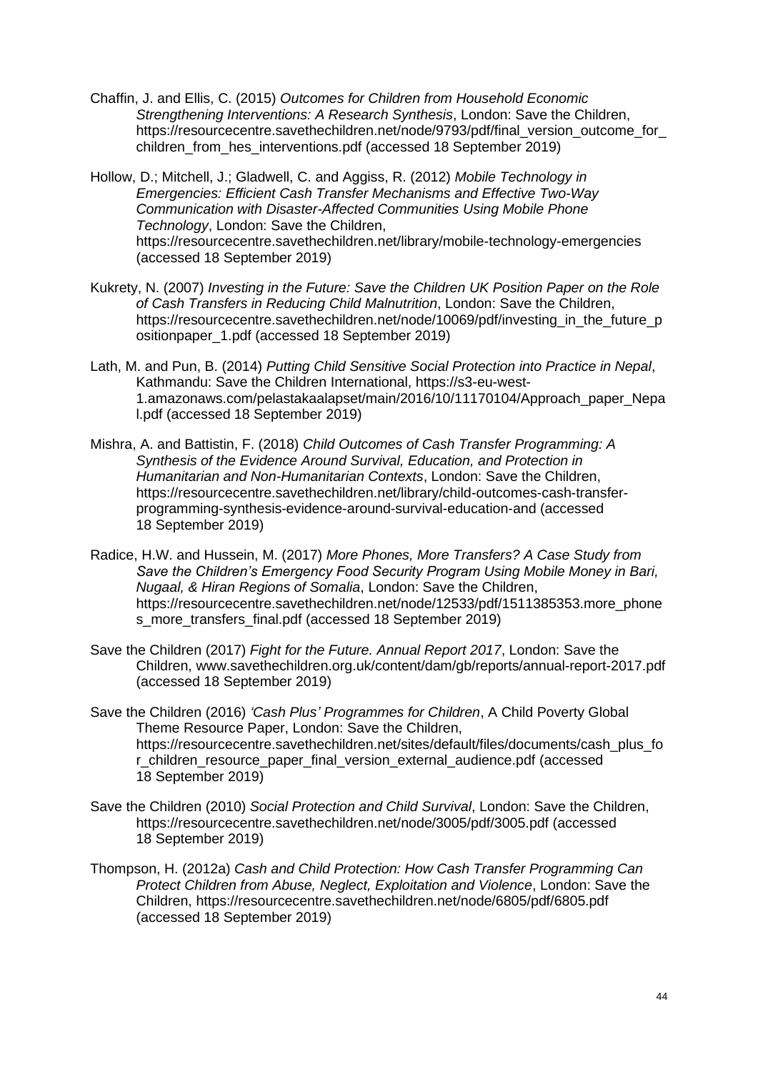Chaffin, J. and Ellis, C. (2015) *Outcomes for Children from Household Economic Strengthening Interventions: A Research Synthesis*, London: Save the Children, https://resourcecentre.savethechildren.net/node/9793/pdf/final_version_outcome_for_children_from_hes_interventions.pdf (accessed 18 September 2019)

Hollow, D.; Mitchell, J.; Gladwell, C. and Aggiss, R. (2012) *Mobile Technology in Emergencies: Efficient Cash Transfer Mechanisms and Effective Two-Way Communication with Disaster-Affected Communities Using Mobile Phone Technology*, London: Save the Children, https://resourcecentre.savethechildren.net/library/mobile-technology-emergencies (accessed 18 September 2019)

Kukrety, N. (2007) *Investing in the Future: Save the Children UK Position Paper on the Role of Cash Transfers in Reducing Child Malnutrition*, London: Save the Children, https://resourcecentre.savethechildren.net/node/10069/pdf/investing_in_the_future_positionpaper_1.pdf (accessed 18 September 2019)

Lath, M. and Pun, B. (2014) *Putting Child Sensitive Social Protection into Practice in Nepal*, Kathmandu: Save the Children International, https://s3-eu-west-1.amazonaws.com/pelastakaalapset/main/2016/10/11170104/Approach_paper_Nepal.pdf (accessed 18 September 2019)

Mishra, A. and Battistin, F. (2018) *Child Outcomes of Cash Transfer Programming: A Synthesis of the Evidence Around Survival, Education, and Protection in Humanitarian and Non-Humanitarian Contexts*, London: Save the Children, https://resourcecentre.savethechildren.net/library/child-outcomes-cash-transfer-programming-synthesis-evidence-around-survival-education-and (accessed 18 September 2019)

Radice, H.W. and Hussein, M. (2017) *More Phones, More Transfers? A Case Study from Save the Children's Emergency Food Security Program Using Mobile Money in Bari, Nugaal, & Hiran Regions of Somalia*, London: Save the Children, https://resourcecentre.savethechildren.net/node/12533/pdf/1511385353.more_phones_more_transfers_final.pdf (accessed 18 September 2019)

Save the Children (2017) *Fight for the Future. Annual Report 2017*, London: Save the Children, www.savethechildren.org.uk/content/dam/gb/reports/annual-report-2017.pdf (accessed 18 September 2019)

Save the Children (2016) *'Cash Plus' Programmes for Children*, A Child Poverty Global Theme Resource Paper, London: Save the Children, https://resourcecentre.savethechildren.net/sites/default/files/documents/cash_plus_for_children_resource_paper_final_version_external_audience.pdf (accessed 18 September 2019)

Save the Children (2010) *Social Protection and Child Survival*, London: Save the Children, https://resourcecentre.savethechildren.net/node/3005/pdf/3005.pdf (accessed 18 September 2019)

Thompson, H. (2012a) *Cash and Child Protection: How Cash Transfer Programming Can Protect Children from Abuse, Neglect, Exploitation and Violence*, London: Save the Children, https://resourcecentre.savethechildren.net/node/6805/pdf/6805.pdf (accessed 18 September 2019)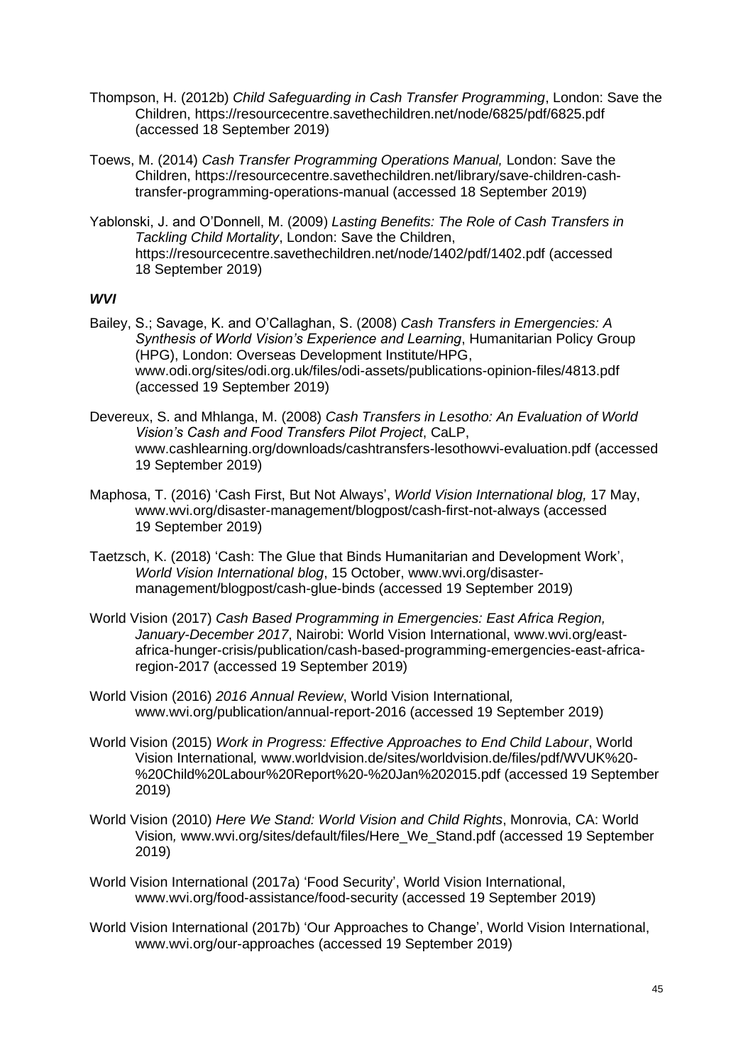Thompson, H. (2012b) *Child Safeguarding in Cash Transfer Programming*, London: Save the Children, https://resourcecentre.savethechildren.net/node/6825/pdf/6825.pdf (accessed 18 September 2019)

Toews, M. (2014) *Cash Transfer Programming Operations Manual,* London: Save the Children, https://resourcecentre.savethechildren.net/library/save-children-cash-transfer-programming-operations-manual (accessed 18 September 2019)

Yablonski, J. and O'Donnell, M. (2009) *Lasting Benefits: The Role of Cash Transfers in Tackling Child Mortality*, London: Save the Children, https://resourcecentre.savethechildren.net/node/1402/pdf/1402.pdf (accessed 18 September 2019)

***WVI***

Bailey, S.; Savage, K. and O'Callaghan, S. (2008) *Cash Transfers in Emergencies: A Synthesis of World Vision's Experience and Learning*, Humanitarian Policy Group (HPG), London: Overseas Development Institute/HPG, www.odi.org/sites/odi.org.uk/files/odi-assets/publications-opinion-files/4813.pdf (accessed 19 September 2019)

Devereux, S. and Mhlanga, M. (2008) *Cash Transfers in Lesotho: An Evaluation of World Vision's Cash and Food Transfers Pilot Project*, CaLP, www.cashlearning.org/downloads/cashtransfers-lesothowvi-evaluation.pdf (accessed 19 September 2019)

Maphosa, T. (2016) 'Cash First, But Not Always', *World Vision International blog,* 17 May, www.wvi.org/disaster-management/blogpost/cash-first-not-always (accessed 19 September 2019)

Taetzsch, K. (2018) 'Cash: The Glue that Binds Humanitarian and Development Work', *World Vision International blog*, 15 October, www.wvi.org/disaster-management/blogpost/cash-glue-binds (accessed 19 September 2019)

World Vision (2017) *Cash Based Programming in Emergencies: East Africa Region, January-December 2017*, Nairobi: World Vision International, www.wvi.org/east-africa-hunger-crisis/publication/cash-based-programming-emergencies-east-africa-region-2017 (accessed 19 September 2019)

World Vision (2016) *2016 Annual Review*, World Vision International*,* www.wvi.org/publication/annual-report-2016 (accessed 19 September 2019)

World Vision (2015) *Work in Progress: Effective Approaches to End Child Labour*, World Vision International*,* www.worldvision.de/sites/worldvision.de/files/pdf/WVUK%20-%20Child%20Labour%20Report%20-%20Jan%202015.pdf (accessed 19 September 2019)

World Vision (2010) *Here We Stand: World Vision and Child Rights*, Monrovia, CA: World Vision*,* www.wvi.org/sites/default/files/Here_We_Stand.pdf (accessed 19 September 2019)

World Vision International (2017a) 'Food Security', World Vision International, www.wvi.org/food-assistance/food-security (accessed 19 September 2019)

World Vision International (2017b) 'Our Approaches to Change', World Vision International, www.wvi.org/our-approaches (accessed 19 September 2019)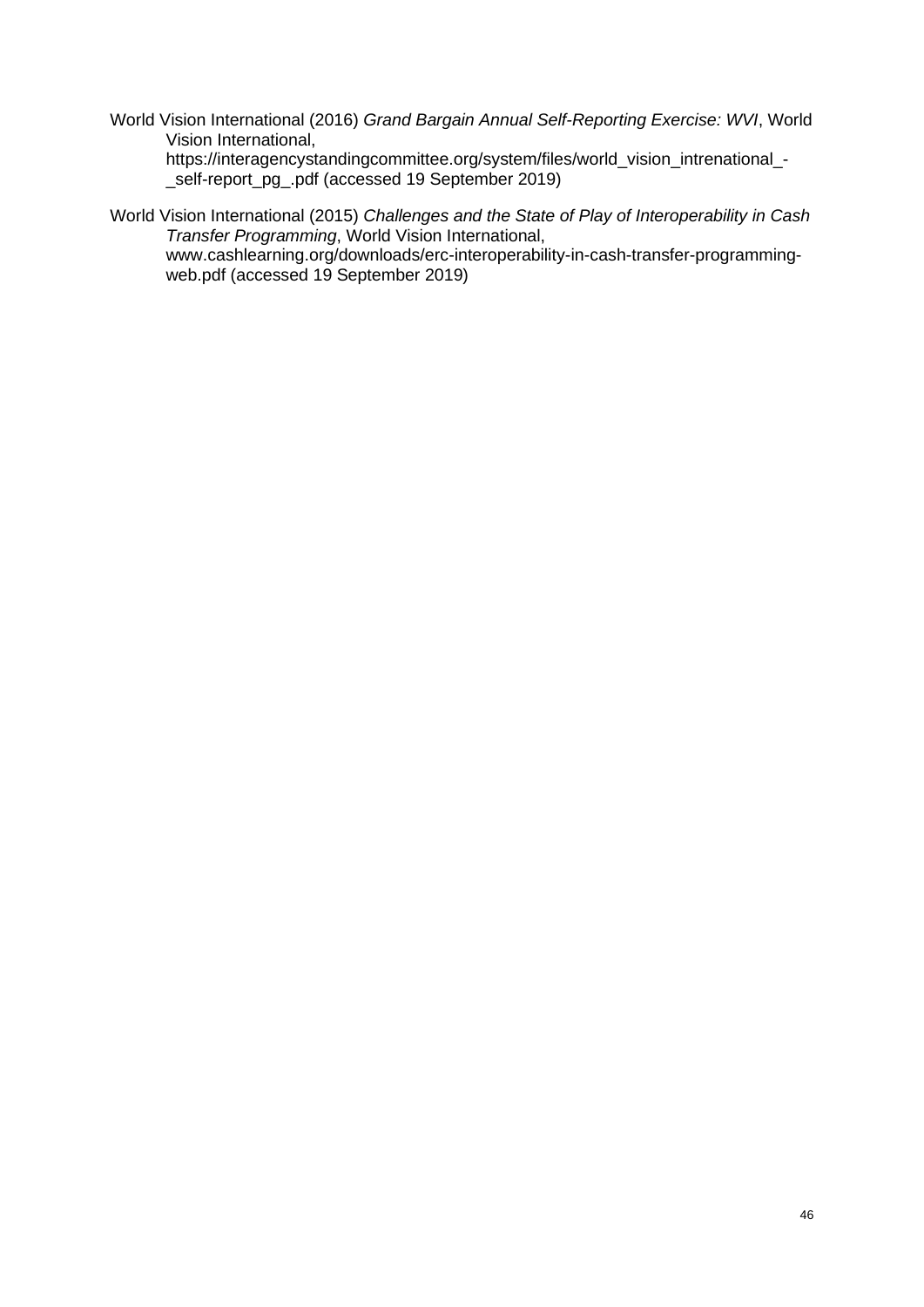World Vision International (2016) *Grand Bargain Annual Self-Reporting Exercise: WVI*, World Vision International, https://interagencystandingcommittee.org/system/files/world_vision_intrenational_-_self-report_pg_.pdf (accessed 19 September 2019)

World Vision International (2015) *Challenges and the State of Play of Interoperability in Cash Transfer Programming*, World Vision International, www.cashlearning.org/downloads/erc-interoperability-in-cash-transfer-programming-web.pdf (accessed 19 September 2019)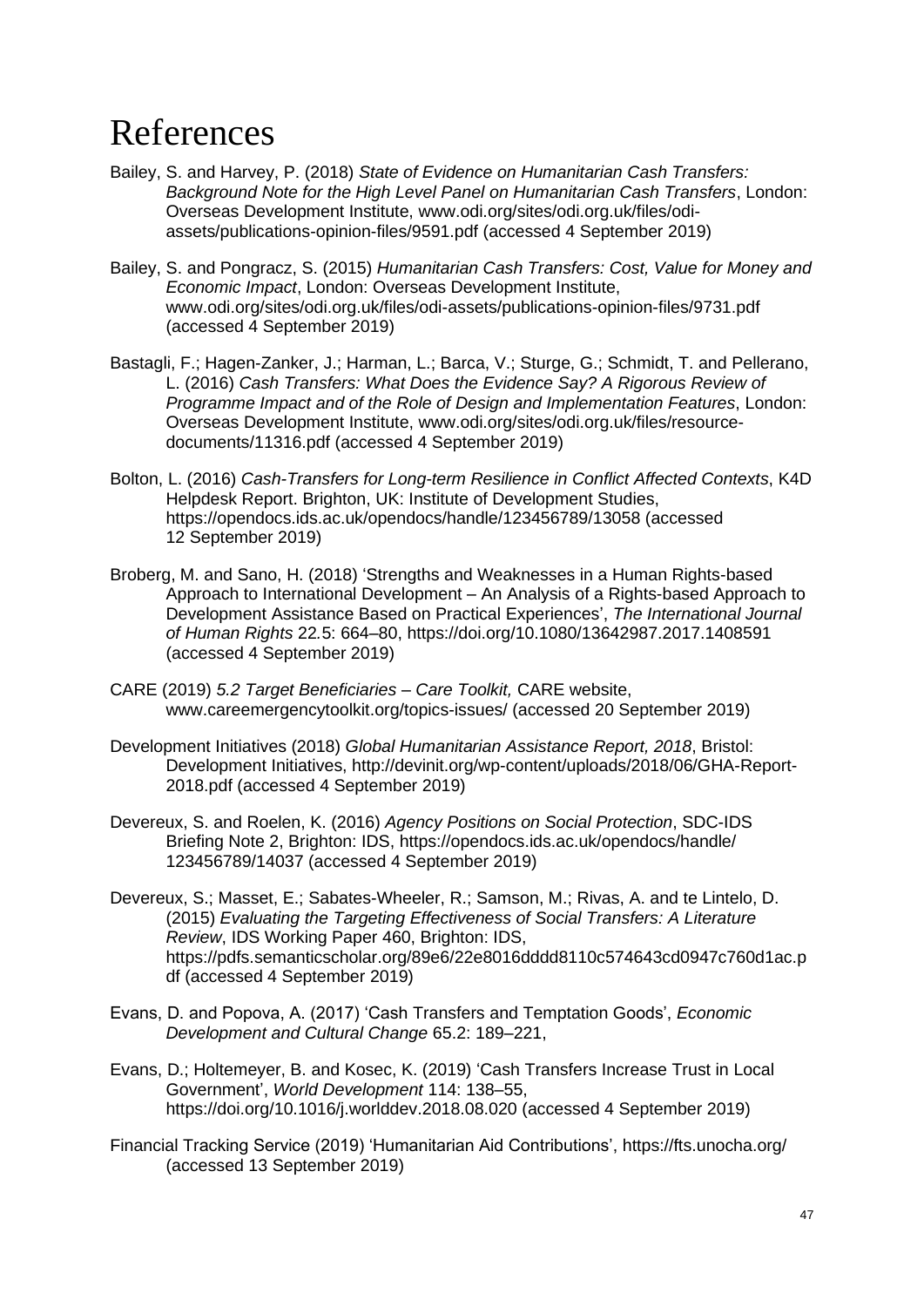# References

Bailey, S. and Harvey, P. (2018) *State of Evidence on Humanitarian Cash Transfers: Background Note for the High Level Panel on Humanitarian Cash Transfers*, London: Overseas Development Institute, www.odi.org/sites/odi.org.uk/files/odi-assets/publications-opinion-files/9591.pdf (accessed 4 September 2019)

Bailey, S. and Pongracz, S. (2015) *Humanitarian Cash Transfers: Cost, Value for Money and Economic Impact*, London: Overseas Development Institute, www.odi.org/sites/odi.org.uk/files/odi-assets/publications-opinion-files/9731.pdf (accessed 4 September 2019)

Bastagli, F.; Hagen-Zanker, J.; Harman, L.; Barca, V.; Sturge, G.; Schmidt, T. and Pellerano, L. (2016) *Cash Transfers: What Does the Evidence Say? A Rigorous Review of Programme Impact and of the Role of Design and Implementation Features*, London: Overseas Development Institute, www.odi.org/sites/odi.org.uk/files/resource-documents/11316.pdf (accessed 4 September 2019)

Bolton, L. (2016) *Cash-Transfers for Long-term Resilience in Conflict Affected Contexts*, K4D Helpdesk Report. Brighton, UK: Institute of Development Studies, https://opendocs.ids.ac.uk/opendocs/handle/123456789/13058 (accessed 12 September 2019)

Broberg, M. and Sano, H. (2018) 'Strengths and Weaknesses in a Human Rights-based Approach to International Development – An Analysis of a Rights-based Approach to Development Assistance Based on Practical Experiences', *The International Journal of Human Rights* 22.5: 664–80, https://doi.org/10.1080/13642987.2017.1408591 (accessed 4 September 2019)

CARE (2019) *5.2 Target Beneficiaries – Care Toolkit,* CARE website, www.careemergencytoolkit.org/topics-issues/ (accessed 20 September 2019)

Development Initiatives (2018) *Global Humanitarian Assistance Report, 2018*, Bristol: Development Initiatives, http://devinit.org/wp-content/uploads/2018/06/GHA-Report-2018.pdf (accessed 4 September 2019)

Devereux, S. and Roelen, K. (2016) *Agency Positions on Social Protection*, SDC-IDS Briefing Note 2, Brighton: IDS, https://opendocs.ids.ac.uk/opendocs/handle/123456789/14037 (accessed 4 September 2019)

Devereux, S.; Masset, E.; Sabates-Wheeler, R.; Samson, M.; Rivas, A. and te Lintelo, D. (2015) *Evaluating the Targeting Effectiveness of Social Transfers: A Literature Review*, IDS Working Paper 460, Brighton: IDS, https://pdfs.semanticscholar.org/89e6/22e8016dddd8110c574643cd0947c760d1ac.pdf (accessed 4 September 2019)

Evans, D. and Popova, A. (2017) 'Cash Transfers and Temptation Goods', *Economic Development and Cultural Change* 65.2: 189–221,

Evans, D.; Holtemeyer, B. and Kosec, K. (2019) 'Cash Transfers Increase Trust in Local Government', *World Development* 114: 138–55, https://doi.org/10.1016/j.worlddev.2018.08.020 (accessed 4 September 2019)

Financial Tracking Service (2019) 'Humanitarian Aid Contributions', https://fts.unocha.org/ (accessed 13 September 2019)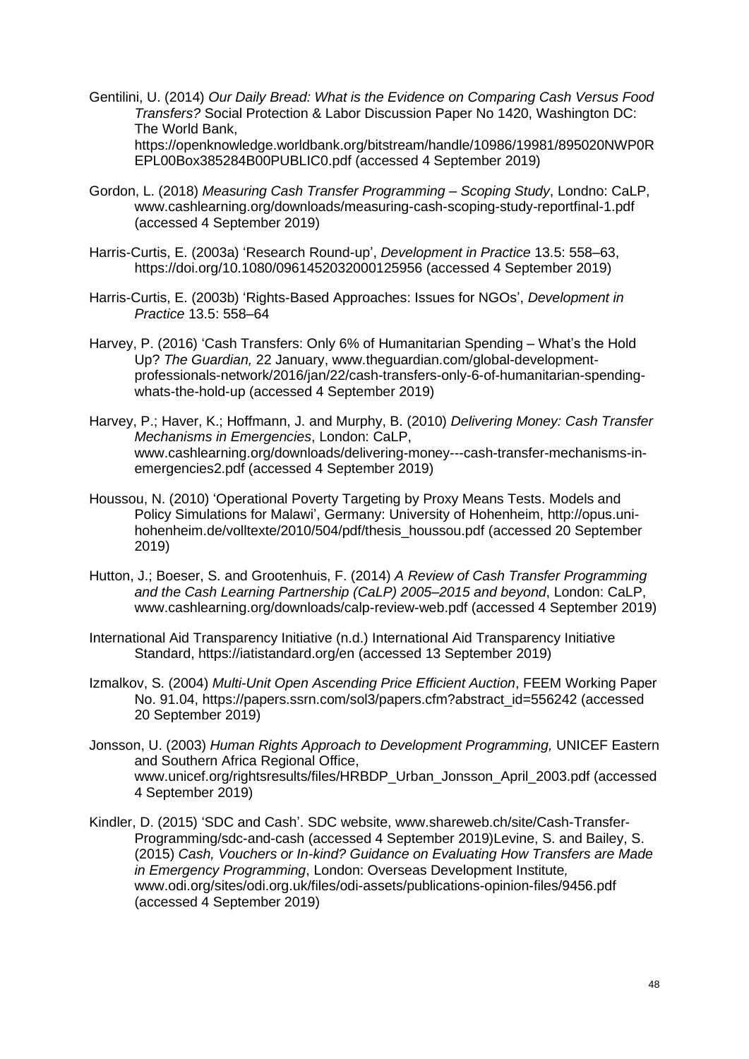Gentilini, U. (2014) *Our Daily Bread: What is the Evidence on Comparing Cash Versus Food Transfers?* Social Protection & Labor Discussion Paper No 1420, Washington DC: The World Bank, https://openknowledge.worldbank.org/bitstream/handle/10986/19981/895020NWP0REPL00Box385284B00PUBLIC0.pdf (accessed 4 September 2019)

Gordon, L. (2018) *Measuring Cash Transfer Programming – Scoping Study*, Londno: CaLP, www.cashlearning.org/downloads/measuring-cash-scoping-study-reportfinal-1.pdf (accessed 4 September 2019)

Harris-Curtis, E. (2003a) 'Research Round-up', *Development in Practice* 13.5: 558–63, https://doi.org/10.1080/0961452032000125956 (accessed 4 September 2019)

Harris-Curtis, E. (2003b) 'Rights-Based Approaches: Issues for NGOs', *Development in Practice* 13.5: 558–64

Harvey, P. (2016) 'Cash Transfers: Only 6% of Humanitarian Spending – What's the Hold Up? *The Guardian,* 22 January, www.theguardian.com/global-development-professionals-network/2016/jan/22/cash-transfers-only-6-of-humanitarian-spending-whats-the-hold-up (accessed 4 September 2019)

Harvey, P.; Haver, K.; Hoffmann, J. and Murphy, B. (2010) *Delivering Money: Cash Transfer Mechanisms in Emergencies*, London: CaLP, www.cashlearning.org/downloads/delivering-money---cash-transfer-mechanisms-in-emergencies2.pdf (accessed 4 September 2019)

Houssou, N. (2010) 'Operational Poverty Targeting by Proxy Means Tests. Models and Policy Simulations for Malawi', Germany: University of Hohenheim, http://opus.uni-hohenheim.de/volltexte/2010/504/pdf/thesis_houssou.pdf (accessed 20 September 2019)

Hutton, J.; Boeser, S. and Grootenhuis, F. (2014) *A Review of Cash Transfer Programming and the Cash Learning Partnership (CaLP) 2005–2015 and beyond*, London: CaLP, www.cashlearning.org/downloads/calp-review-web.pdf (accessed 4 September 2019)

International Aid Transparency Initiative (n.d.) International Aid Transparency Initiative Standard, https://iatistandard.org/en (accessed 13 September 2019)

Izmalkov, S. (2004) *Multi-Unit Open Ascending Price Efficient Auction*, FEEM Working Paper No. 91.04, https://papers.ssrn.com/sol3/papers.cfm?abstract_id=556242 (accessed 20 September 2019)

Jonsson, U. (2003) *Human Rights Approach to Development Programming,* UNICEF Eastern and Southern Africa Regional Office, www.unicef.org/rightsresults/files/HRBDP_Urban_Jonsson_April_2003.pdf (accessed 4 September 2019)

Kindler, D. (2015) 'SDC and Cash'. SDC website, www.shareweb.ch/site/Cash-Transfer-Programming/sdc-and-cash (accessed 4 September 2019)Levine, S. and Bailey, S. (2015) *Cash, Vouchers or In-kind? Guidance on Evaluating How Transfers are Made in Emergency Programming*, London: Overseas Development Institute*,* www.odi.org/sites/odi.org.uk/files/odi-assets/publications-opinion-files/9456.pdf (accessed 4 September 2019)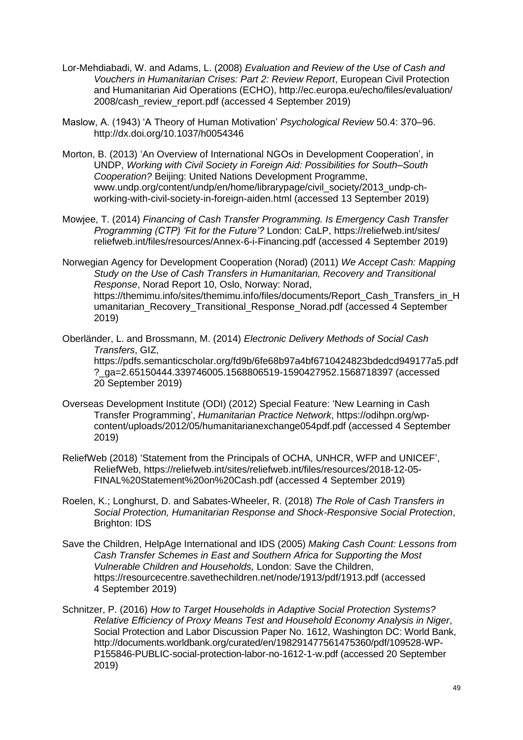Lor-Mehdiabadi, W. and Adams, L. (2008) *Evaluation and Review of the Use of Cash and Vouchers in Humanitarian Crises: Part 2: Review Report*, European Civil Protection and Humanitarian Aid Operations (ECHO), http://ec.europa.eu/echo/files/evaluation/2008/cash_review_report.pdf (accessed 4 September 2019)

Maslow, A. (1943) 'A Theory of Human Motivation' *Psychological Review* 50.4: 370–96. http://dx.doi.org/10.1037/h0054346

Morton, B. (2013) 'An Overview of International NGOs in Development Cooperation', in UNDP, *Working with Civil Society in Foreign Aid: Possibilities for South–South Cooperation?* Beijing: United Nations Development Programme, www.undp.org/content/undp/en/home/librarypage/civil_society/2013_undp-ch-working-with-civil-society-in-foreign-aiden.html (accessed 13 September 2019)

Mowjee, T. (2014) *Financing of Cash Transfer Programming. Is Emergency Cash Transfer Programming (CTP) 'Fit for the Future'?* London: CaLP, https://reliefweb.int/sites/reliefweb.int/files/resources/Annex-6-i-Financing.pdf (accessed 4 September 2019)

Norwegian Agency for Development Cooperation (Norad) (2011) *We Accept Cash: Mapping Study on the Use of Cash Transfers in Humanitarian, Recovery and Transitional Response*, Norad Report 10, Oslo, Norway: Norad, https://themimu.info/sites/themimu.info/files/documents/Report_Cash_Transfers_in_Humanitarian_Recovery_Transitional_Response_Norad.pdf (accessed 4 September 2019)

Oberländer, L. and Brossmann, M. (2014) *Electronic Delivery Methods of Social Cash Transfers*, GIZ, https://pdfs.semanticscholar.org/fd9b/6fe68b97a4bf6710424823bdedcd949177a5.pdf?_ga=2.65150444.339746005.1568806519-1590427952.1568718397 (accessed 20 September 2019)

Overseas Development Institute (ODI) (2012) Special Feature: 'New Learning in Cash Transfer Programming', *Humanitarian Practice Network*, https://odihpn.org/wp-content/uploads/2012/05/humanitarianexchange054pdf.pdf (accessed 4 September 2019)

ReliefWeb (2018) 'Statement from the Principals of OCHA, UNHCR, WFP and UNICEF', ReliefWeb, https://reliefweb.int/sites/reliefweb.int/files/resources/2018-12-05-FINAL%20Statement%20on%20Cash.pdf (accessed 4 September 2019)

Roelen, K.; Longhurst, D. and Sabates-Wheeler, R. (2018) *The Role of Cash Transfers in Social Protection, Humanitarian Response and Shock-Responsive Social Protection*, Brighton: IDS

Save the Children, HelpAge International and IDS (2005) *Making Cash Count: Lessons from Cash Transfer Schemes in East and Southern Africa for Supporting the Most Vulnerable Children and Households,* London: Save the Children, https://resourcecentre.savethechildren.net/node/1913/pdf/1913.pdf (accessed 4 September 2019)

Schnitzer, P. (2016) *How to Target Households in Adaptive Social Protection Systems? Relative Efficiency of Proxy Means Test and Household Economy Analysis in Niger*, Social Protection and Labor Discussion Paper No. 1612, Washington DC: World Bank, http://documents.worldbank.org/curated/en/198291477561475360/pdf/109528-WP-P155846-PUBLIC-social-protection-labor-no-1612-1-w.pdf (accessed 20 September 2019)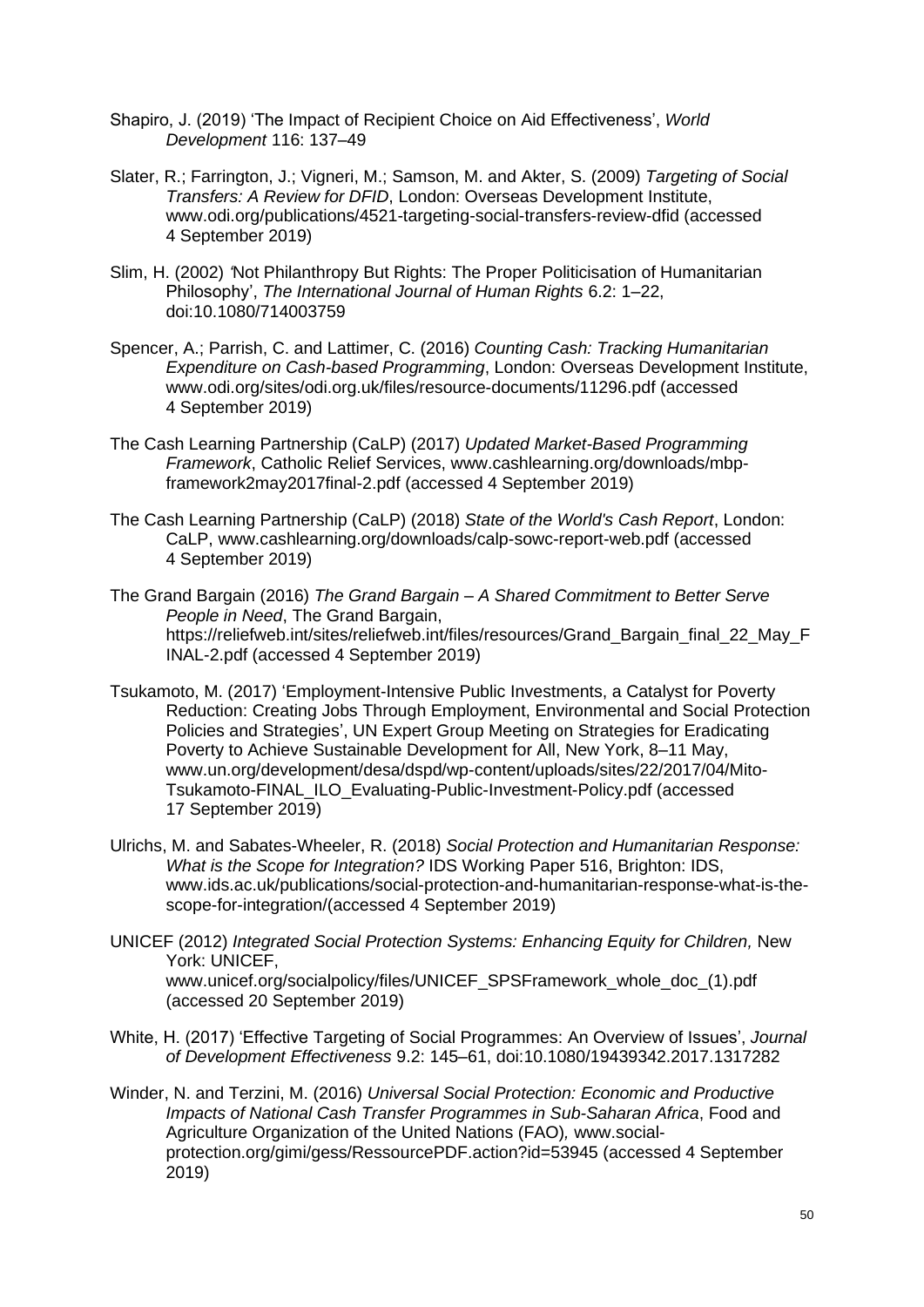Shapiro, J. (2019) 'The Impact of Recipient Choice on Aid Effectiveness', *World Development* 116: 137–49

Slater, R.; Farrington, J.; Vigneri, M.; Samson, M. and Akter, S. (2009) *Targeting of Social Transfers: A Review for DFID*, London: Overseas Development Institute, www.odi.org/publications/4521-targeting-social-transfers-review-dfid (accessed 4 September 2019)

Slim, H. (2002) 'Not Philanthropy But Rights: The Proper Politicisation of Humanitarian Philosophy', *The International Journal of Human Rights* 6.2: 1–22, doi:10.1080/714003759

Spencer, A.; Parrish, C. and Lattimer, C. (2016) *Counting Cash: Tracking Humanitarian Expenditure on Cash-based Programming*, London: Overseas Development Institute, www.odi.org/sites/odi.org.uk/files/resource-documents/11296.pdf (accessed 4 September 2019)

The Cash Learning Partnership (CaLP) (2017) *Updated Market-Based Programming Framework*, Catholic Relief Services, www.cashlearning.org/downloads/mbp-framework2may2017final-2.pdf (accessed 4 September 2019)

The Cash Learning Partnership (CaLP) (2018) *State of the World's Cash Report*, London: CaLP, www.cashlearning.org/downloads/calp-sowc-report-web.pdf (accessed 4 September 2019)

The Grand Bargain (2016) *The Grand Bargain – A Shared Commitment to Better Serve People in Need*, The Grand Bargain, https://reliefweb.int/sites/reliefweb.int/files/resources/Grand_Bargain_final_22_May_FINAL-2.pdf (accessed 4 September 2019)

Tsukamoto, M. (2017) 'Employment-Intensive Public Investments, a Catalyst for Poverty Reduction: Creating Jobs Through Employment, Environmental and Social Protection Policies and Strategies', UN Expert Group Meeting on Strategies for Eradicating Poverty to Achieve Sustainable Development for All, New York, 8–11 May, www.un.org/development/desa/dspd/wp-content/uploads/sites/22/2017/04/Mito-Tsukamoto-FINAL_ILO_Evaluating-Public-Investment-Policy.pdf (accessed 17 September 2019)

Ulrichs, M. and Sabates-Wheeler, R. (2018) *Social Protection and Humanitarian Response: What is the Scope for Integration?* IDS Working Paper 516, Brighton: IDS, www.ids.ac.uk/publications/social-protection-and-humanitarian-response-what-is-the-scope-for-integration/(accessed 4 September 2019)

UNICEF (2012) *Integrated Social Protection Systems: Enhancing Equity for Children,* New York: UNICEF, www.unicef.org/socialpolicy/files/UNICEF_SPSFramework_whole_doc_(1).pdf (accessed 20 September 2019)

White, H. (2017) 'Effective Targeting of Social Programmes: An Overview of Issues', *Journal of Development Effectiveness* 9.2: 145–61, doi:10.1080/19439342.2017.1317282

Winder, N. and Terzini, M. (2016) *Universal Social Protection: Economic and Productive Impacts of National Cash Transfer Programmes in Sub-Saharan Africa*, Food and Agriculture Organization of the United Nations (FAO)*,* www.social-protection.org/gimi/gess/RessourcePDF.action?id=53945 (accessed 4 September 2019)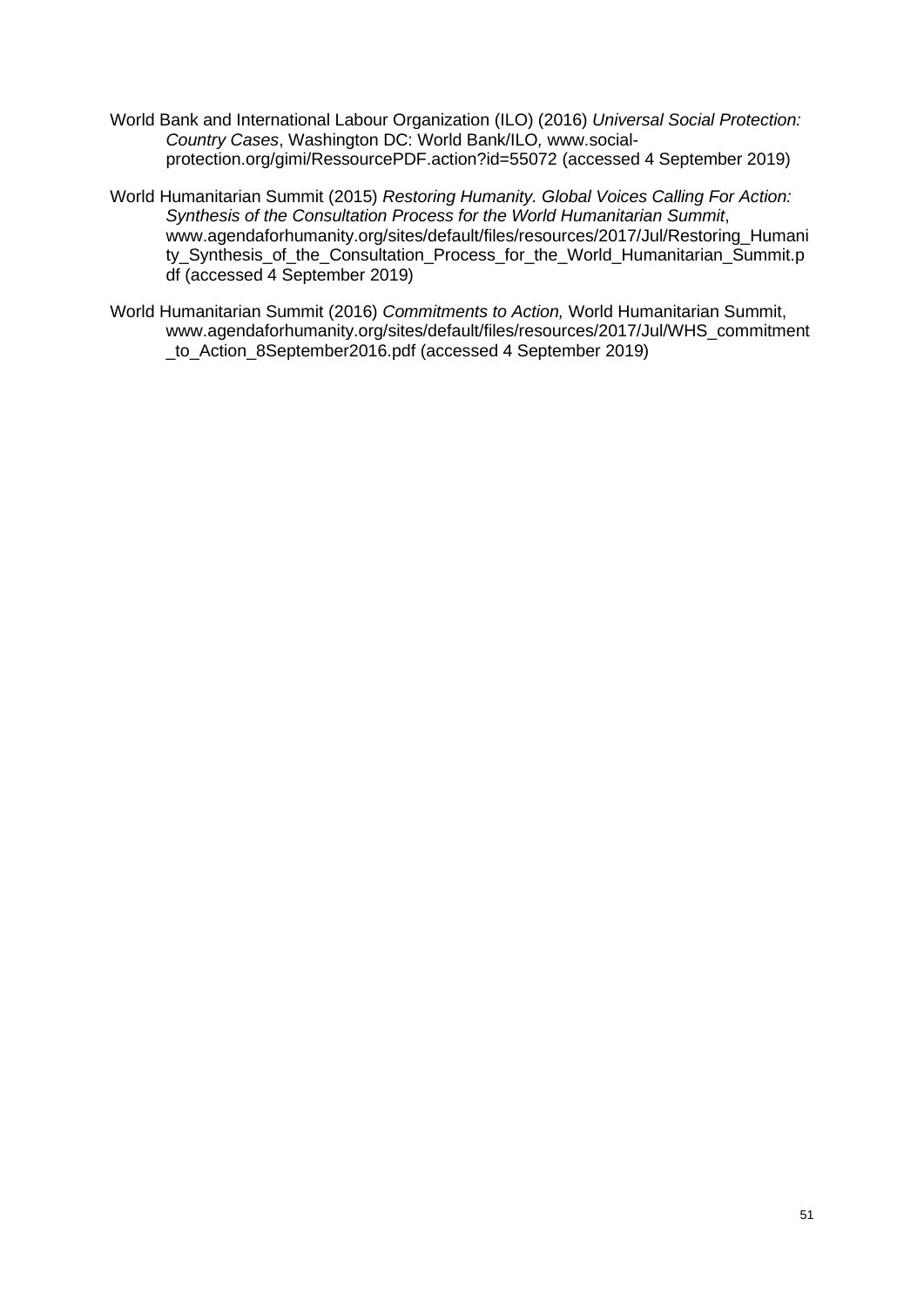World Bank and International Labour Organization (ILO) (2016) *Universal Social Protection: Country Cases*, Washington DC: World Bank/ILO, www.social-protection.org/gimi/RessourcePDF.action?id=55072 (accessed 4 September 2019)

World Humanitarian Summit (2015) *Restoring Humanity. Global Voices Calling For Action: Synthesis of the Consultation Process for the World Humanitarian Summit*, www.agendaforhumanity.org/sites/default/files/resources/2017/Jul/Restoring_Humanity_Synthesis_of_the_Consultation_Process_for_the_World_Humanitarian_Summit.pdf (accessed 4 September 2019)

World Humanitarian Summit (2016) *Commitments to Action,* World Humanitarian Summit, www.agendaforhumanity.org/sites/default/files/resources/2017/Jul/WHS_commitment_to_Action_8September2016.pdf (accessed 4 September 2019)